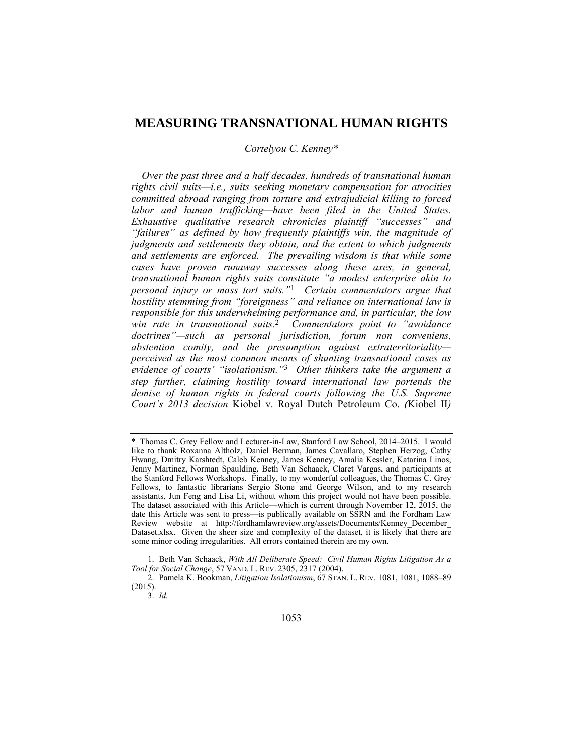# MEASURING TRANSNATIONAL HUMAN RIGHTS

*Cortelyou C. Kenney\**

*Over the past three and a half decades, hundreds of transnational human rights civil suits—i.e., suits seeking monetary compensation for atrocities committed abroad ranging from torture and extrajudicial killing to forced labor and human trafficking—have been filed in the United States. Exhaustive qualitative research chronicles plaintiff "successes" and "failures" as defined by how frequently plaintiffs win, the magnitude of judgments and settlements they obtain, and the extent to which judgments and settlements are enforced. The prevailing wisdom is that while some cases have proven runaway successes along these axes, in general, transnational human rights suits constitute "a modest enterprise akin to personal injury or mass tort suits."*[1] *Certain commentators argue that hostility stemming from "foreignness" and reliance on international law is responsible for this underwhelming performance and, in particular, the low win rate in transnational suits.*[2] *Commentators point to "avoidance doctrines"—such as personal jurisdiction, forum non conveniens, abstention comity, and the presumption against extraterritoriality—perceived as the most common means of shunting transnational cases as evidence of courts' "isolationism."*[3] *Other thinkers take the argument a step further, claiming hostility toward international law portends the demise of human rights in federal courts following the U.S. Supreme Court's 2013 decision* Kiobel v. Royal Dutch Petroleum Co. *(*Kiobel II*)*

---

\* Thomas C. Grey Fellow and Lecturer-in-Law, Stanford Law School, 2014–2015. I would like to thank Roxanna Altholz, Daniel Berman, James Cavallaro, Stephen Herzog, Cathy Hwang, Dmitry Karshtedt, Caleb Kenney, James Kenney, Amalia Kessler, Katarina Linos, Jenny Martinez, Norman Spaulding, Beth Van Schaack, Claret Vargas, and participants at the Stanford Fellows Workshops. Finally, to my wonderful colleagues, the Thomas C. Grey Fellows, to fantastic librarians Sergio Stone and George Wilson, and to my research assistants, Jun Feng and Lisa Li, without whom this project would not have been possible. The dataset associated with this Article—which is current through November 12, 2015, the date this Article was sent to press—is publically available on SSRN and the Fordham Law Review website at http://fordhamlawreview.org/assets/Documents/Kenney_December_Dataset.xlsx. Given the sheer size and complexity of the dataset, it is likely that there are some minor coding irregularities. All errors contained therein are my own.

1. Beth Van Schaack, *With All Deliberate Speed: Civil Human Rights Litigation As a Tool for Social Change*, 57 VAND. L. REV. 2305, 2317 (2004).

2. Pamela K. Bookman, *Litigation Isolationism*, 67 STAN. L. REV. 1081, 1081, 1088–89 (2015).

3. *Id.*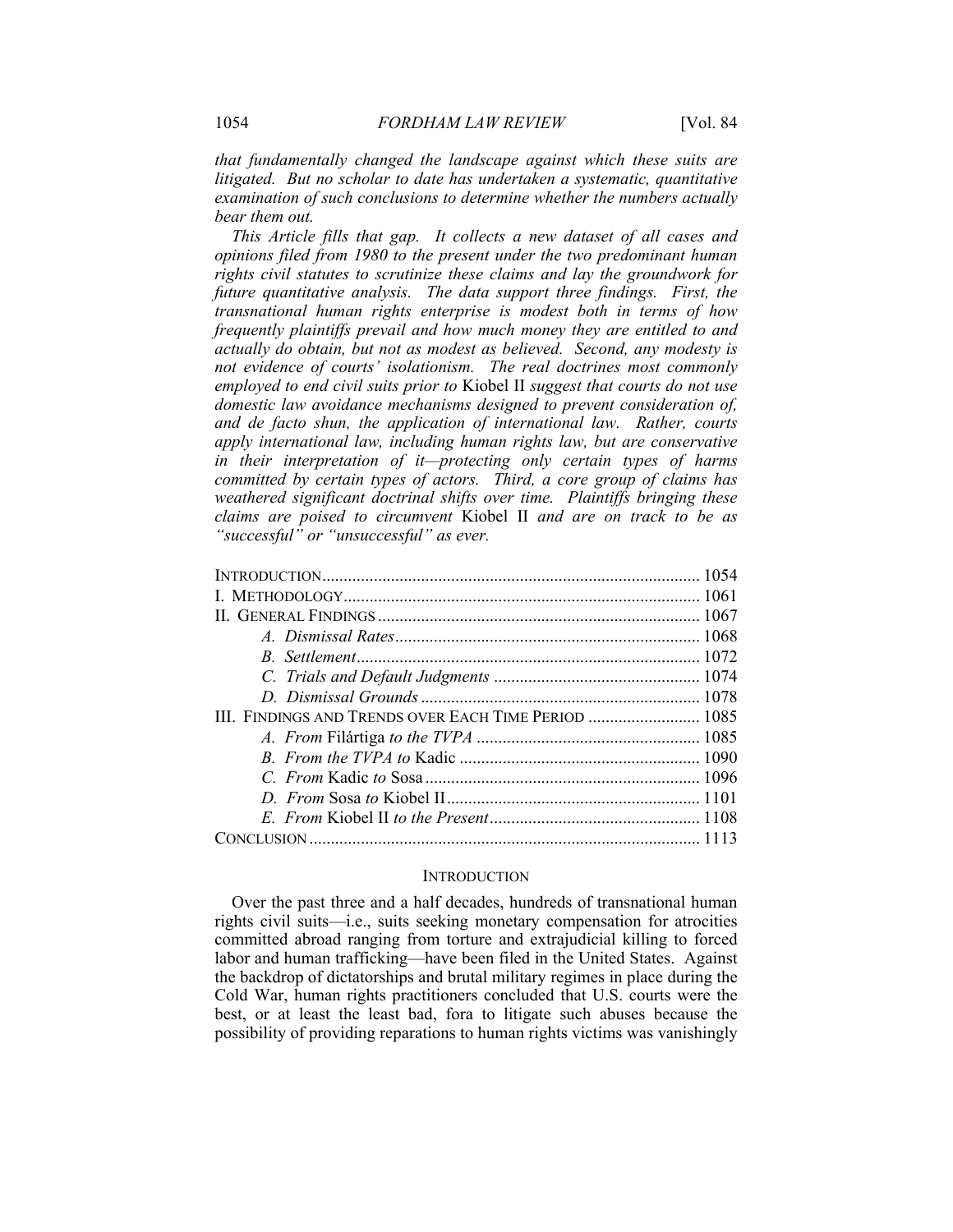*that fundamentally changed the landscape against which these suits are litigated. But no scholar to date has undertaken a systematic, quantitative examination of such conclusions to determine whether the numbers actually bear them out.*

*This Article fills that gap. It collects a new dataset of all cases and opinions filed from 1980 to the present under the two predominant human rights civil statutes to scrutinize these claims and lay the groundwork for future quantitative analysis. The data support three findings. First, the transnational human rights enterprise is modest both in terms of how frequently plaintiffs prevail and how much money they are entitled to and actually do obtain, but not as modest as believed. Second, any modesty is not evidence of courts' isolationism. The real doctrines most commonly employed to end civil suits prior to* Kiobel II *suggest that courts do not use domestic law avoidance mechanisms designed to prevent consideration of, and de facto shun, the application of international law. Rather, courts apply international law, including human rights law, but are conservative in their interpretation of it—protecting only certain types of harms committed by certain types of actors. Third, a core group of claims has weathered significant doctrinal shifts over time. Plaintiffs bringing these claims are poised to circumvent* Kiobel II *and are on track to be as "successful" or "unsuccessful" as ever.*

| | |
|---|---|
| INTRODUCTION | 1054 |
| I. METHODOLOGY | 1061 |
| II. GENERAL FINDINGS | 1067 |
| *A. Dismissal Rates* | 1068 |
| *B. Settlement* | 1072 |
| *C. Trials and Default Judgments* | 1074 |
| *D. Dismissal Grounds* | 1078 |
| III. FINDINGS AND TRENDS OVER EACH TIME PERIOD | 1085 |
| *A. From* Filártiga *to the TVPA* | 1085 |
| *B. From the TVPA to* Kadic | 1090 |
| *C. From* Kadic *to* Sosa | 1096 |
| *D. From* Sosa *to* Kiobel II | 1101 |
| *E. From* Kiobel II *to the Present* | 1108 |
| CONCLUSION | 1113 |

## INTRODUCTION

Over the past three and a half decades, hundreds of transnational human rights civil suits—i.e., suits seeking monetary compensation for atrocities committed abroad ranging from torture and extrajudicial killing to forced labor and human trafficking—have been filed in the United States. Against the backdrop of dictatorships and brutal military regimes in place during the Cold War, human rights practitioners concluded that U.S. courts were the best, or at least the least bad, fora to litigate such abuses because the possibility of providing reparations to human rights victims was vanishingly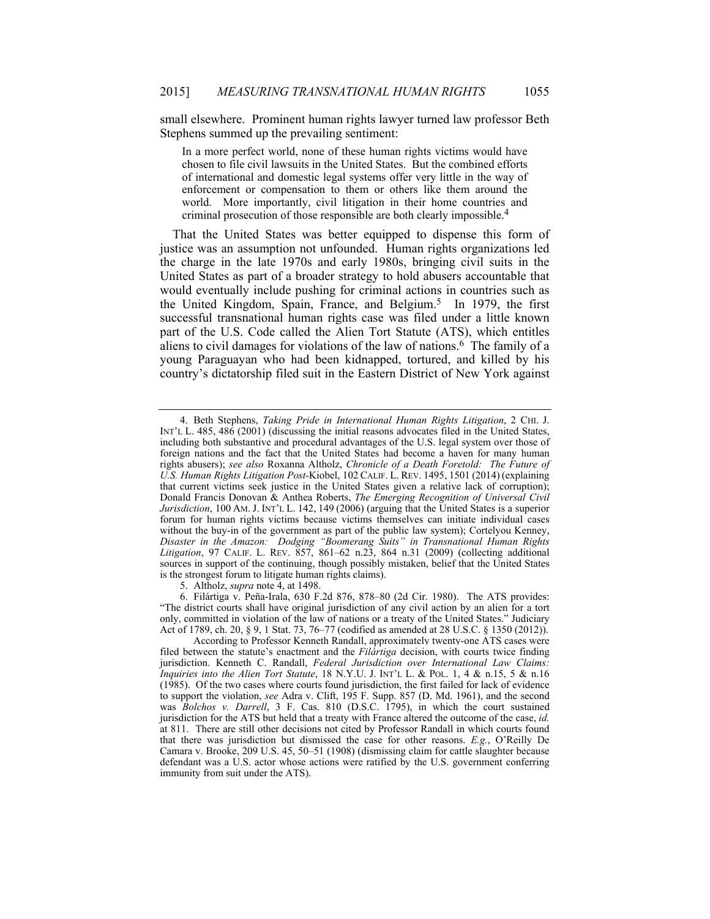small elsewhere. Prominent human rights lawyer turned law professor Beth Stephens summed up the prevailing sentiment:

> In a more perfect world, none of these human rights victims would have chosen to file civil lawsuits in the United States. But the combined efforts of international and domestic legal systems offer very little in the way of enforcement or compensation to them or others like them around the world. More importantly, civil litigation in their home countries and criminal prosecution of those responsible are both clearly impossible.[4]

That the United States was better equipped to dispense this form of justice was an assumption not unfounded. Human rights organizations led the charge in the late 1970s and early 1980s, bringing civil suits in the United States as part of a broader strategy to hold abusers accountable that would eventually include pushing for criminal actions in countries such as the United Kingdom, Spain, France, and Belgium.[5] In 1979, the first successful transnational human rights case was filed under a little known part of the U.S. Code called the Alien Tort Statute (ATS), which entitles aliens to civil damages for violations of the law of nations.[6] The family of a young Paraguayan who had been kidnapped, tortured, and killed by his country's dictatorship filed suit in the Eastern District of New York against

---

4. Beth Stephens, *Taking Pride in International Human Rights Litigation*, 2 CHI. J. INT'L L. 485, 486 (2001) (discussing the initial reasons advocates filed in the United States, including both substantive and procedural advantages of the U.S. legal system over those of foreign nations and the fact that the United States had become a haven for many human rights abusers); *see also* Roxanna Altholz, *Chronicle of a Death Foretold: The Future of U.S. Human Rights Litigation Post-*Kiobel, 102 CALIF. L. REV. 1495, 1501 (2014) (explaining that current victims seek justice in the United States given a relative lack of corruption); Donald Francis Donovan & Anthea Roberts, *The Emerging Recognition of Universal Civil Jurisdiction*, 100 AM. J. INT'L L. 142, 149 (2006) (arguing that the United States is a superior forum for human rights victims because victims themselves can initiate individual cases without the buy-in of the government as part of the public law system); Cortelyou Kenney, *Disaster in the Amazon: Dodging "Boomerang Suits" in Transnational Human Rights Litigation*, 97 CALIF. L. REV. 857, 861–62 n.23, 864 n.31 (2009) (collecting additional sources in support of the continuing, though possibly mistaken, belief that the United States is the strongest forum to litigate human rights claims).

5. Altholz, *supra* note 4, at 1498.

6. Filártiga v. Peña-Irala, 630 F.2d 876, 878–80 (2d Cir. 1980). The ATS provides: "The district courts shall have original jurisdiction of any civil action by an alien for a tort only, committed in violation of the law of nations or a treaty of the United States." Judiciary Act of 1789, ch. 20, § 9, 1 Stat. 73, 76–77 (codified as amended at 28 U.S.C. § 1350 (2012)).

According to Professor Kenneth Randall, approximately twenty-one ATS cases were filed between the statute's enactment and the *Filártiga* decision, with courts twice finding jurisdiction. Kenneth C. Randall, *Federal Jurisdiction over International Law Claims: Inquiries into the Alien Tort Statute*, 18 N.Y.U. J. INT'L L. & POL. 1, 4 & n.15, 5 & n.16 (1985). Of the two cases where courts found jurisdiction, the first failed for lack of evidence to support the violation, *see* Adra v. Clift, 195 F. Supp. 857 (D. Md. 1961), and the second was *Bolchos v. Darrell*, 3 F. Cas. 810 (D.S.C. 1795), in which the court sustained jurisdiction for the ATS but held that a treaty with France altered the outcome of the case, *id.* at 811. There are still other decisions not cited by Professor Randall in which courts found that there was jurisdiction but dismissed the case for other reasons. *E.g.*, O'Reilly De Camara v. Brooke, 209 U.S. 45, 50–51 (1908) (dismissing claim for cattle slaughter because defendant was a U.S. actor whose actions were ratified by the U.S. government conferring immunity from suit under the ATS).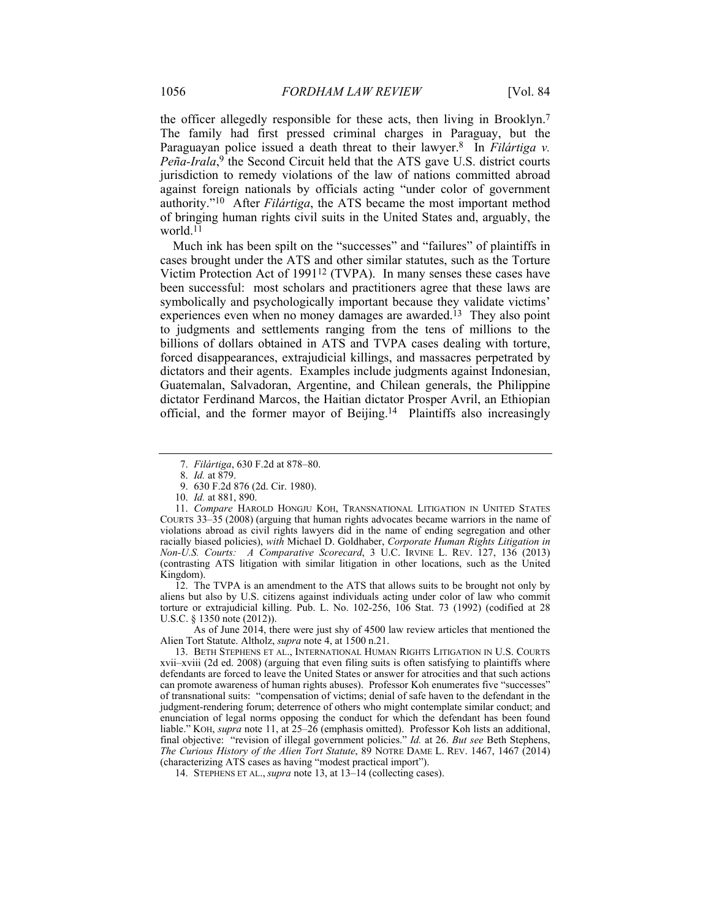the officer allegedly responsible for these acts, then living in Brooklyn.[7] The family had first pressed criminal charges in Paraguay, but the Paraguayan police issued a death threat to their lawyer.[8] In *Filártiga v. Peña-Irala*,[9] the Second Circuit held that the ATS gave U.S. district courts jurisdiction to remedy violations of the law of nations committed abroad against foreign nationals by officials acting "under color of government authority."[10] After *Filártiga*, the ATS became the most important method of bringing human rights civil suits in the United States and, arguably, the world.[11]

Much ink has been spilt on the "successes" and "failures" of plaintiffs in cases brought under the ATS and other similar statutes, such as the Torture Victim Protection Act of 1991[12] (TVPA). In many senses these cases have been successful: most scholars and practitioners agree that these laws are symbolically and psychologically important because they validate victims' experiences even when no money damages are awarded.[13] They also point to judgments and settlements ranging from the tens of millions to the billions of dollars obtained in ATS and TVPA cases dealing with torture, forced disappearances, extrajudicial killings, and massacres perpetrated by dictators and their agents. Examples include judgments against Indonesian, Guatemalan, Salvadoran, Argentine, and Chilean generals, the Philippine dictator Ferdinand Marcos, the Haitian dictator Prosper Avril, an Ethiopian official, and the former mayor of Beijing.[14] Plaintiffs also increasingly

---

7. *Filártiga*, 630 F.2d at 878–80.

8. *Id.* at 879.

9. 630 F.2d 876 (2d. Cir. 1980).

10. *Id.* at 881, 890.

11. *Compare* HAROLD HONGJU KOH, TRANSNATIONAL LITIGATION IN UNITED STATES COURTS 33–35 (2008) (arguing that human rights advocates became warriors in the name of violations abroad as civil rights lawyers did in the name of ending segregation and other racially biased policies), *with* Michael D. Goldhaber, *Corporate Human Rights Litigation in Non-U.S. Courts: A Comparative Scorecard*, 3 U.C. IRVINE L. REV. 127, 136 (2013) (contrasting ATS litigation with similar litigation in other locations, such as the United Kingdom).

12. The TVPA is an amendment to the ATS that allows suits to be brought not only by aliens but also by U.S. citizens against individuals acting under color of law who commit torture or extrajudicial killing. Pub. L. No. 102-256, 106 Stat. 73 (1992) (codified at 28 U.S.C. § 1350 note (2012)).

As of June 2014, there were just shy of 4500 law review articles that mentioned the Alien Tort Statute. Altholz, *supra* note 4, at 1500 n.21.

13. BETH STEPHENS ET AL., INTERNATIONAL HUMAN RIGHTS LITIGATION IN U.S. COURTS xvii–xviii (2d ed. 2008) (arguing that even filing suits is often satisfying to plaintiffs where defendants are forced to leave the United States or answer for atrocities and that such actions can promote awareness of human rights abuses). Professor Koh enumerates five "successes" of transnational suits: "compensation of victims; denial of safe haven to the defendant in the judgment-rendering forum; deterrence of others who might contemplate similar conduct; and enunciation of legal norms opposing the conduct for which the defendant has been found liable." KOH, *supra* note 11, at 25–26 (emphasis omitted). Professor Koh lists an additional, final objective: "revision of illegal government policies." *Id.* at 26. *But see* Beth Stephens, *The Curious History of the Alien Tort Statute*, 89 NOTRE DAME L. REV. 1467, 1467 (2014) (characterizing ATS cases as having "modest practical import").

14. STEPHENS ET AL., *supra* note 13, at 13–14 (collecting cases).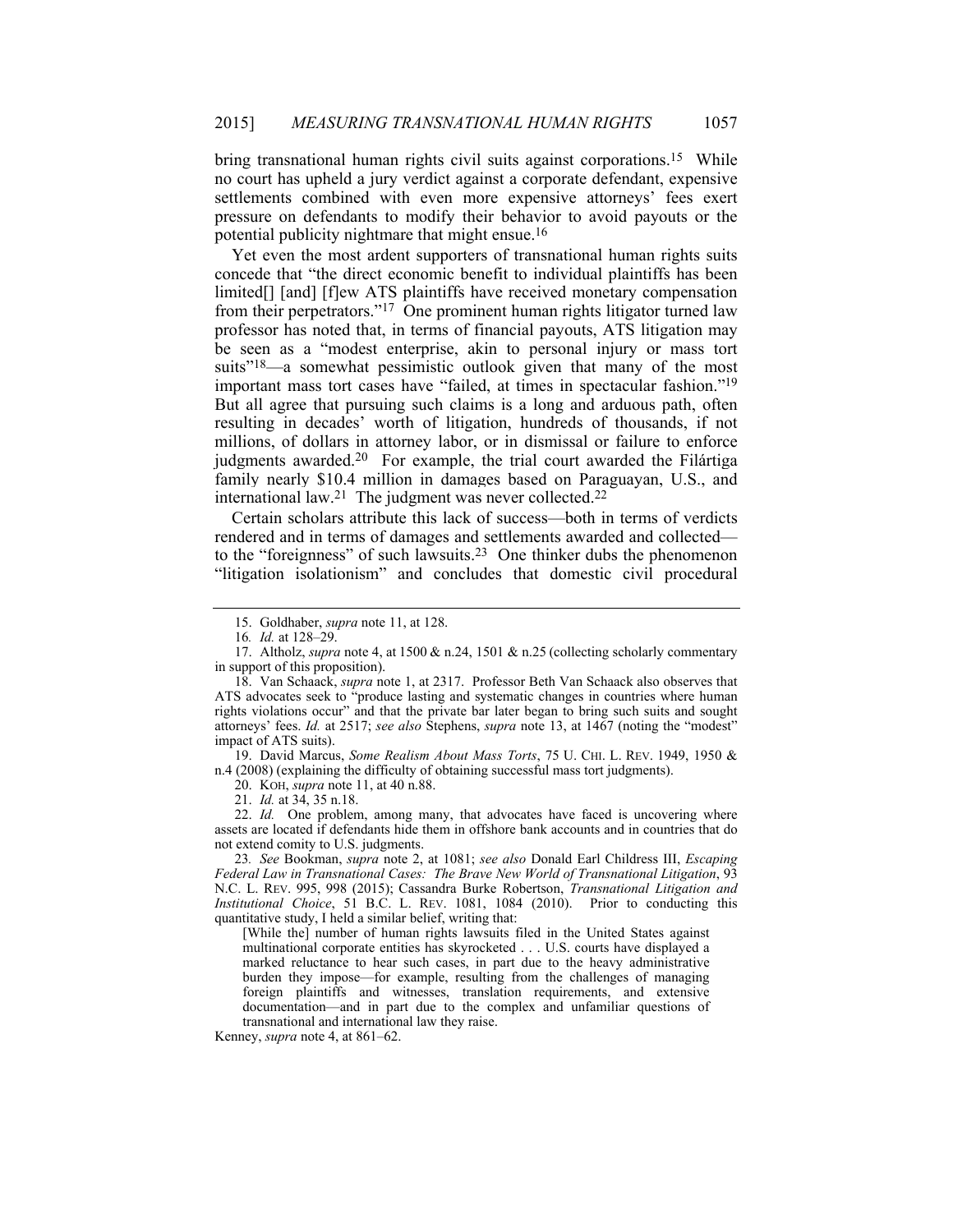bring transnational human rights civil suits against corporations.[15] While no court has upheld a jury verdict against a corporate defendant, expensive settlements combined with even more expensive attorneys' fees exert pressure on defendants to modify their behavior to avoid payouts or the potential publicity nightmare that might ensue.[16]

Yet even the most ardent supporters of transnational human rights suits concede that "the direct economic benefit to individual plaintiffs has been limited[] [and] [f]ew ATS plaintiffs have received monetary compensation from their perpetrators."[17] One prominent human rights litigator turned law professor has noted that, in terms of financial payouts, ATS litigation may be seen as a "modest enterprise, akin to personal injury or mass tort suits"[18]—a somewhat pessimistic outlook given that many of the most important mass tort cases have "failed, at times in spectacular fashion."[19] But all agree that pursuing such claims is a long and arduous path, often resulting in decades' worth of litigation, hundreds of thousands, if not millions, of dollars in attorney labor, or in dismissal or failure to enforce judgments awarded.[20] For example, the trial court awarded the Filártiga family nearly $10.4 million in damages based on Paraguayan, U.S., and international law.[21] The judgment was never collected.[22]

Certain scholars attribute this lack of success—both in terms of verdicts rendered and in terms of damages and settlements awarded and collected—to the "foreignness" of such lawsuits.[23] One thinker dubs the phenomenon "litigation isolationism" and concludes that domestic civil procedural

---

15. Goldhaber, *supra* note 11, at 128.

16. *Id.* at 128–29.

17. Altholz, *supra* note 4, at 1500 & n.24, 1501 & n.25 (collecting scholarly commentary in support of this proposition).

18. Van Schaack, *supra* note 1, at 2317. Professor Beth Van Schaack also observes that ATS advocates seek to "produce lasting and systematic changes in countries where human rights violations occur" and that the private bar later began to bring such suits and sought attorneys' fees. *Id.* at 2517; *see also* Stephens, *supra* note 13, at 1467 (noting the "modest" impact of ATS suits).

19. David Marcus, *Some Realism About Mass Torts*, 75 U. CHI. L. REV. 1949, 1950 & n.4 (2008) (explaining the difficulty of obtaining successful mass tort judgments).

20. KOH, *supra* note 11, at 40 n.88.

21. *Id.* at 34, 35 n.18.

22. *Id.* One problem, among many, that advocates have faced is uncovering where assets are located if defendants hide them in offshore bank accounts and in countries that do not extend comity to U.S. judgments.

23. *See* Bookman, *supra* note 2, at 1081; *see also* Donald Earl Childress III, *Escaping Federal Law in Transnational Cases: The Brave New World of Transnational Litigation*, 93 N.C. L. REV. 995, 998 (2015); Cassandra Burke Robertson, *Transnational Litigation and Institutional Choice*, 51 B.C. L. REV. 1081, 1084 (2010). Prior to conducting this quantitative study, I held a similar belief, writing that:

> [While the] number of human rights lawsuits filed in the United States against multinational corporate entities has skyrocketed . . . U.S. courts have displayed a marked reluctance to hear such cases, in part due to the heavy administrative burden they impose—for example, resulting from the challenges of managing foreign plaintiffs and witnesses, translation requirements, and extensive documentation—and in part due to the complex and unfamiliar questions of transnational and international law they raise.

Kenney, *supra* note 4, at 861–62.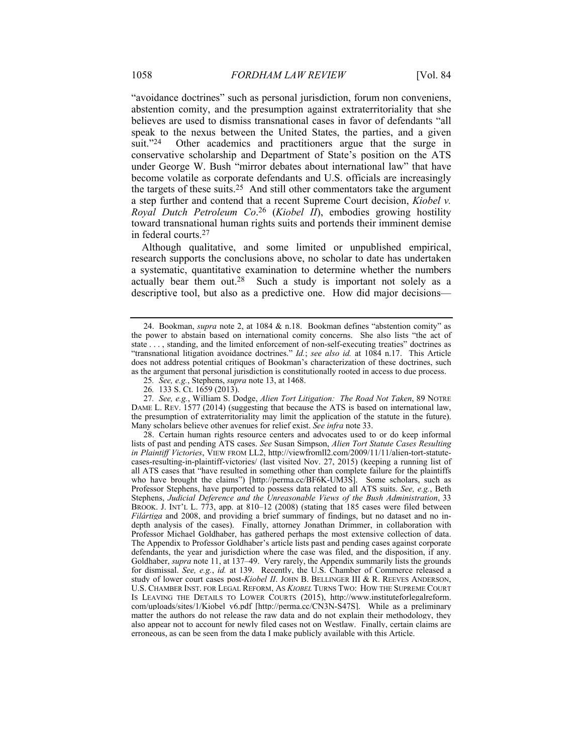"avoidance doctrines" such as personal jurisdiction, forum non conveniens, abstention comity, and the presumption against extraterritoriality that she believes are used to dismiss transnational cases in favor of defendants "all speak to the nexus between the United States, the parties, and a given suit."[24] Other academics and practitioners argue that the surge in conservative scholarship and Department of State's position on the ATS under George W. Bush "mirror debates about international law" that have become volatile as corporate defendants and U.S. officials are increasingly the targets of these suits.[25] And still other commentators take the argument a step further and contend that a recent Supreme Court decision, *Kiobel v. Royal Dutch Petroleum Co*.[26] (*Kiobel II*), embodies growing hostility toward transnational human rights suits and portends their imminent demise in federal courts.[27]

Although qualitative, and some limited or unpublished empirical, research supports the conclusions above, no scholar to date has undertaken a systematic, quantitative examination to determine whether the numbers actually bear them out.[28] Such a study is important not solely as a descriptive tool, but also as a predictive one. How did major decisions—

---

24. Bookman, *supra* note 2, at 1084 & n.18. Bookman defines "abstention comity" as the power to abstain based on international comity concerns. She also lists "the act of state . . . , standing, and the limited enforcement of non-self-executing treaties" doctrines as "transnational litigation avoidance doctrines." *Id.*; *see also id.* at 1084 n.17. This Article does not address potential critiques of Bookman's characterization of these doctrines, such as the argument that personal jurisdiction is constitutionally rooted in access to due process.

25. *See, e.g.*, Stephens, *supra* note 13, at 1468.

26. 133 S. Ct. 1659 (2013).

27. *See, e.g.*, William S. Dodge, *Alien Tort Litigation: The Road Not Taken*, 89 NOTRE DAME L. REV. 1577 (2014) (suggesting that because the ATS is based on international law, the presumption of extraterritoriality may limit the application of the statute in the future). Many scholars believe other avenues for relief exist. *See infra* note 33.

28. Certain human rights resource centers and advocates used to or do keep informal lists of past and pending ATS cases. *See* Susan Simpson, *Alien Tort Statute Cases Resulting in Plaintiff Victories*, VIEW FROM LL2, http://viewfromll2.com/2009/11/11/alien-tort-statute-cases-resulting-in-plaintiff-victories/ (last visited Nov. 27, 2015) (keeping a running list of all ATS cases that "have resulted in something other than complete failure for the plaintiffs who have brought the claims") [http://perma.cc/BF6K-UM3S]. Some scholars, such as Professor Stephens, have purported to possess data related to all ATS suits. *See, e.g.*, Beth Stephens, *Judicial Deference and the Unreasonable Views of the Bush Administration*, 33 BROOK. J. INT'L L. 773, app. at 810–12 (2008) (stating that 185 cases were filed between *Filártiga* and 2008, and providing a brief summary of findings, but no dataset and no in-depth analysis of the cases). Finally, attorney Jonathan Drimmer, in collaboration with Professor Michael Goldhaber, has gathered perhaps the most extensive collection of data. The Appendix to Professor Goldhaber's article lists past and pending cases against corporate defendants, the year and jurisdiction where the case was filed, and the disposition, if any. Goldhaber, *supra* note 11, at 137–49. Very rarely, the Appendix summarily lists the grounds for dismissal. *See, e.g.*, *id.* at 139. Recently, the U.S. Chamber of Commerce released a study of lower court cases post-*Kiobel II*. JOHN B. BELLINGER III & R. REEVES ANDERSON, U.S. CHAMBER INST. FOR LEGAL REFORM, AS *KIOBEL* TURNS TWO: HOW THE SUPREME COURT IS LEAVING THE DETAILS TO LOWER COURTS (2015), http://www.instituteforlegalreform.com/uploads/sites/1/Kiobel_v6.pdf [http://perma.cc/CN3N-S47S]. While as a preliminary matter the authors do not release the raw data and do not explain their methodology, they also appear not to account for newly filed cases not on Westlaw. Finally, certain claims are erroneous, as can be seen from the data I make publicly available with this Article.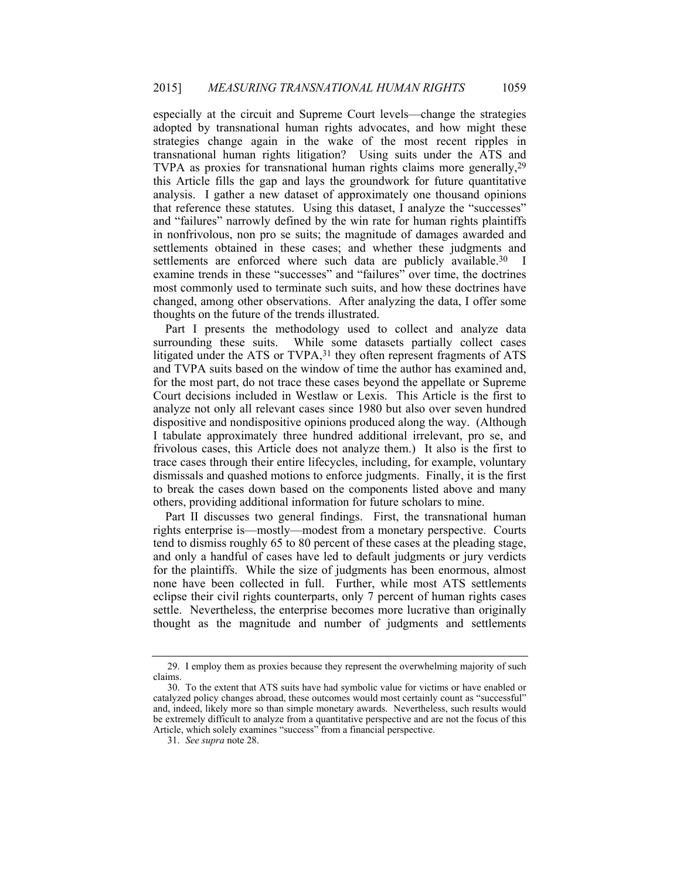especially at the circuit and Supreme Court levels—change the strategies adopted by transnational human rights advocates, and how might these strategies change again in the wake of the most recent ripples in transnational human rights litigation? Using suits under the ATS and TVPA as proxies for transnational human rights claims more generally,[29] this Article fills the gap and lays the groundwork for future quantitative analysis. I gather a new dataset of approximately one thousand opinions that reference these statutes. Using this dataset, I analyze the "successes" and "failures" narrowly defined by the win rate for human rights plaintiffs in nonfrivolous, non pro se suits; the magnitude of damages awarded and settlements obtained in these cases; and whether these judgments and settlements are enforced where such data are publicly available.[30] I examine trends in these "successes" and "failures" over time, the doctrines most commonly used to terminate such suits, and how these doctrines have changed, among other observations. After analyzing the data, I offer some thoughts on the future of the trends illustrated.

Part I presents the methodology used to collect and analyze data surrounding these suits. While some datasets partially collect cases litigated under the ATS or TVPA,[31] they often represent fragments of ATS and TVPA suits based on the window of time the author has examined and, for the most part, do not trace these cases beyond the appellate or Supreme Court decisions included in Westlaw or Lexis. This Article is the first to analyze not only all relevant cases since 1980 but also over seven hundred dispositive and nondispositive opinions produced along the way. (Although I tabulate approximately three hundred additional irrelevant, pro se, and frivolous cases, this Article does not analyze them.) It also is the first to trace cases through their entire lifecycles, including, for example, voluntary dismissals and quashed motions to enforce judgments. Finally, it is the first to break the cases down based on the components listed above and many others, providing additional information for future scholars to mine.

Part II discusses two general findings. First, the transnational human rights enterprise is—mostly—modest from a monetary perspective. Courts tend to dismiss roughly 65 to 80 percent of these cases at the pleading stage, and only a handful of cases have led to default judgments or jury verdicts for the plaintiffs. While the size of judgments has been enormous, almost none have been collected in full. Further, while most ATS settlements eclipse their civil rights counterparts, only 7 percent of human rights cases settle. Nevertheless, the enterprise becomes more lucrative than originally thought as the magnitude and number of judgments and settlements

---

29. I employ them as proxies because they represent the overwhelming majority of such claims.

30. To the extent that ATS suits have had symbolic value for victims or have enabled or catalyzed policy changes abroad, these outcomes would most certainly count as "successful" and, indeed, likely more so than simple monetary awards. Nevertheless, such results would be extremely difficult to analyze from a quantitative perspective and are not the focus of this Article, which solely examines "success" from a financial perspective.

31. *See supra* note 28.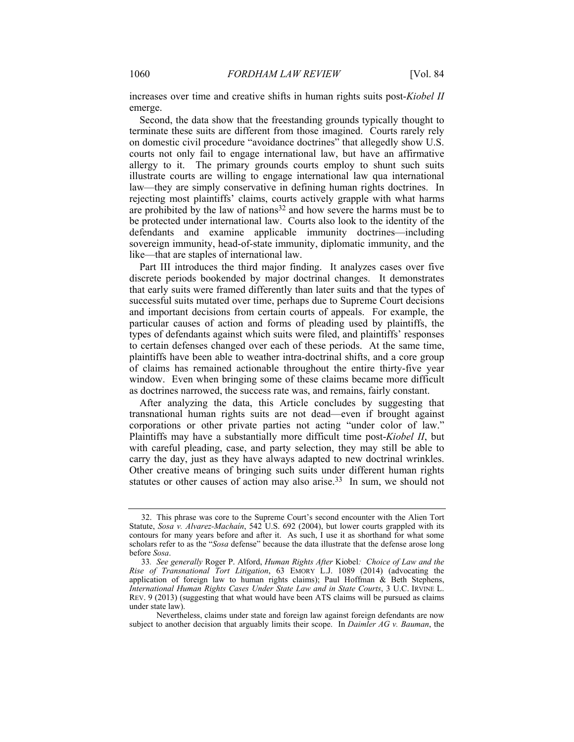increases over time and creative shifts in human rights suits post-*Kiobel II* emerge.

Second, the data show that the freestanding grounds typically thought to terminate these suits are different from those imagined. Courts rarely rely on domestic civil procedure "avoidance doctrines" that allegedly show U.S. courts not only fail to engage international law, but have an affirmative allergy to it. The primary grounds courts employ to shunt such suits illustrate courts are willing to engage international law qua international law—they are simply conservative in defining human rights doctrines. In rejecting most plaintiffs' claims, courts actively grapple with what harms are prohibited by the law of nations[32] and how severe the harms must be to be protected under international law. Courts also look to the identity of the defendants and examine applicable immunity doctrines—including sovereign immunity, head-of-state immunity, diplomatic immunity, and the like—that are staples of international law.

Part III introduces the third major finding. It analyzes cases over five discrete periods bookended by major doctrinal changes. It demonstrates that early suits were framed differently than later suits and that the types of successful suits mutated over time, perhaps due to Supreme Court decisions and important decisions from certain courts of appeals. For example, the particular causes of action and forms of pleading used by plaintiffs, the types of defendants against which suits were filed, and plaintiffs' responses to certain defenses changed over each of these periods. At the same time, plaintiffs have been able to weather intra-doctrinal shifts, and a core group of claims has remained actionable throughout the entire thirty-five year window. Even when bringing some of these claims became more difficult as doctrines narrowed, the success rate was, and remains, fairly constant.

After analyzing the data, this Article concludes by suggesting that transnational human rights suits are not dead—even if brought against corporations or other private parties not acting "under color of law." Plaintiffs may have a substantially more difficult time post-*Kiobel II*, but with careful pleading, case, and party selection, they may still be able to carry the day, just as they have always adapted to new doctrinal wrinkles. Other creative means of bringing such suits under different human rights statutes or other causes of action may also arise.[33] In sum, we should not

---

32. This phrase was core to the Supreme Court's second encounter with the Alien Tort Statute, *Sosa v. Alvarez-Machaín*, 542 U.S. 692 (2004), but lower courts grappled with its contours for many years before and after it. As such, I use it as shorthand for what some scholars refer to as the "*Sosa* defense" because the data illustrate that the defense arose long before *Sosa*.

33. *See generally* Roger P. Alford, *Human Rights After* Kiobel*: Choice of Law and the Rise of Transnational Tort Litigation*, 63 EMORY L.J. 1089 (2014) (advocating the application of foreign law to human rights claims); Paul Hoffman & Beth Stephens, *International Human Rights Cases Under State Law and in State Courts*, 3 U.C. IRVINE L. REV. 9 (2013) (suggesting that what would have been ATS claims will be pursued as claims under state law).

Nevertheless, claims under state and foreign law against foreign defendants are now subject to another decision that arguably limits their scope. In *Daimler AG v. Bauman*, the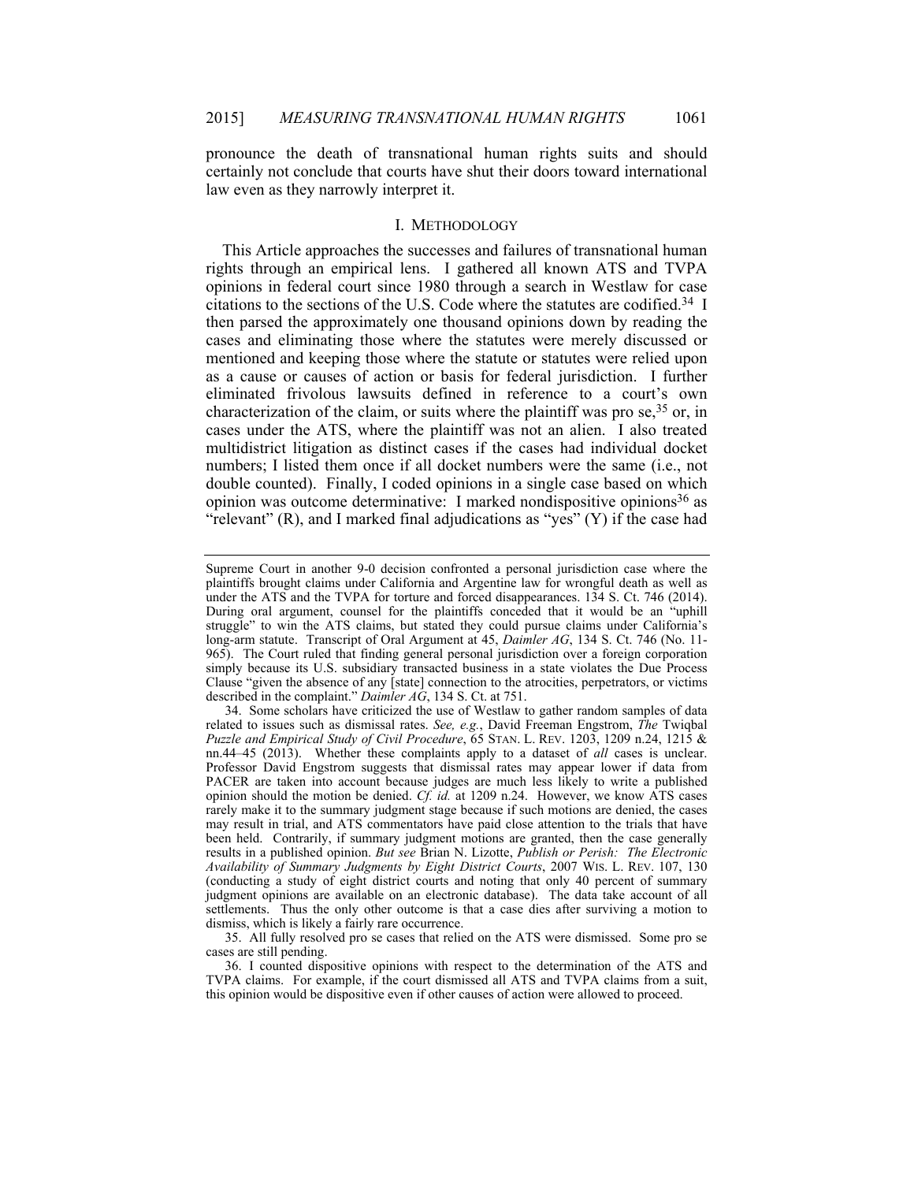pronounce the death of transnational human rights suits and should certainly not conclude that courts have shut their doors toward international law even as they narrowly interpret it.

## I. Methodology

This Article approaches the successes and failures of transnational human rights through an empirical lens. I gathered all known ATS and TVPA opinions in federal court since 1980 through a search in Westlaw for case citations to the sections of the U.S. Code where the statutes are codified.[34] I then parsed the approximately one thousand opinions down by reading the cases and eliminating those where the statutes were merely discussed or mentioned and keeping those where the statute or statutes were relied upon as a cause or causes of action or basis for federal jurisdiction. I further eliminated frivolous lawsuits defined in reference to a court's own characterization of the claim, or suits where the plaintiff was pro se,[35] or, in cases under the ATS, where the plaintiff was not an alien. I also treated multidistrict litigation as distinct cases if the cases had individual docket numbers; I listed them once if all docket numbers were the same (i.e., not double counted). Finally, I coded opinions in a single case based on which opinion was outcome determinative: I marked nondispositive opinions[36] as "relevant" (R), and I marked final adjudications as "yes" (Y) if the case had

---

Supreme Court in another 9-0 decision confronted a personal jurisdiction case where the plaintiffs brought claims under California and Argentine law for wrongful death as well as under the ATS and the TVPA for torture and forced disappearances. 134 S. Ct. 746 (2014). During oral argument, counsel for the plaintiffs conceded that it would be an "uphill struggle" to win the ATS claims, but stated they could pursue claims under California's long-arm statute. Transcript of Oral Argument at 45, *Daimler AG*, 134 S. Ct. 746 (No. 11-965). The Court ruled that finding general personal jurisdiction over a foreign corporation simply because its U.S. subsidiary transacted business in a state violates the Due Process Clause "given the absence of any [state] connection to the atrocities, perpetrators, or victims described in the complaint." *Daimler AG*, 134 S. Ct. at 751.

34. Some scholars have criticized the use of Westlaw to gather random samples of data related to issues such as dismissal rates. *See, e.g.*, David Freeman Engstrom, *The* Twiqbal *Puzzle and Empirical Study of Civil Procedure*, 65 STAN. L. REV. 1203, 1209 n.24, 1215 & nn.44–45 (2013). Whether these complaints apply to a dataset of *all* cases is unclear. Professor David Engstrom suggests that dismissal rates may appear lower if data from PACER are taken into account because judges are much less likely to write a published opinion should the motion be denied. *Cf. id.* at 1209 n.24. However, we know ATS cases rarely make it to the summary judgment stage because if such motions are denied, the cases may result in trial, and ATS commentators have paid close attention to the trials that have been held. Contrarily, if summary judgment motions are granted, then the case generally results in a published opinion. *But see* Brian N. Lizotte, *Publish or Perish: The Electronic Availability of Summary Judgments by Eight District Courts*, 2007 WIS. L. REV. 107, 130 (conducting a study of eight district courts and noting that only 40 percent of summary judgment opinions are available on an electronic database). The data take account of all settlements. Thus the only other outcome is that a case dies after surviving a motion to dismiss, which is likely a fairly rare occurrence.

35. All fully resolved pro se cases that relied on the ATS were dismissed. Some pro se cases are still pending.

36. I counted dispositive opinions with respect to the determination of the ATS and TVPA claims. For example, if the court dismissed all ATS and TVPA claims from a suit, this opinion would be dispositive even if other causes of action were allowed to proceed.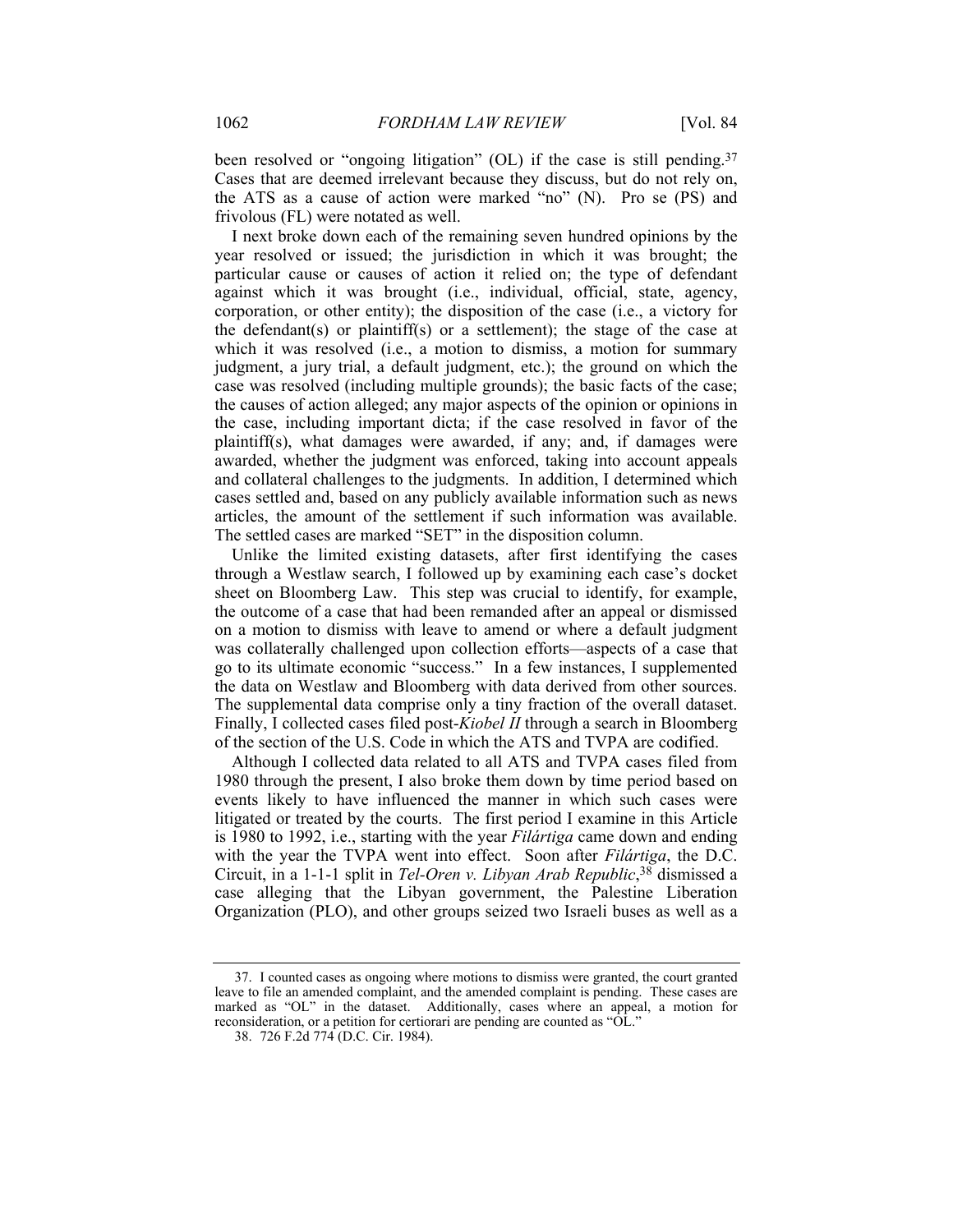been resolved or "ongoing litigation" (OL) if the case is still pending.[37] Cases that are deemed irrelevant because they discuss, but do not rely on, the ATS as a cause of action were marked "no" (N). Pro se (PS) and frivolous (FL) were notated as well.

I next broke down each of the remaining seven hundred opinions by the year resolved or issued; the jurisdiction in which it was brought; the particular cause or causes of action it relied on; the type of defendant against which it was brought (i.e., individual, official, state, agency, corporation, or other entity); the disposition of the case (i.e., a victory for the defendant(s) or plaintiff(s) or a settlement); the stage of the case at which it was resolved (i.e., a motion to dismiss, a motion for summary judgment, a jury trial, a default judgment, etc.); the ground on which the case was resolved (including multiple grounds); the basic facts of the case; the causes of action alleged; any major aspects of the opinion or opinions in the case, including important dicta; if the case resolved in favor of the plaintiff(s), what damages were awarded, if any; and, if damages were awarded, whether the judgment was enforced, taking into account appeals and collateral challenges to the judgments. In addition, I determined which cases settled and, based on any publicly available information such as news articles, the amount of the settlement if such information was available. The settled cases are marked "SET" in the disposition column.

Unlike the limited existing datasets, after first identifying the cases through a Westlaw search, I followed up by examining each case's docket sheet on Bloomberg Law. This step was crucial to identify, for example, the outcome of a case that had been remanded after an appeal or dismissed on a motion to dismiss with leave to amend or where a default judgment was collaterally challenged upon collection efforts—aspects of a case that go to its ultimate economic "success." In a few instances, I supplemented the data on Westlaw and Bloomberg with data derived from other sources. The supplemental data comprise only a tiny fraction of the overall dataset. Finally, I collected cases filed post-*Kiobel II* through a search in Bloomberg of the section of the U.S. Code in which the ATS and TVPA are codified.

Although I collected data related to all ATS and TVPA cases filed from 1980 through the present, I also broke them down by time period based on events likely to have influenced the manner in which such cases were litigated or treated by the courts. The first period I examine in this Article is 1980 to 1992, i.e., starting with the year *Filártiga* came down and ending with the year the TVPA went into effect. Soon after *Filártiga*, the D.C. Circuit, in a 1-1-1 split in *Tel-Oren v. Libyan Arab Republic*,[38] dismissed a case alleging that the Libyan government, the Palestine Liberation Organization (PLO), and other groups seized two Israeli buses as well as a

---

37. I counted cases as ongoing where motions to dismiss were granted, the court granted leave to file an amended complaint, and the amended complaint is pending. These cases are marked as "OL" in the dataset. Additionally, cases where an appeal, a motion for reconsideration, or a petition for certiorari are pending are counted as "OL."

38. 726 F.2d 774 (D.C. Cir. 1984).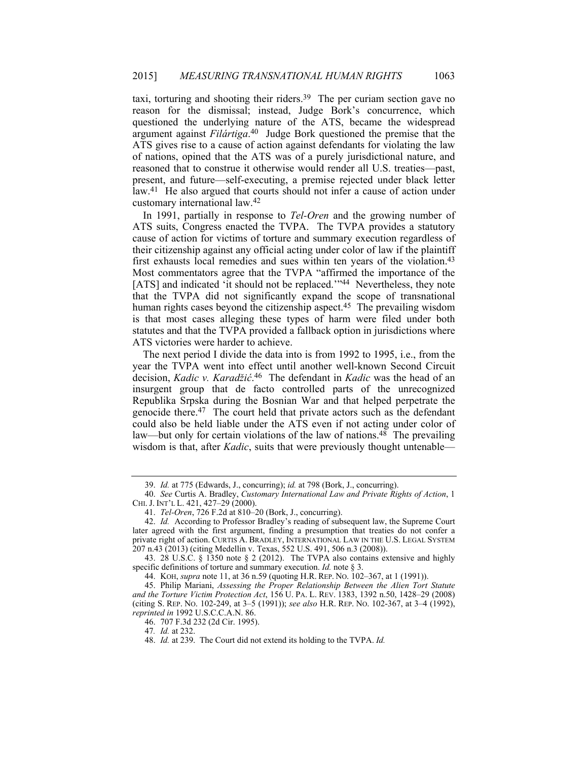taxi, torturing and shooting their riders.[39] The per curiam section gave no reason for the dismissal; instead, Judge Bork's concurrence, which questioned the underlying nature of the ATS, became the widespread argument against *Filártiga*.[40] Judge Bork questioned the premise that the ATS gives rise to a cause of action against defendants for violating the law of nations, opined that the ATS was of a purely jurisdictional nature, and reasoned that to construe it otherwise would render all U.S. treaties—past, present, and future—self-executing, a premise rejected under black letter law.[41] He also argued that courts should not infer a cause of action under customary international law.[42]

In 1991, partially in response to *Tel-Oren* and the growing number of ATS suits, Congress enacted the TVPA. The TVPA provides a statutory cause of action for victims of torture and summary execution regardless of their citizenship against any official acting under color of law if the plaintiff first exhausts local remedies and sues within ten years of the violation.[43] Most commentators agree that the TVPA "affirmed the importance of the [ATS] and indicated 'it should not be replaced.'"[44] Nevertheless, they note that the TVPA did not significantly expand the scope of transnational human rights cases beyond the citizenship aspect.[45] The prevailing wisdom is that most cases alleging these types of harm were filed under both statutes and that the TVPA provided a fallback option in jurisdictions where ATS victories were harder to achieve.

The next period I divide the data into is from 1992 to 1995, i.e., from the year the TVPA went into effect until another well-known Second Circuit decision, *Kadic v. Karadžić*.[46] The defendant in *Kadic* was the head of an insurgent group that de facto controlled parts of the unrecognized Republika Srpska during the Bosnian War and that helped perpetrate the genocide there.[47] The court held that private actors such as the defendant could also be held liable under the ATS even if not acting under color of law—but only for certain violations of the law of nations.[48] The prevailing wisdom is that, after *Kadic*, suits that were previously thought untenable—

---

39. *Id.* at 775 (Edwards, J., concurring); *id.* at 798 (Bork, J., concurring).

40. *See* Curtis A. Bradley, *Customary International Law and Private Rights of Action*, 1 CHI. J. INT'L L. 421, 427–29 (2000).

41. *Tel-Oren*, 726 F.2d at 810–20 (Bork, J., concurring).

42. *Id.* According to Professor Bradley's reading of subsequent law, the Supreme Court later agreed with the first argument, finding a presumption that treaties do not confer a private right of action. CURTIS A. BRADLEY, INTERNATIONAL LAW IN THE U.S. LEGAL SYSTEM 207 n.43 (2013) (citing Medellin v. Texas, 552 U.S. 491, 506 n.3 (2008)).

43. 28 U.S.C. § 1350 note § 2 (2012). The TVPA also contains extensive and highly specific definitions of torture and summary execution. *Id.* note § 3.

44. KOH, *supra* note 11, at 36 n.59 (quoting H.R. REP. NO. 102–367, at 1 (1991)).

45. Philip Mariani, *Assessing the Proper Relationship Between the Alien Tort Statute and the Torture Victim Protection Act*, 156 U. PA. L. REV. 1383, 1392 n.50, 1428–29 (2008) (citing S. REP. NO. 102-249, at 3–5 (1991)); *see also* H.R. REP. NO. 102-367, at 3–4 (1992), *reprinted in* 1992 U.S.C.C.A.N. 86.

46. 707 F.3d 232 (2d Cir. 1995).

47. *Id.* at 232.

48. *Id.* at 239. The Court did not extend its holding to the TVPA. *Id.*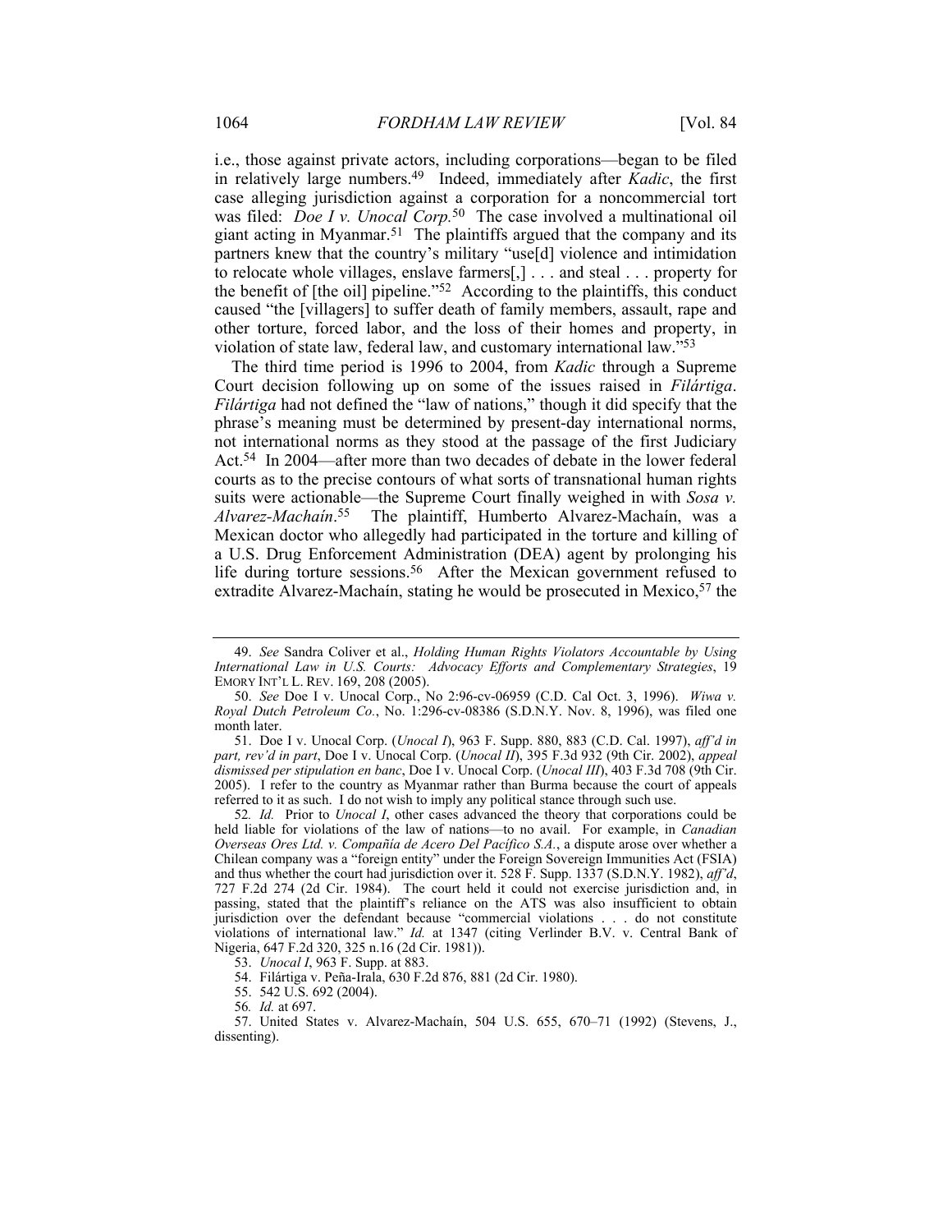i.e., those against private actors, including corporations—began to be filed in relatively large numbers.[49] Indeed, immediately after *Kadic*, the first case alleging jurisdiction against a corporation for a noncommercial tort was filed: *Doe I v. Unocal Corp.*[50] The case involved a multinational oil giant acting in Myanmar.[51] The plaintiffs argued that the company and its partners knew that the country's military "use[d] violence and intimidation to relocate whole villages, enslave farmers[,] . . . and steal . . . property for the benefit of [the oil] pipeline."[52] According to the plaintiffs, this conduct caused "the [villagers] to suffer death of family members, assault, rape and other torture, forced labor, and the loss of their homes and property, in violation of state law, federal law, and customary international law."[53]

The third time period is 1996 to 2004, from *Kadic* through a Supreme Court decision following up on some of the issues raised in *Filártiga*. *Filártiga* had not defined the "law of nations," though it did specify that the phrase's meaning must be determined by present-day international norms, not international norms as they stood at the passage of the first Judiciary Act.[54] In 2004—after more than two decades of debate in the lower federal courts as to the precise contours of what sorts of transnational human rights suits were actionable—the Supreme Court finally weighed in with *Sosa v. Alvarez-Machaín*.[55] The plaintiff, Humberto Alvarez-Machaín, was a Mexican doctor who allegedly had participated in the torture and killing of a U.S. Drug Enforcement Administration (DEA) agent by prolonging his life during torture sessions.[56] After the Mexican government refused to extradite Alvarez-Machaín, stating he would be prosecuted in Mexico,[57] the

---

49. *See* Sandra Coliver et al., *Holding Human Rights Violators Accountable by Using International Law in U.S. Courts: Advocacy Efforts and Complementary Strategies*, 19 EMORY INT'L L. REV. 169, 208 (2005).

50. *See* Doe I v. Unocal Corp., No 2:96-cv-06959 (C.D. Cal Oct. 3, 1996). *Wiwa v. Royal Dutch Petroleum Co.*, No. 1:296-cv-08386 (S.D.N.Y. Nov. 8, 1996), was filed one month later.

51. Doe I v. Unocal Corp. (*Unocal I*), 963 F. Supp. 880, 883 (C.D. Cal. 1997), *aff'd in part, rev'd in part*, Doe I v. Unocal Corp. (*Unocal II*), 395 F.3d 932 (9th Cir. 2002), *appeal dismissed per stipulation en banc*, Doe I v. Unocal Corp. (*Unocal III*), 403 F.3d 708 (9th Cir. 2005). I refer to the country as Myanmar rather than Burma because the court of appeals referred to it as such. I do not wish to imply any political stance through such use.

52. *Id.* Prior to *Unocal I*, other cases advanced the theory that corporations could be held liable for violations of the law of nations—to no avail. For example, in *Canadian Overseas Ores Ltd. v. Compañía de Acero Del Pacífico S.A.*, a dispute arose over whether a Chilean company was a "foreign entity" under the Foreign Sovereign Immunities Act (FSIA) and thus whether the court had jurisdiction over it. 528 F. Supp. 1337 (S.D.N.Y. 1982), *aff'd*, 727 F.2d 274 (2d Cir. 1984). The court held it could not exercise jurisdiction and, in passing, stated that the plaintiff's reliance on the ATS was also insufficient to obtain jurisdiction over the defendant because "commercial violations . . . do not constitute violations of international law." *Id.* at 1347 (citing Verlinder B.V. v. Central Bank of Nigeria, 647 F.2d 320, 325 n.16 (2d Cir. 1981)).

53. *Unocal I*, 963 F. Supp. at 883.

54. Filártiga v. Peña-Irala, 630 F.2d 876, 881 (2d Cir. 1980).

55. 542 U.S. 692 (2004).

56. *Id.* at 697.

57. United States v. Alvarez-Machaín, 504 U.S. 655, 670–71 (1992) (Stevens, J., dissenting).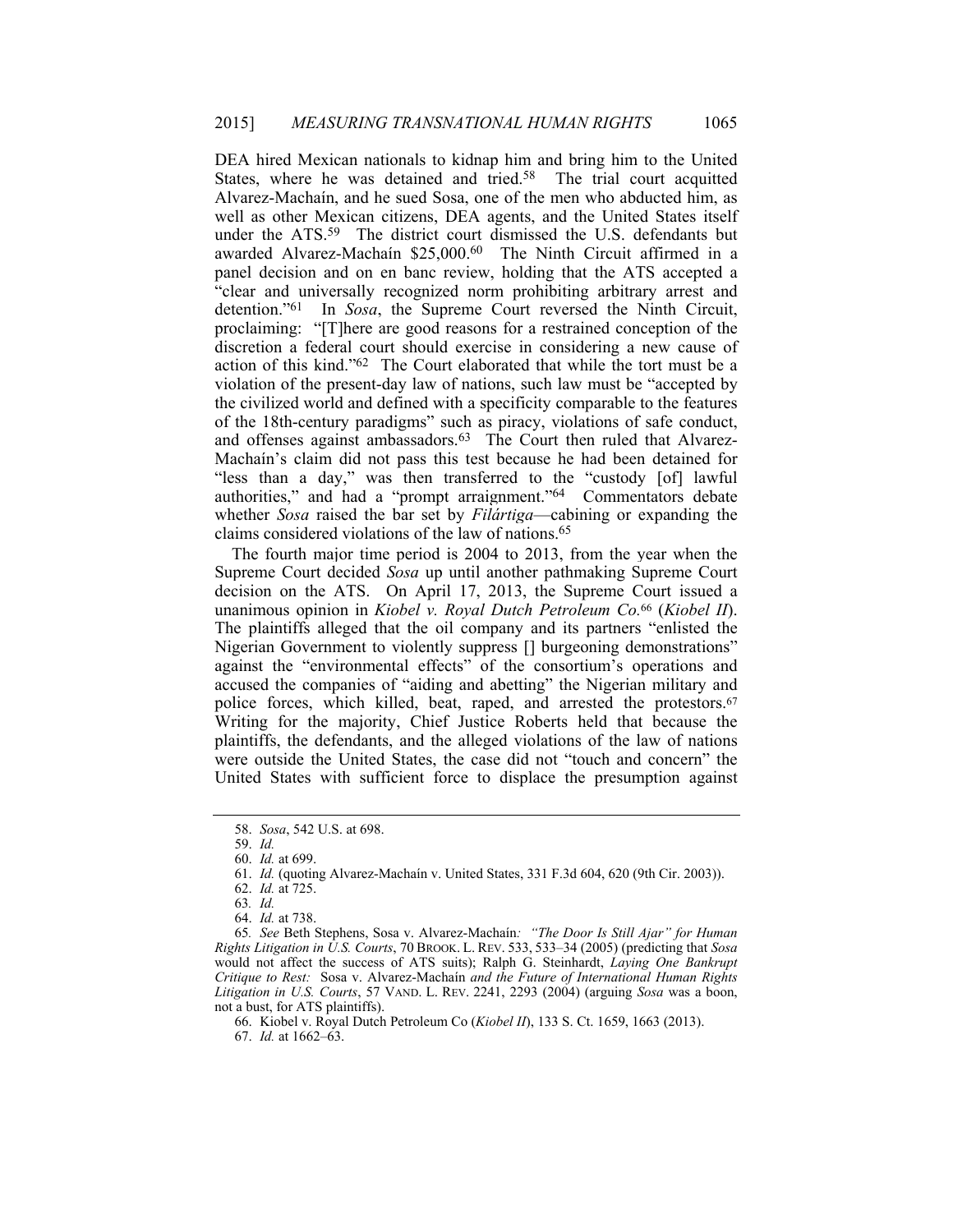DEA hired Mexican nationals to kidnap him and bring him to the United States, where he was detained and tried.[58] The trial court acquitted Alvarez-Machaín, and he sued Sosa, one of the men who abducted him, as well as other Mexican citizens, DEA agents, and the United States itself under the ATS.[59] The district court dismissed the U.S. defendants but awarded Alvarez-Machaín $25,000.[60] The Ninth Circuit affirmed in a panel decision and on en banc review, holding that the ATS accepted a "clear and universally recognized norm prohibiting arbitrary arrest and detention."[61] In *Sosa*, the Supreme Court reversed the Ninth Circuit, proclaiming: "[T]here are good reasons for a restrained conception of the discretion a federal court should exercise in considering a new cause of action of this kind."[62] The Court elaborated that while the tort must be a violation of the present-day law of nations, such law must be "accepted by the civilized world and defined with a specificity comparable to the features of the 18th-century paradigms" such as piracy, violations of safe conduct, and offenses against ambassadors.[63] The Court then ruled that Alvarez-Machaín's claim did not pass this test because he had been detained for "less than a day," was then transferred to the "custody [of] lawful authorities," and had a "prompt arraignment."[64] Commentators debate whether *Sosa* raised the bar set by *Filártiga*—cabining or expanding the claims considered violations of the law of nations.[65]

The fourth major time period is 2004 to 2013, from the year when the Supreme Court decided *Sosa* up until another pathmaking Supreme Court decision on the ATS. On April 17, 2013, the Supreme Court issued a unanimous opinion in *Kiobel v. Royal Dutch Petroleum Co.*[66] (*Kiobel II*). The plaintiffs alleged that the oil company and its partners "enlisted the Nigerian Government to violently suppress [] burgeoning demonstrations" against the "environmental effects" of the consortium's operations and accused the companies of "aiding and abetting" the Nigerian military and police forces, which killed, beat, raped, and arrested the protestors.[67] Writing for the majority, Chief Justice Roberts held that because the plaintiffs, the defendants, and the alleged violations of the law of nations were outside the United States, the case did not "touch and concern" the United States with sufficient force to displace the presumption against

---

58. *Sosa*, 542 U.S. at 698.

59. *Id.*

60. *Id.* at 699.

61. *Id.* (quoting Alvarez-Machaín v. United States, 331 F.3d 604, 620 (9th Cir. 2003)).

62. *Id.* at 725.

63. *Id.*

64. *Id.* at 738.

65. *See* Beth Stephens, Sosa v. Alvarez-Machaín*: "The Door Is Still Ajar" for Human Rights Litigation in U.S. Courts*, 70 BROOK. L. REV. 533, 533–34 (2005) (predicting that *Sosa* would not affect the success of ATS suits); Ralph G. Steinhardt, *Laying One Bankrupt Critique to Rest:* Sosa v. Alvarez-Machaín *and the Future of International Human Rights Litigation in U.S. Courts*, 57 VAND. L. REV. 2241, 2293 (2004) (arguing *Sosa* was a boon, not a bust, for ATS plaintiffs).

66. Kiobel v. Royal Dutch Petroleum Co (*Kiobel II*), 133 S. Ct. 1659, 1663 (2013).

67. *Id.* at 1662–63.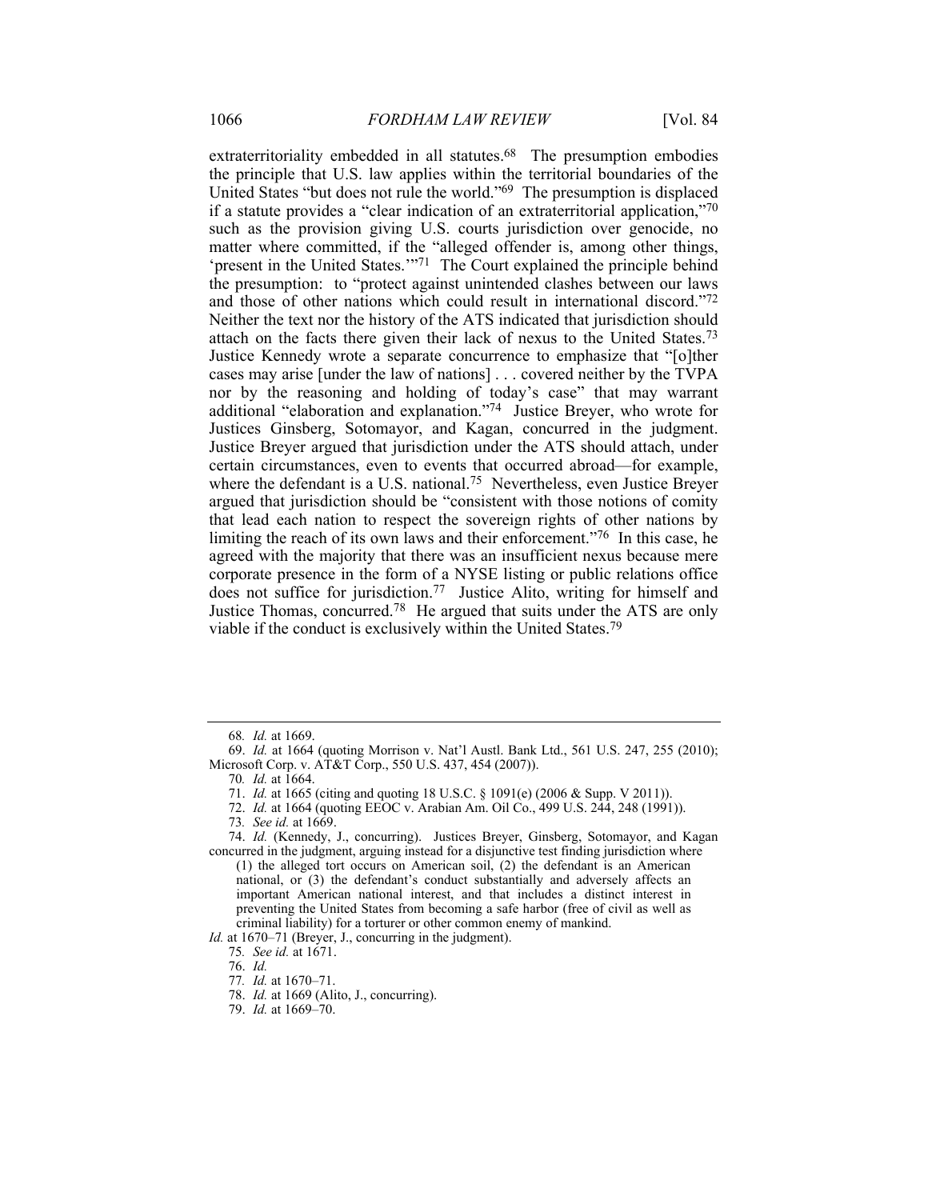extraterritoriality embedded in all statutes.[68] The presumption embodies the principle that U.S. law applies within the territorial boundaries of the United States "but does not rule the world."[69] The presumption is displaced if a statute provides a "clear indication of an extraterritorial application,"[70] such as the provision giving U.S. courts jurisdiction over genocide, no matter where committed, if the "alleged offender is, among other things, 'present in the United States.'"[71] The Court explained the principle behind the presumption: to "protect against unintended clashes between our laws and those of other nations which could result in international discord."[72] Neither the text nor the history of the ATS indicated that jurisdiction should attach on the facts there given their lack of nexus to the United States.[73] Justice Kennedy wrote a separate concurrence to emphasize that "[o]ther cases may arise [under the law of nations] . . . covered neither by the TVPA nor by the reasoning and holding of today's case" that may warrant additional "elaboration and explanation."[74] Justice Breyer, who wrote for Justices Ginsberg, Sotomayor, and Kagan, concurred in the judgment. Justice Breyer argued that jurisdiction under the ATS should attach, under certain circumstances, even to events that occurred abroad—for example, where the defendant is a U.S. national.[75] Nevertheless, even Justice Breyer argued that jurisdiction should be "consistent with those notions of comity that lead each nation to respect the sovereign rights of other nations by limiting the reach of its own laws and their enforcement."[76] In this case, he agreed with the majority that there was an insufficient nexus because mere corporate presence in the form of a NYSE listing or public relations office does not suffice for jurisdiction.[77] Justice Alito, writing for himself and Justice Thomas, concurred.[78] He argued that suits under the ATS are only viable if the conduct is exclusively within the United States.[79]

---

68. *Id.* at 1669.

69. *Id.* at 1664 (quoting Morrison v. Nat'l Austl. Bank Ltd., 561 U.S. 247, 255 (2010); Microsoft Corp. v. AT&T Corp., 550 U.S. 437, 454 (2007)).

70. *Id.* at 1664.

71. *Id.* at 1665 (citing and quoting 18 U.S.C. § 1091(e) (2006 & Supp. V 2011)).

72. *Id.* at 1664 (quoting EEOC v. Arabian Am. Oil Co., 499 U.S. 244, 248 (1991)).

73. *See id.* at 1669.

74. *Id.* (Kennedy, J., concurring). Justices Breyer, Ginsberg, Sotomayor, and Kagan concurred in the judgment, arguing instead for a disjunctive test finding jurisdiction where

> (1) the alleged tort occurs on American soil, (2) the defendant is an American national, or (3) the defendant's conduct substantially and adversely affects an important American national interest, and that includes a distinct interest in preventing the United States from becoming a safe harbor (free of civil as well as criminal liability) for a torturer or other common enemy of mankind.

*Id.* at 1670–71 (Breyer, J., concurring in the judgment).

75. *See id.* at 1671.

76. *Id.*

77. *Id.* at 1670–71.

78. *Id.* at 1669 (Alito, J., concurring).

79. *Id.* at 1669–70.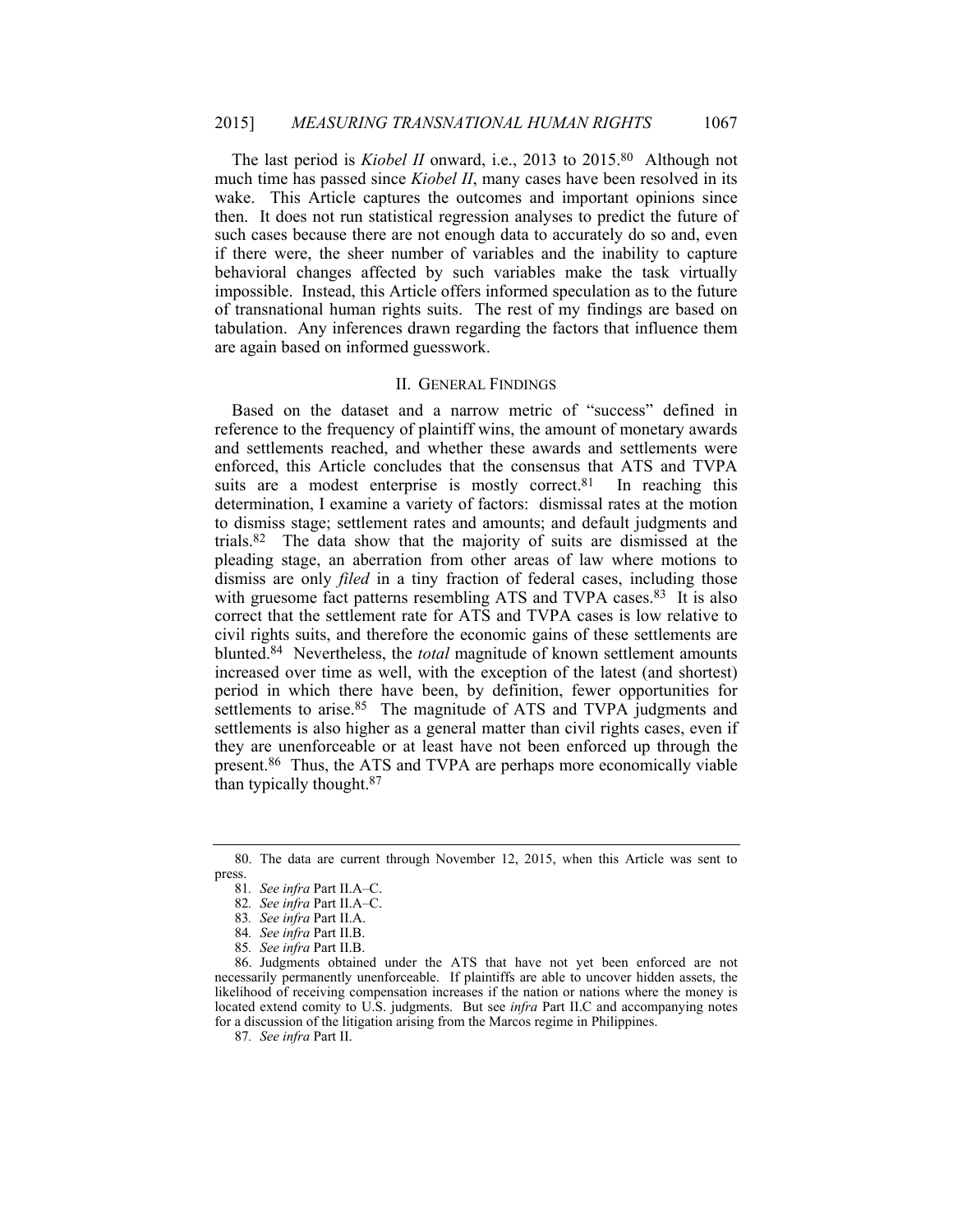The last period is *Kiobel II* onward, i.e., 2013 to 2015.[80] Although not much time has passed since *Kiobel II*, many cases have been resolved in its wake. This Article captures the outcomes and important opinions since then. It does not run statistical regression analyses to predict the future of such cases because there are not enough data to accurately do so and, even if there were, the sheer number of variables and the inability to capture behavioral changes affected by such variables make the task virtually impossible. Instead, this Article offers informed speculation as to the future of transnational human rights suits. The rest of my findings are based on tabulation. Any inferences drawn regarding the factors that influence them are again based on informed guesswork.

## II. GENERAL FINDINGS

Based on the dataset and a narrow metric of "success" defined in reference to the frequency of plaintiff wins, the amount of monetary awards and settlements reached, and whether these awards and settlements were enforced, this Article concludes that the consensus that ATS and TVPA suits are a modest enterprise is mostly correct.[81] In reaching this determination, I examine a variety of factors: dismissal rates at the motion to dismiss stage; settlement rates and amounts; and default judgments and trials.[82] The data show that the majority of suits are dismissed at the pleading stage, an aberration from other areas of law where motions to dismiss are only *filed* in a tiny fraction of federal cases, including those with gruesome fact patterns resembling ATS and TVPA cases.[83] It is also correct that the settlement rate for ATS and TVPA cases is low relative to civil rights suits, and therefore the economic gains of these settlements are blunted.[84] Nevertheless, the *total* magnitude of known settlement amounts increased over time as well, with the exception of the latest (and shortest) period in which there have been, by definition, fewer opportunities for settlements to arise.[85] The magnitude of ATS and TVPA judgments and settlements is also higher as a general matter than civil rights cases, even if they are unenforceable or at least have not been enforced up through the present.[86] Thus, the ATS and TVPA are perhaps more economically viable than typically thought.[87]

---

80. The data are current through November 12, 2015, when this Article was sent to press.

81. *See infra* Part II.A–C.

82. *See infra* Part II.A–C.

83. *See infra* Part II.A.

84. *See infra* Part II.B.

85. *See infra* Part II.B.

86. Judgments obtained under the ATS that have not yet been enforced are not necessarily permanently unenforceable. If plaintiffs are able to uncover hidden assets, the likelihood of receiving compensation increases if the nation or nations where the money is located extend comity to U.S. judgments. But see *infra* Part II.C and accompanying notes for a discussion of the litigation arising from the Marcos regime in Philippines.

87. *See infra* Part II.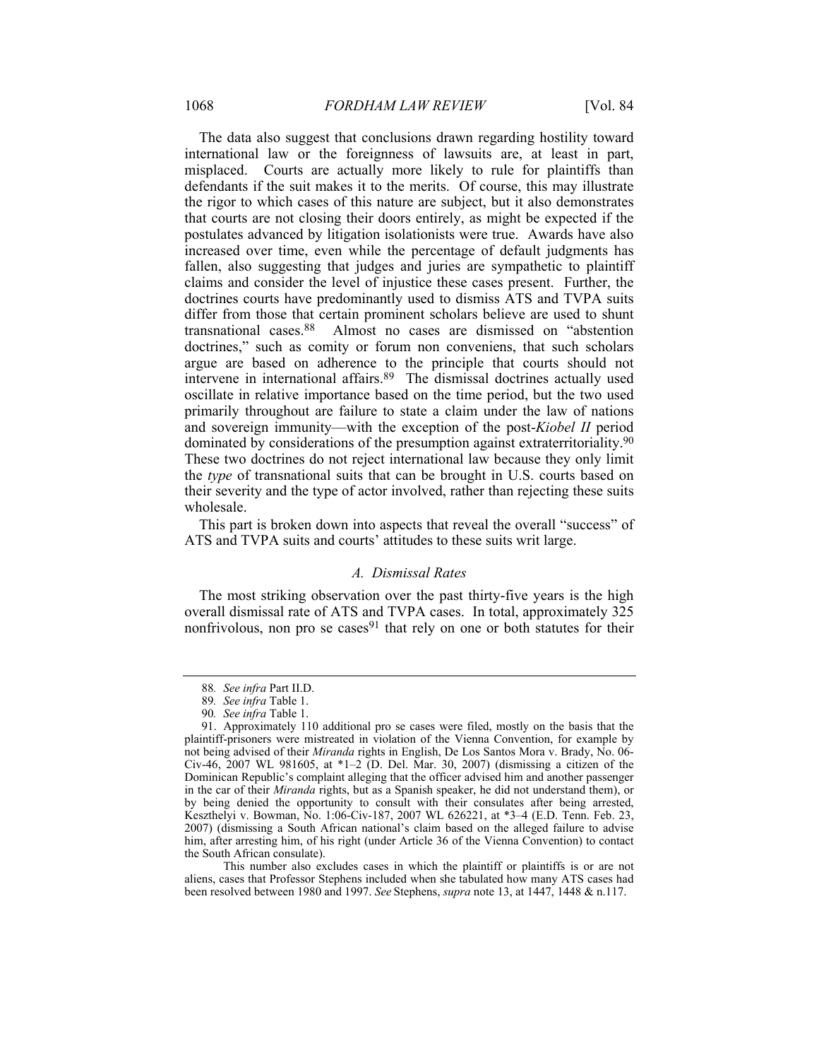The data also suggest that conclusions drawn regarding hostility toward international law or the foreignness of lawsuits are, at least in part, misplaced. Courts are actually more likely to rule for plaintiffs than defendants if the suit makes it to the merits. Of course, this may illustrate the rigor to which cases of this nature are subject, but it also demonstrates that courts are not closing their doors entirely, as might be expected if the postulates advanced by litigation isolationists were true. Awards have also increased over time, even while the percentage of default judgments has fallen, also suggesting that judges and juries are sympathetic to plaintiff claims and consider the level of injustice these cases present. Further, the doctrines courts have predominantly used to dismiss ATS and TVPA suits differ from those that certain prominent scholars believe are used to shunt transnational cases.[88] Almost no cases are dismissed on "abstention doctrines," such as comity or forum non conveniens, that such scholars argue are based on adherence to the principle that courts should not intervene in international affairs.[89] The dismissal doctrines actually used oscillate in relative importance based on the time period, but the two used primarily throughout are failure to state a claim under the law of nations and sovereign immunity—with the exception of the post-*Kiobel II* period dominated by considerations of the presumption against extraterritoriality.[90] These two doctrines do not reject international law because they only limit the *type* of transnational suits that can be brought in U.S. courts based on their severity and the type of actor involved, rather than rejecting these suits wholesale.

This part is broken down into aspects that reveal the overall "success" of ATS and TVPA suits and courts' attitudes to these suits writ large.

### *A. Dismissal Rates*

The most striking observation over the past thirty-five years is the high overall dismissal rate of ATS and TVPA cases. In total, approximately 325 nonfrivolous, non pro se cases[91] that rely on one or both statutes for their

---

88. *See infra* Part II.D.

89. *See infra* Table 1.

90. *See infra* Table 1.

91. Approximately 110 additional pro se cases were filed, mostly on the basis that the plaintiff-prisoners were mistreated in violation of the Vienna Convention, for example by not being advised of their *Miranda* rights in English, De Los Santos Mora v. Brady, No. 06-Civ-46, 2007 WL 981605, at *1–2 (D. Del. Mar. 30, 2007) (dismissing a citizen of the Dominican Republic's complaint alleging that the officer advised him and another passenger in the car of their *Miranda* rights, but as a Spanish speaker, he did not understand them), or by being denied the opportunity to consult with their consulates after being arrested, Keszthelyi v. Bowman, No. 1:06-Civ-187, 2007 WL 626221, at *3–4 (E.D. Tenn. Feb. 23, 2007) (dismissing a South African national's claim based on the alleged failure to advise him, after arresting him, of his right (under Article 36 of the Vienna Convention) to contact the South African consulate).

This number also excludes cases in which the plaintiff or plaintiffs is or are not aliens, cases that Professor Stephens included when she tabulated how many ATS cases had been resolved between 1980 and 1997. *See* Stephens, *supra* note 13, at 1447, 1448 & n.117.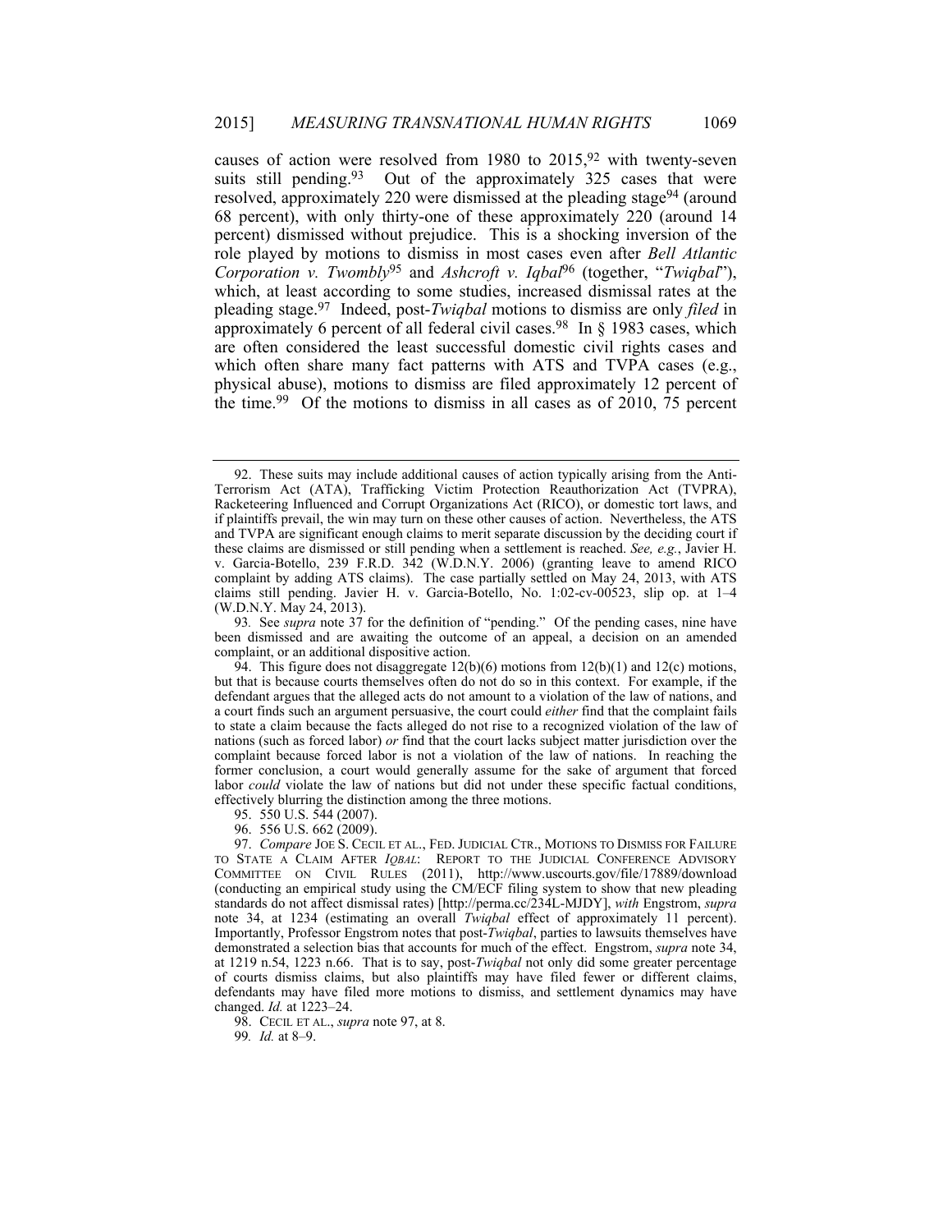causes of action were resolved from 1980 to 2015,[92] with twenty-seven suits still pending.[93] Out of the approximately 325 cases that were resolved, approximately 220 were dismissed at the pleading stage[94] (around 68 percent), with only thirty-one of these approximately 220 (around 14 percent) dismissed without prejudice. This is a shocking inversion of the role played by motions to dismiss in most cases even after *Bell Atlantic Corporation v. Twombly*[95] and *Ashcroft v. Iqbal*[96] (together, "*Twiqbal*"), which, at least according to some studies, increased dismissal rates at the pleading stage.[97] Indeed, post-*Twiqbal* motions to dismiss are only *filed* in approximately 6 percent of all federal civil cases.[98] In § 1983 cases, which are often considered the least successful domestic civil rights cases and which often share many fact patterns with ATS and TVPA cases (e.g., physical abuse), motions to dismiss are filed approximately 12 percent of the time.[99] Of the motions to dismiss in all cases as of 2010, 75 percent

---

92. These suits may include additional causes of action typically arising from the Anti-Terrorism Act (ATA), Trafficking Victim Protection Reauthorization Act (TVPRA), Racketeering Influenced and Corrupt Organizations Act (RICO), or domestic tort laws, and if plaintiffs prevail, the win may turn on these other causes of action. Nevertheless, the ATS and TVPA are significant enough claims to merit separate discussion by the deciding court if these claims are dismissed or still pending when a settlement is reached. *See, e.g.*, Javier H. v. Garcia-Botello, 239 F.R.D. 342 (W.D.N.Y. 2006) (granting leave to amend RICO complaint by adding ATS claims). The case partially settled on May 24, 2013, with ATS claims still pending. Javier H. v. Garcia-Botello, No. 1:02-cv-00523, slip op. at 1–4 (W.D.N.Y. May 24, 2013).

93. See *supra* note 37 for the definition of "pending." Of the pending cases, nine have been dismissed and are awaiting the outcome of an appeal, a decision on an amended complaint, or an additional dispositive action.

94. This figure does not disaggregate 12(b)(6) motions from 12(b)(1) and 12(c) motions, but that is because courts themselves often do not do so in this context. For example, if the defendant argues that the alleged acts do not amount to a violation of the law of nations, and a court finds such an argument persuasive, the court could *either* find that the complaint fails to state a claim because the facts alleged do not rise to a recognized violation of the law of nations (such as forced labor) *or* find that the court lacks subject matter jurisdiction over the complaint because forced labor is not a violation of the law of nations. In reaching the former conclusion, a court would generally assume for the sake of argument that forced labor *could* violate the law of nations but did not under these specific factual conditions, effectively blurring the distinction among the three motions.

95. 550 U.S. 544 (2007).

96. 556 U.S. 662 (2009).

97. *Compare* JOE S. CECIL ET AL., FED. JUDICIAL CTR., MOTIONS TO DISMISS FOR FAILURE TO STATE A CLAIM AFTER *IQBAL*: REPORT TO THE JUDICIAL CONFERENCE ADVISORY COMMITTEE ON CIVIL RULES (2011), http://www.uscourts.gov/file/17889/download (conducting an empirical study using the CM/ECF filing system to show that new pleading standards do not affect dismissal rates) [http://perma.cc/234L-MJDY], *with* Engstrom, *supra* note 34, at 1234 (estimating an overall *Twiqbal* effect of approximately 11 percent). Importantly, Professor Engstrom notes that post-*Twiqbal*, parties to lawsuits themselves have demonstrated a selection bias that accounts for much of the effect. Engstrom, *supra* note 34, at 1219 n.54, 1223 n.66. That is to say, post-*Twiqbal* not only did some greater percentage of courts dismiss claims, but also plaintiffs may have filed fewer or different claims, defendants may have filed more motions to dismiss, and settlement dynamics may have changed. *Id.* at 1223–24.

98. CECIL ET AL., *supra* note 97, at 8.

99. *Id.* at 8–9.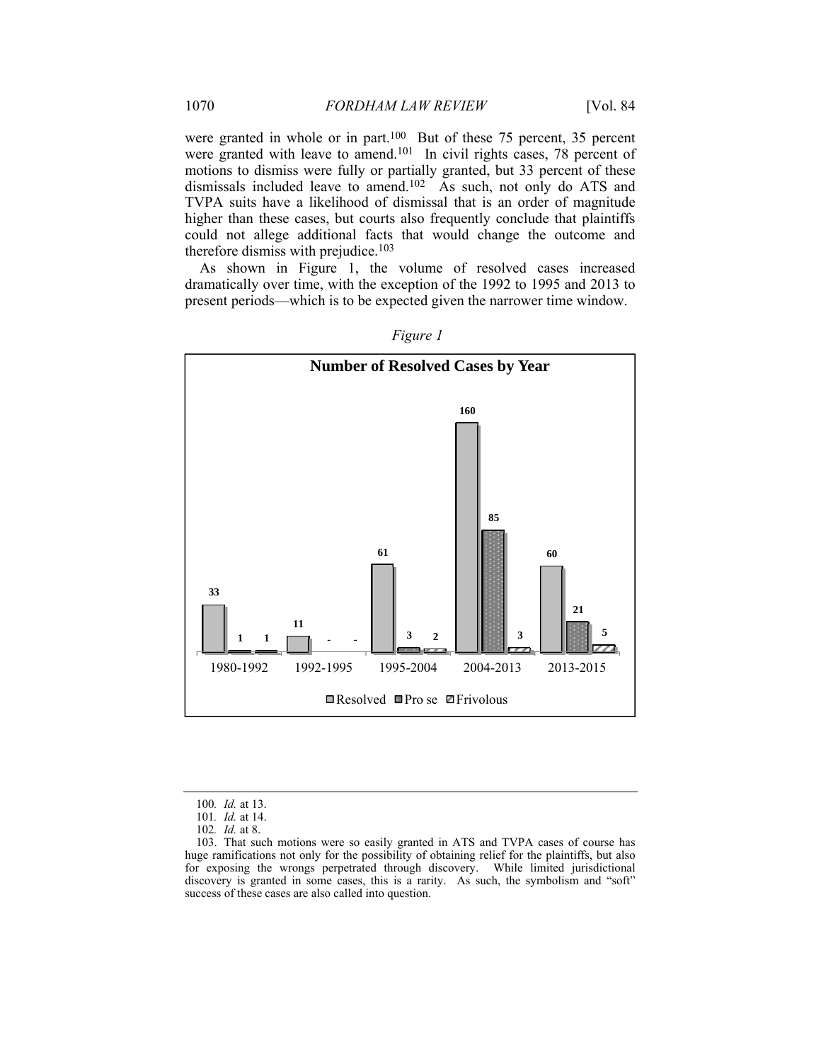were granted in whole or in part.[100] But of these 75 percent, 35 percent were granted with leave to amend.[101] In civil rights cases, 78 percent of motions to dismiss were fully or partially granted, but 33 percent of these dismissals included leave to amend.[102] As such, not only do ATS and TVPA suits have a likelihood of dismissal that is an order of magnitude higher than these cases, but courts also frequently conclude that plaintiffs could not allege additional facts that would change the outcome and therefore dismiss with prejudice.[103]

As shown in Figure 1, the volume of resolved cases increased dramatically over time, with the exception of the 1992 to 1995 and 2013 to present periods—which is to be expected given the narrower time window.

*Figure 1*

**Number of Resolved Cases by Year**

| | Resolved | Pro se | Frivolous |
|---|---|---|---|
| 1980-1992 | 33 | 1 | 1 |
| 1992-1995 | 11 | - | - |
| 1995-2004 | 61 | 3 | 2 |
| 2004-2013 | 160 | 85 | 3 |
| 2013-2015 | 60 | 21 | 5 |

---

100. *Id.* at 13.

101. *Id.* at 14.

102. *Id.* at 8.

103. That such motions were so easily granted in ATS and TVPA cases of course has huge ramifications not only for the possibility of obtaining relief for the plaintiffs, but also for exposing the wrongs perpetrated through discovery. While limited jurisdictional discovery is granted in some cases, this is a rarity. As such, the symbolism and "soft" success of these cases are also called into question.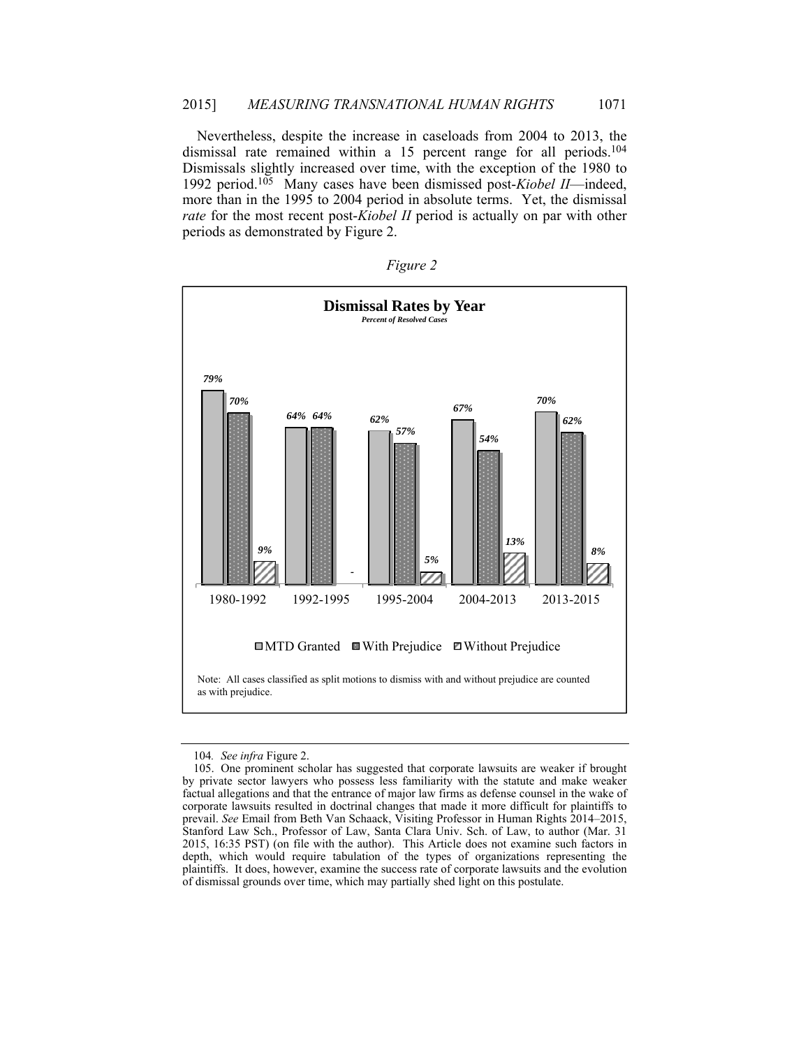Nevertheless, despite the increase in caseloads from 2004 to 2013, the dismissal rate remained within a 15 percent range for all periods.[104] Dismissals slightly increased over time, with the exception of the 1980 to 1992 period.[105] Many cases have been dismissed post-*Kiobel II*—indeed, more than in the 1995 to 2004 period in absolute terms. Yet, the dismissal *rate* for the most recent post-*Kiobel II* period is actually on par with other periods as demonstrated by Figure 2.

*Figure 2*

**Dismissal Rates by Year**
***Percent of Resolved Cases***

| Period | MTD Granted | With Prejudice | Without Prejudice |
|---|---|---|---|
| 1980-1992 | 79% | 70% | 9% |
| 1992-1995 | 64% | 64% | - |
| 1995-2004 | 62% | 57% | 5% |
| 2004-2013 | 67% | 54% | 13% |
| 2013-2015 | 70% | 62% | 8% |

Note: All cases classified as split motions to dismiss with and without prejudice are counted as with prejudice.

---

104. *See infra* Figure 2.

105. One prominent scholar has suggested that corporate lawsuits are weaker if brought by private sector lawyers who possess less familiarity with the statute and make weaker factual allegations and that the entrance of major law firms as defense counsel in the wake of corporate lawsuits resulted in doctrinal changes that made it more difficult for plaintiffs to prevail. *See* Email from Beth Van Schaack, Visiting Professor in Human Rights 2014–2015, Stanford Law Sch., Professor of Law, Santa Clara Univ. Sch. of Law, to author (Mar. 31 2015, 16:35 PST) (on file with the author). This Article does not examine such factors in depth, which would require tabulation of the types of organizations representing the plaintiffs. It does, however, examine the success rate of corporate lawsuits and the evolution of dismissal grounds over time, which may partially shed light on this postulate.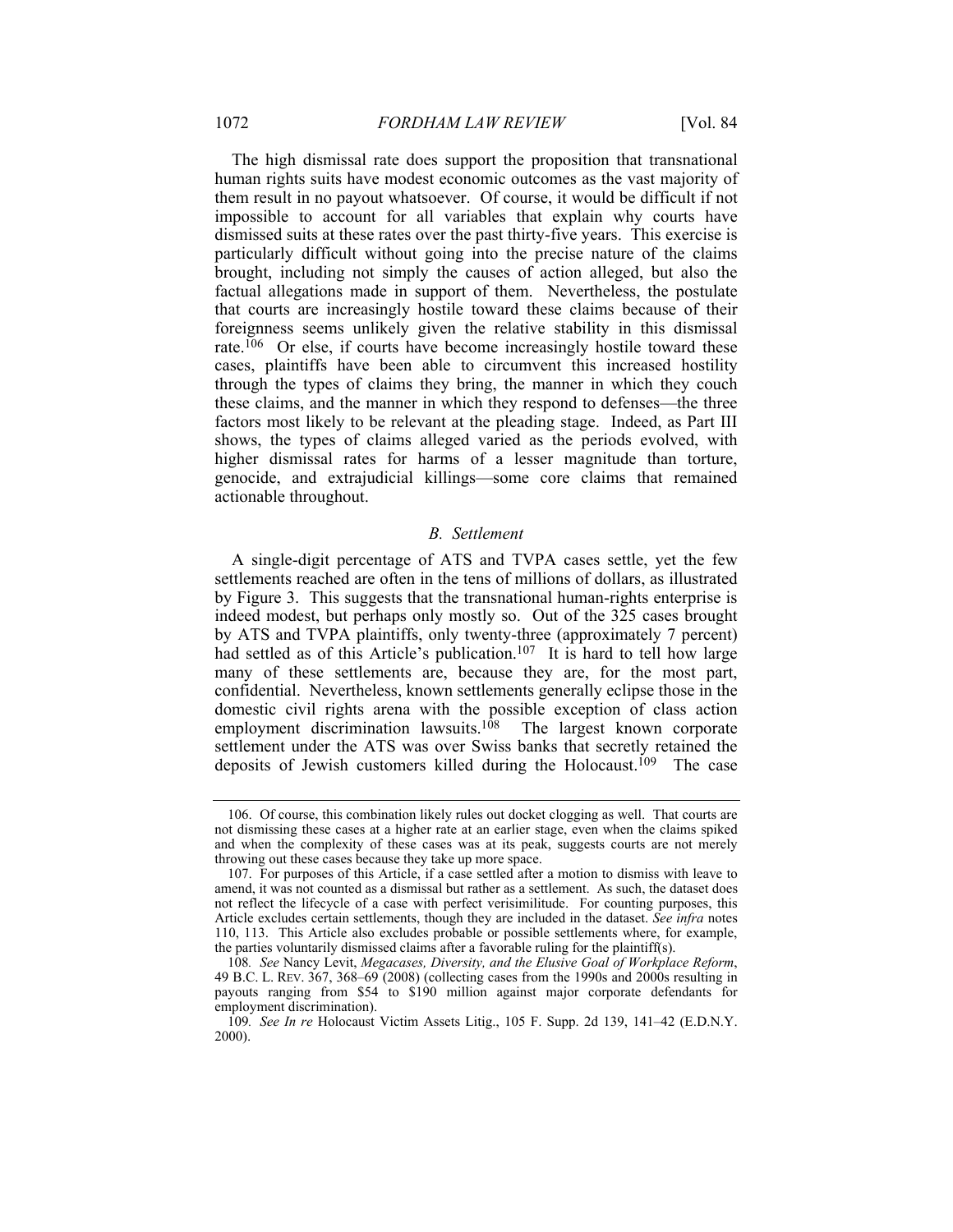The high dismissal rate does support the proposition that transnational human rights suits have modest economic outcomes as the vast majority of them result in no payout whatsoever. Of course, it would be difficult if not impossible to account for all variables that explain why courts have dismissed suits at these rates over the past thirty-five years. This exercise is particularly difficult without going into the precise nature of the claims brought, including not simply the causes of action alleged, but also the factual allegations made in support of them. Nevertheless, the postulate that courts are increasingly hostile toward these claims because of their foreignness seems unlikely given the relative stability in this dismissal rate.[106] Or else, if courts have become increasingly hostile toward these cases, plaintiffs have been able to circumvent this increased hostility through the types of claims they bring, the manner in which they couch these claims, and the manner in which they respond to defenses—the three factors most likely to be relevant at the pleading stage. Indeed, as Part III shows, the types of claims alleged varied as the periods evolved, with higher dismissal rates for harms of a lesser magnitude than torture, genocide, and extrajudicial killings—some core claims that remained actionable throughout.

### *B. Settlement*

A single-digit percentage of ATS and TVPA cases settle, yet the few settlements reached are often in the tens of millions of dollars, as illustrated by Figure 3. This suggests that the transnational human-rights enterprise is indeed modest, but perhaps only mostly so. Out of the 325 cases brought by ATS and TVPA plaintiffs, only twenty-three (approximately 7 percent) had settled as of this Article's publication.[107] It is hard to tell how large many of these settlements are, because they are, for the most part, confidential. Nevertheless, known settlements generally eclipse those in the domestic civil rights arena with the possible exception of class action employment discrimination lawsuits.[108] The largest known corporate settlement under the ATS was over Swiss banks that secretly retained the deposits of Jewish customers killed during the Holocaust.[109] The case

---

106. Of course, this combination likely rules out docket clogging as well. That courts are not dismissing these cases at a higher rate at an earlier stage, even when the claims spiked and when the complexity of these cases was at its peak, suggests courts are not merely throwing out these cases because they take up more space.

107. For purposes of this Article, if a case settled after a motion to dismiss with leave to amend, it was not counted as a dismissal but rather as a settlement. As such, the dataset does not reflect the lifecycle of a case with perfect verisimilitude. For counting purposes, this Article excludes certain settlements, though they are included in the dataset. *See infra* notes 110, 113. This Article also excludes probable or possible settlements where, for example, the parties voluntarily dismissed claims after a favorable ruling for the plaintiff(s).

108. *See* Nancy Levit, *Megacases, Diversity, and the Elusive Goal of Workplace Reform*, 49 B.C. L. REV. 367, 368–69 (2008) (collecting cases from the 1990s and 2000s resulting in payouts ranging from $54 to $190 million against major corporate defendants for employment discrimination).

109. *See In re* Holocaust Victim Assets Litig., 105 F. Supp. 2d 139, 141–42 (E.D.N.Y. 2000).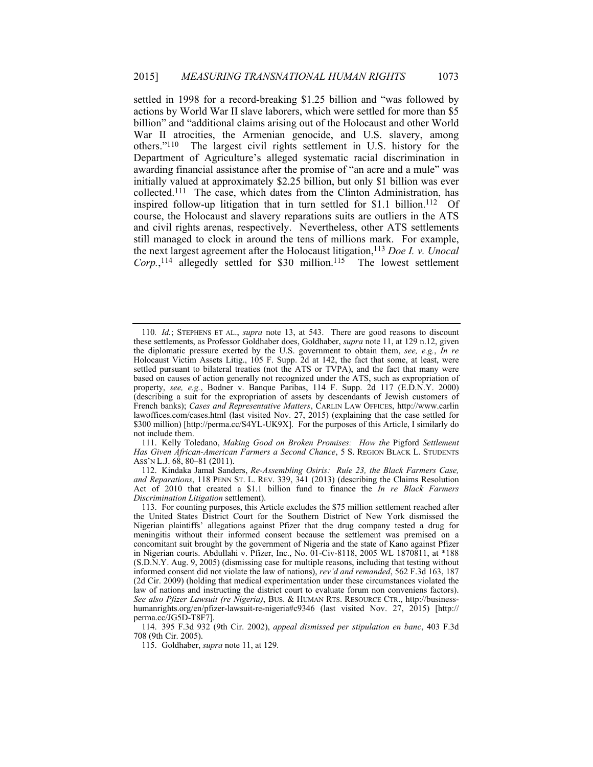settled in 1998 for a record-breaking $1.25 billion and "was followed by actions by World War II slave laborers, which were settled for more than $5 billion" and "additional claims arising out of the Holocaust and other World War II atrocities, the Armenian genocide, and U.S. slavery, among others."[110] The largest civil rights settlement in U.S. history for the Department of Agriculture's alleged systematic racial discrimination in awarding financial assistance after the promise of "an acre and a mule" was initially valued at approximately $2.25 billion, but only $1 billion was ever collected.[111] The case, which dates from the Clinton Administration, has inspired follow-up litigation that in turn settled for $1.1 billion.[112] Of course, the Holocaust and slavery reparations suits are outliers in the ATS and civil rights arenas, respectively. Nevertheless, other ATS settlements still managed to clock in around the tens of millions mark. For example, the next largest agreement after the Holocaust litigation,[113] *Doe I. v. Unocal Corp.*,[114] allegedly settled for $30 million.[115] The lowest settlement

---

110. *Id.*; STEPHENS ET AL., *supra* note 13, at 543. There are good reasons to discount these settlements, as Professor Goldhaber does, Goldhaber, *supra* note 11, at 129 n.12, given the diplomatic pressure exerted by the U.S. government to obtain them, *see, e.g.*, *In re* Holocaust Victim Assets Litig., 105 F. Supp. 2d at 142, the fact that some, at least, were settled pursuant to bilateral treaties (not the ATS or TVPA), and the fact that many were based on causes of action generally not recognized under the ATS, such as expropriation of property, *see, e.g.*, Bodner v. Banque Paribas, 114 F. Supp. 2d 117 (E.D.N.Y. 2000) (describing a suit for the expropriation of assets by descendants of Jewish customers of French banks); *Cases and Representative Matters*, CARLIN LAW OFFICES, http://www.carlinlawoffices.com/cases.html (last visited Nov. 27, 2015) (explaining that the case settled for $300 million) [http://perma.cc/S4YL-UK9X]. For the purposes of this Article, I similarly do not include them.

111. Kelly Toledano, *Making Good on Broken Promises: How the* Pigford *Settlement Has Given African-American Farmers a Second Chance*, 5 S. REGION BLACK L. STUDENTS ASS'N L.J. 68, 80–81 (2011).

112. Kindaka Jamal Sanders, *Re-Assembling Osiris: Rule 23, the Black Farmers Case, and Reparations*, 118 PENN ST. L. REV. 339, 341 (2013) (describing the Claims Resolution Act of 2010 that created a $1.1 billion fund to finance the *In re Black Farmers Discrimination Litigation* settlement).

113. For counting purposes, this Article excludes the $75 million settlement reached after the United States District Court for the Southern District of New York dismissed the Nigerian plaintiffs' allegations against Pfizer that the drug company tested a drug for meningitis without their informed consent because the settlement was premised on a concomitant suit brought by the government of Nigeria and the state of Kano against Pfizer in Nigerian courts. Abdullahi v. Pfizer, Inc., No. 01-Civ-8118, 2005 WL 1870811, at *188 (S.D.N.Y. Aug. 9, 2005) (dismissing case for multiple reasons, including that testing without informed consent did not violate the law of nations), *rev'd and remanded*, 562 F.3d 163, 187 (2d Cir. 2009) (holding that medical experimentation under these circumstances violated the law of nations and instructing the district court to evaluate forum non conveniens factors). *See also Pfizer Lawsuit (re Nigeria)*, BUS. & HUMAN RTS. RESOURCE CTR., http://business-humanrights.org/en/pfizer-lawsuit-re-nigeria#c9346 (last visited Nov. 27, 2015) [http://perma.cc/JG5D-T8F7].

114. 395 F.3d 932 (9th Cir. 2002), *appeal dismissed per stipulation en banc*, 403 F.3d 708 (9th Cir. 2005).

115. Goldhaber, *supra* note 11, at 129.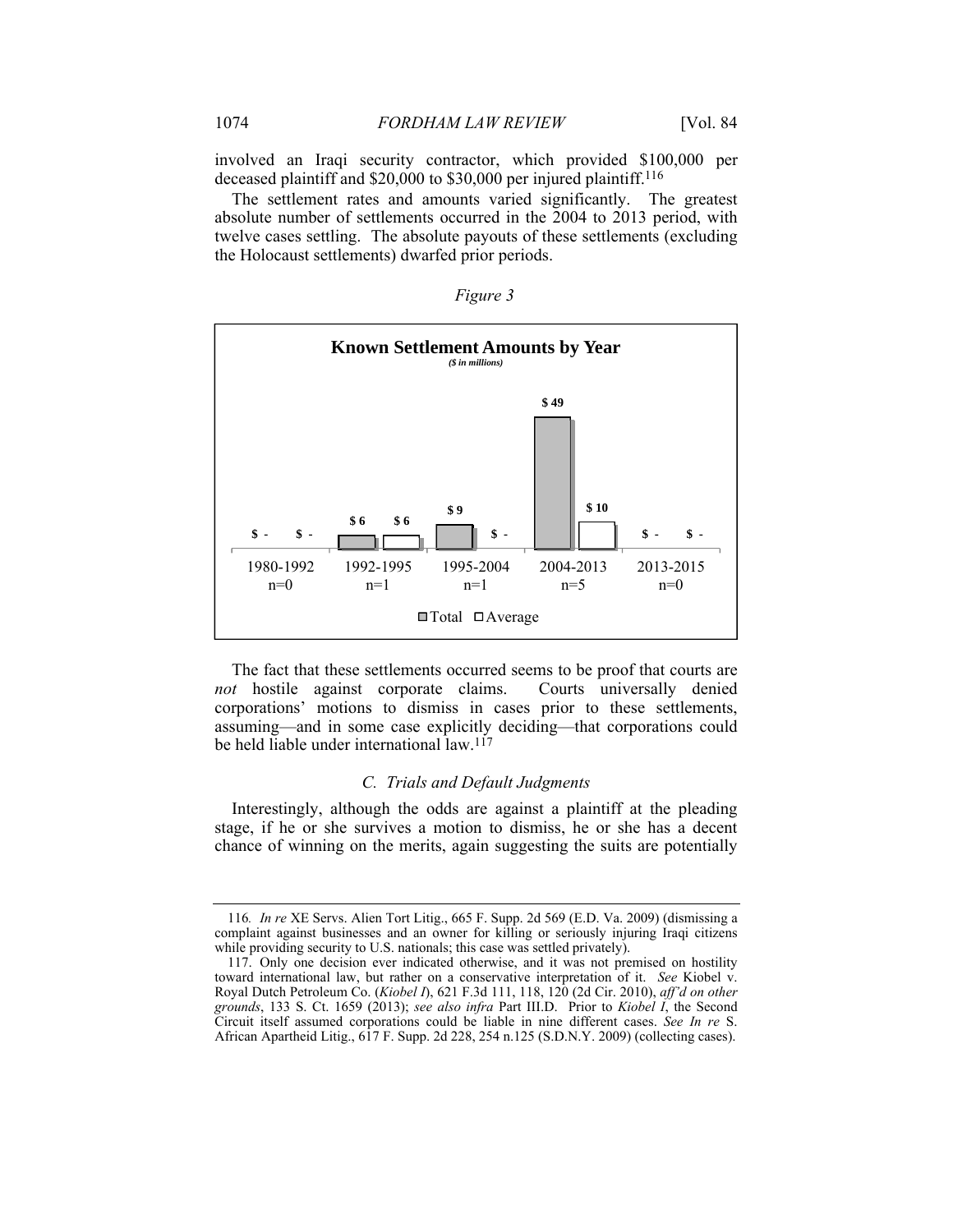involved an Iraqi security contractor, which provided $100,000 per deceased plaintiff and $20,000 to $30,000 per injured plaintiff.[116]

The settlement rates and amounts varied significantly. The greatest absolute number of settlements occurred in the 2004 to 2013 period, with twelve cases settling. The absolute payouts of these settlements (excluding the Holocaust settlements) dwarfed prior periods.

*Figure 3*

**Known Settlement Amounts by Year**
*($ in millions)*

| Period | Total | Average |
|---|---|---|
| 1980-1992 (n=0) | $ - | $ - |
| 1992-1995 (n=1) | $ 6 | $ 6 |
| 1995-2004 (n=1) | $ 9 | $ - |
| 2004-2013 (n=5) | $ 49 | $ 10 |
| 2013-2015 (n=0) | $ - | $ - |

The fact that these settlements occurred seems to be proof that courts are *not* hostile against corporate claims. Courts universally denied corporations' motions to dismiss in cases prior to these settlements, assuming—and in some case explicitly deciding—that corporations could be held liable under international law.[117]

### *C. Trials and Default Judgments*

Interestingly, although the odds are against a plaintiff at the pleading stage, if he or she survives a motion to dismiss, he or she has a decent chance of winning on the merits, again suggesting the suits are potentially

---

116. *In re* XE Servs. Alien Tort Litig., 665 F. Supp. 2d 569 (E.D. Va. 2009) (dismissing a complaint against businesses and an owner for killing or seriously injuring Iraqi citizens while providing security to U.S. nationals; this case was settled privately).

117. Only one decision ever indicated otherwise, and it was not premised on hostility toward international law, but rather on a conservative interpretation of it. *See* Kiobel v. Royal Dutch Petroleum Co. (*Kiobel I*), 621 F.3d 111, 118, 120 (2d Cir. 2010), *aff'd on other grounds*, 133 S. Ct. 1659 (2013); *see also infra* Part III.D. Prior to *Kiobel I*, the Second Circuit itself assumed corporations could be liable in nine different cases. *See In re* S. African Apartheid Litig., 617 F. Supp. 2d 228, 254 n.125 (S.D.N.Y. 2009) (collecting cases).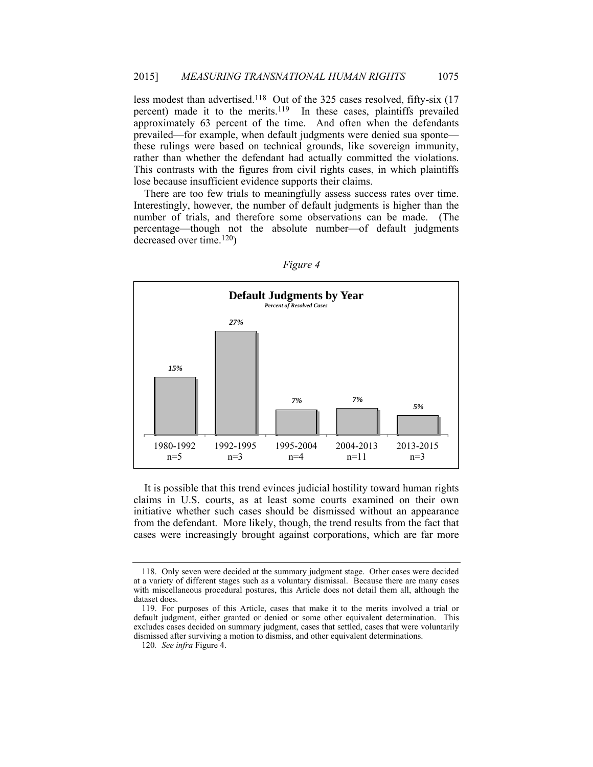less modest than advertised.[118] Out of the 325 cases resolved, fifty-six (17 percent) made it to the merits.[119] In these cases, plaintiffs prevailed approximately 63 percent of the time. And often when the defendants prevailed—for example, when default judgments were denied sua sponte—these rulings were based on technical grounds, like sovereign immunity, rather than whether the defendant had actually committed the violations. This contrasts with the figures from civil rights cases, in which plaintiffs lose because insufficient evidence supports their claims.

There are too few trials to meaningfully assess success rates over time. Interestingly, however, the number of default judgments is higher than the number of trials, and therefore some observations can be made. (The percentage—though not the absolute number—of default judgments decreased over time.[120])

*Figure 4*

**Default Judgments by Year**
***Percent of Resolved Cases***

| | 1980-1992 n=5 | 1992-1995 n=3 | 1995-2004 n=4 | 2004-2013 n=11 | 2013-2015 n=3 |
|---|---|---|---|---|---|
| Percent | 15% | 27% | 7% | 7% | 5% |

It is possible that this trend evinces judicial hostility toward human rights claims in U.S. courts, as at least some courts examined on their own initiative whether such cases should be dismissed without an appearance from the defendant. More likely, though, the trend results from the fact that cases were increasingly brought against corporations, which are far more

118. Only seven were decided at the summary judgment stage. Other cases were decided at a variety of different stages such as a voluntary dismissal. Because there are many cases with miscellaneous procedural postures, this Article does not detail them all, although the dataset does.

119. For purposes of this Article, cases that make it to the merits involved a trial or default judgment, either granted or denied or some other equivalent determination. This excludes cases decided on summary judgment, cases that settled, cases that were voluntarily dismissed after surviving a motion to dismiss, and other equivalent determinations.

120. *See infra* Figure 4.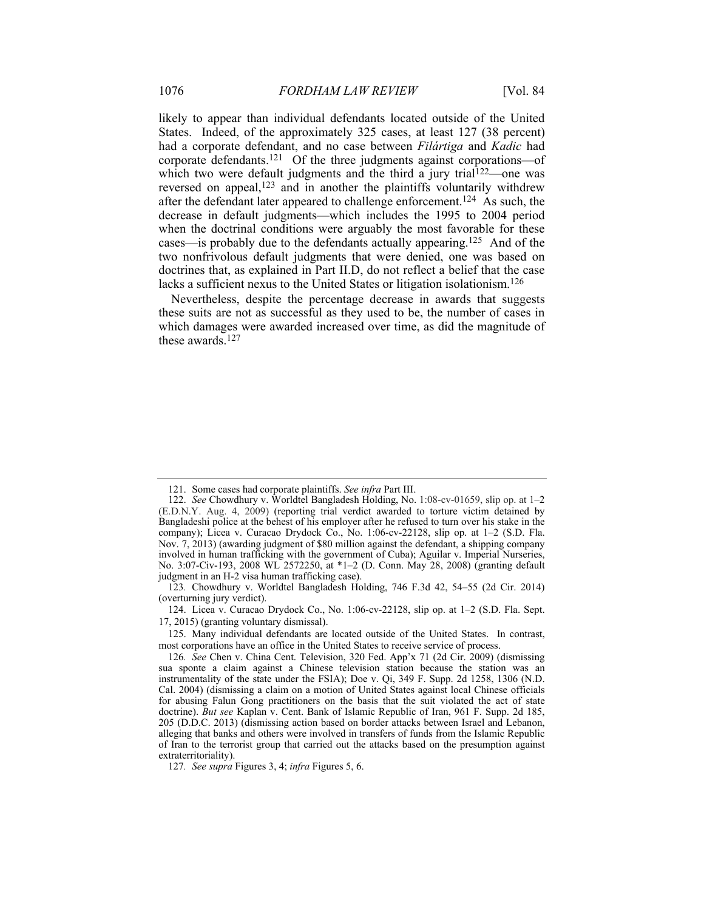likely to appear than individual defendants located outside of the United States. Indeed, of the approximately 325 cases, at least 127 (38 percent) had a corporate defendant, and no case between *Filártiga* and *Kadic* had corporate defendants.[121] Of the three judgments against corporations—of which two were default judgments and the third a jury trial[122]—one was reversed on appeal,[123] and in another the plaintiffs voluntarily withdrew after the defendant later appeared to challenge enforcement.[124] As such, the decrease in default judgments—which includes the 1995 to 2004 period when the doctrinal conditions were arguably the most favorable for these cases—is probably due to the defendants actually appearing.[125] And of the two nonfrivolous default judgments that were denied, one was based on doctrines that, as explained in Part II.D, do not reflect a belief that the case lacks a sufficient nexus to the United States or litigation isolationism.[126]

Nevertheless, despite the percentage decrease in awards that suggests these suits are not as successful as they used to be, the number of cases in which damages were awarded increased over time, as did the magnitude of these awards.[127]

---

121. Some cases had corporate plaintiffs. *See infra* Part III.

122. *See* Chowdhury v. Worldtel Bangladesh Holding, No. 1:08-cv-01659, slip op. at 1–2 (E.D.N.Y. Aug. 4, 2009) (reporting trial verdict awarded to torture victim detained by Bangladeshi police at the behest of his employer after he refused to turn over his stake in the company); Licea v. Curacao Drydock Co., No. 1:06-cv-22128, slip op. at 1–2 (S.D. Fla. Nov. 7, 2013) (awarding judgment of $80 million against the defendant, a shipping company involved in human trafficking with the government of Cuba); Aguilar v. Imperial Nurseries, No. 3:07-Civ-193, 2008 WL 2572250, at *1–2 (D. Conn. May 28, 2008) (granting default judgment in an H-2 visa human trafficking case).

123. Chowdhury v. Worldtel Bangladesh Holding, 746 F.3d 42, 54–55 (2d Cir. 2014) (overturning jury verdict).

124. Licea v. Curacao Drydock Co., No. 1:06-cv-22128, slip op. at 1–2 (S.D. Fla. Sept. 17, 2015) (granting voluntary dismissal).

125. Many individual defendants are located outside of the United States. In contrast, most corporations have an office in the United States to receive service of process.

126. *See* Chen v. China Cent. Television, 320 Fed. App'x 71 (2d Cir. 2009) (dismissing sua sponte a claim against a Chinese television station because the station was an instrumentality of the state under the FSIA); Doe v. Qi, 349 F. Supp. 2d 1258, 1306 (N.D. Cal. 2004) (dismissing a claim on a motion of United States against local Chinese officials for abusing Falun Gong practitioners on the basis that the suit violated the act of state doctrine). *But see* Kaplan v. Cent. Bank of Islamic Republic of Iran, 961 F. Supp. 2d 185, 205 (D.D.C. 2013) (dismissing action based on border attacks between Israel and Lebanon, alleging that banks and others were involved in transfers of funds from the Islamic Republic of Iran to the terrorist group that carried out the attacks based on the presumption against extraterritoriality).

127. *See supra* Figures 3, 4; *infra* Figures 5, 6.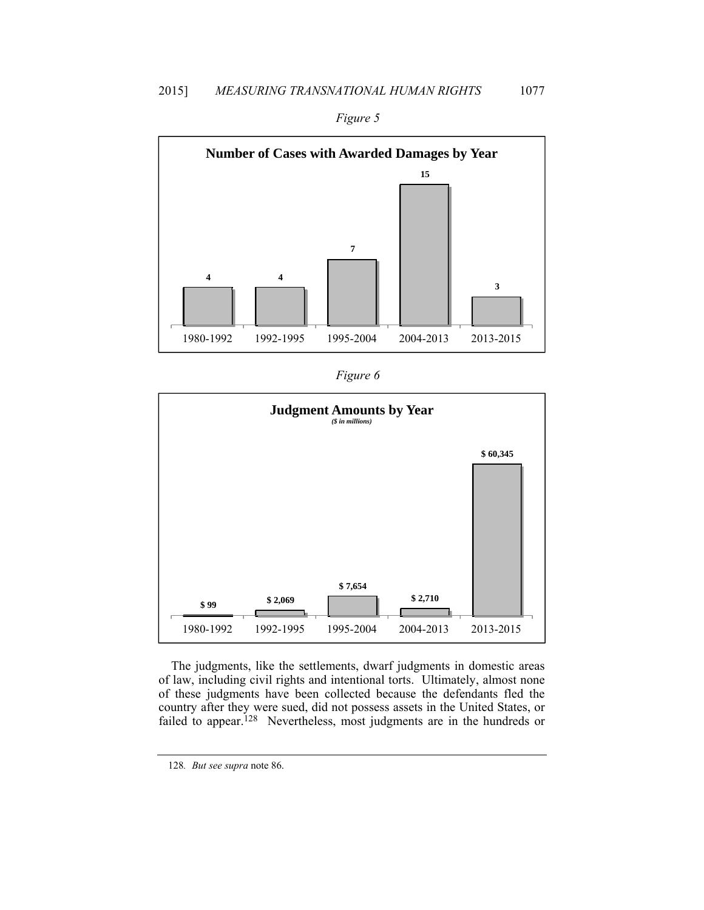*Figure 5*

**Number of Cases with Awarded Damages by Year**

| 1980-1992 | 1992-1995 | 1995-2004 | 2004-2013 | 2013-2015 |
|---|---|---|---|---|
| 4 | 4 | 7 | 15 | 3 |

*Figure 6*

**Judgment Amounts by Year**
*($ in millions)*

| 1980-1992 | 1992-1995 | 1995-2004 | 2004-2013 | 2013-2015 |
|---|---|---|---|---|
| $ 99 | $ 2,069 | $ 7,654 | $ 2,710 | $ 60,345 |

The judgments, like the settlements, dwarf judgments in domestic areas of law, including civil rights and intentional torts. Ultimately, almost none of these judgments have been collected because the defendants fled the country after they were sued, did not possess assets in the United States, or failed to appear.[128] Nevertheless, most judgments are in the hundreds or

128. *But see supra* note 86.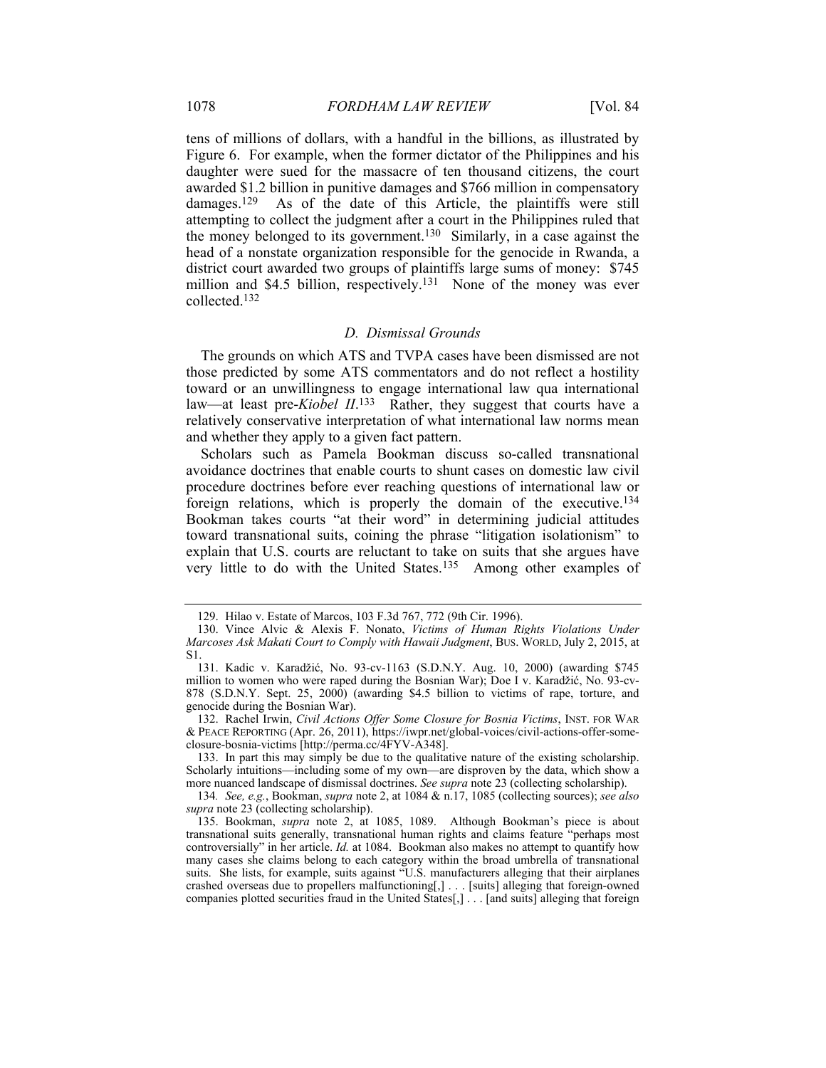tens of millions of dollars, with a handful in the billions, as illustrated by Figure 6. For example, when the former dictator of the Philippines and his daughter were sued for the massacre of ten thousand citizens, the court awarded $1.2 billion in punitive damages and $766 million in compensatory damages.[129] As of the date of this Article, the plaintiffs were still attempting to collect the judgment after a court in the Philippines ruled that the money belonged to its government.[130] Similarly, in a case against the head of a nonstate organization responsible for the genocide in Rwanda, a district court awarded two groups of plaintiffs large sums of money: $745 million and $4.5 billion, respectively.[131] None of the money was ever collected.[132]

### *D. Dismissal Grounds*

The grounds on which ATS and TVPA cases have been dismissed are not those predicted by some ATS commentators and do not reflect a hostility toward or an unwillingness to engage international law qua international law—at least pre-*Kiobel II*.[133] Rather, they suggest that courts have a relatively conservative interpretation of what international law norms mean and whether they apply to a given fact pattern.

Scholars such as Pamela Bookman discuss so-called transnational avoidance doctrines that enable courts to shunt cases on domestic law civil procedure doctrines before ever reaching questions of international law or foreign relations, which is properly the domain of the executive.[134] Bookman takes courts "at their word" in determining judicial attitudes toward transnational suits, coining the phrase "litigation isolationism" to explain that U.S. courts are reluctant to take on suits that she argues have very little to do with the United States.[135] Among other examples of

---

129. Hilao v. Estate of Marcos, 103 F.3d 767, 772 (9th Cir. 1996).

130. Vince Alvic & Alexis F. Nonato, *Victims of Human Rights Violations Under Marcoses Ask Makati Court to Comply with Hawaii Judgment*, BUS. WORLD, July 2, 2015, at S1.

131. Kadic v. Karadžić, No. 93-cv-1163 (S.D.N.Y. Aug. 10, 2000) (awarding $745 million to women who were raped during the Bosnian War); Doe I v. Karadžić, No. 93-cv-878 (S.D.N.Y. Sept. 25, 2000) (awarding $4.5 billion to victims of rape, torture, and genocide during the Bosnian War).

132. Rachel Irwin, *Civil Actions Offer Some Closure for Bosnia Victims*, INST. FOR WAR & PEACE REPORTING (Apr. 26, 2011), https://iwpr.net/global-voices/civil-actions-offer-some-closure-bosnia-victims [http://perma.cc/4FYV-A348].

133. In part this may simply be due to the qualitative nature of the existing scholarship. Scholarly intuitions—including some of my own—are disproven by the data, which show a more nuanced landscape of dismissal doctrines. *See supra* note 23 (collecting scholarship).

134. *See, e.g.*, Bookman, *supra* note 2, at 1084 & n.17, 1085 (collecting sources); *see also supra* note 23 (collecting scholarship).

135. Bookman, *supra* note 2, at 1085, 1089. Although Bookman's piece is about transnational suits generally, transnational human rights and claims feature "perhaps most controversially" in her article. *Id.* at 1084. Bookman also makes no attempt to quantify how many cases she claims belong to each category within the broad umbrella of transnational suits. She lists, for example, suits against "U.S. manufacturers alleging that their airplanes crashed overseas due to propellers malfunctioning[,] . . . [suits] alleging that foreign-owned companies plotted securities fraud in the United States[,] . . . [and suits] alleging that foreign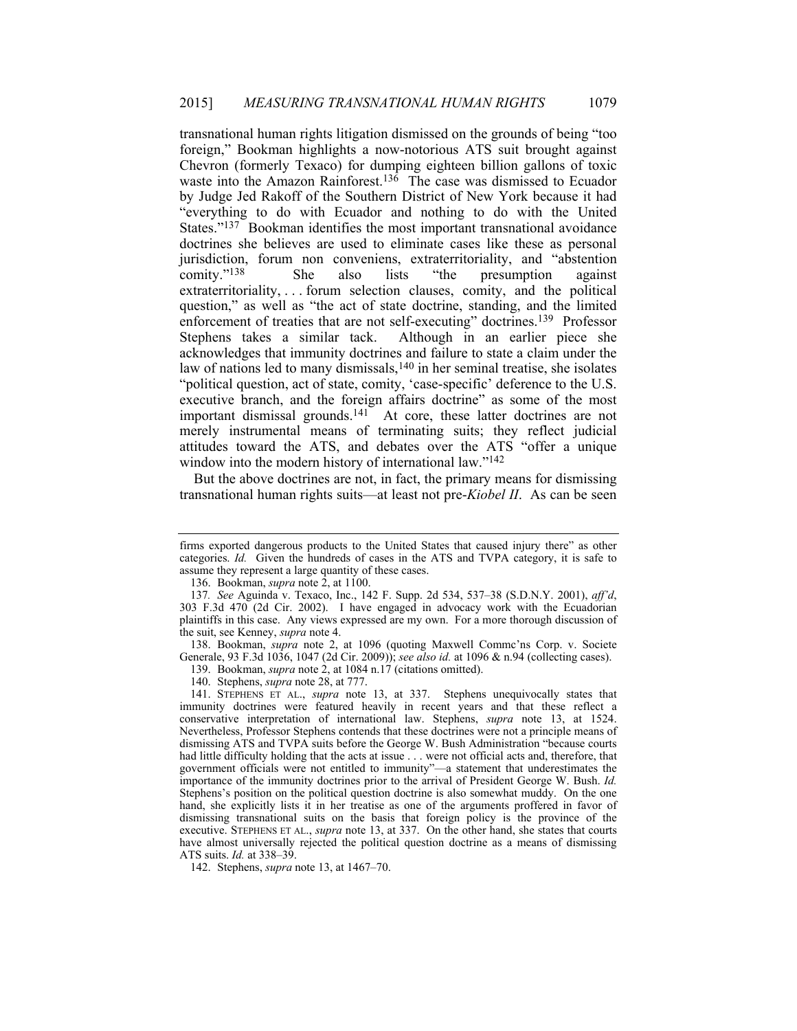transnational human rights litigation dismissed on the grounds of being "too foreign," Bookman highlights a now-notorious ATS suit brought against Chevron (formerly Texaco) for dumping eighteen billion gallons of toxic waste into the Amazon Rainforest.[136] The case was dismissed to Ecuador by Judge Jed Rakoff of the Southern District of New York because it had "everything to do with Ecuador and nothing to do with the United States."[137] Bookman identifies the most important transnational avoidance doctrines she believes are used to eliminate cases like these as personal jurisdiction, forum non conveniens, extraterritoriality, and "abstention comity."[138] She also lists "the presumption against extraterritoriality, . . . forum selection clauses, comity, and the political question," as well as "the act of state doctrine, standing, and the limited enforcement of treaties that are not self-executing" doctrines.[139] Professor Stephens takes a similar tack. Although in an earlier piece she acknowledges that immunity doctrines and failure to state a claim under the law of nations led to many dismissals,[140] in her seminal treatise, she isolates "political question, act of state, comity, 'case-specific' deference to the U.S. executive branch, and the foreign affairs doctrine" as some of the most important dismissal grounds.[141] At core, these latter doctrines are not merely instrumental means of terminating suits; they reflect judicial attitudes toward the ATS, and debates over the ATS "offer a unique window into the modern history of international law."[142]

But the above doctrines are not, in fact, the primary means for dismissing transnational human rights suits—at least not pre-*Kiobel II*. As can be seen

---

firms exported dangerous products to the United States that caused injury there" as other categories. *Id.* Given the hundreds of cases in the ATS and TVPA category, it is safe to assume they represent a large quantity of these cases.

136. Bookman, *supra* note 2, at 1100.

137. *See* Aguinda v. Texaco, Inc., 142 F. Supp. 2d 534, 537–38 (S.D.N.Y. 2001), *aff'd*, 303 F.3d 470 (2d Cir. 2002). I have engaged in advocacy work with the Ecuadorian plaintiffs in this case. Any views expressed are my own. For a more thorough discussion of the suit, see Kenney, *supra* note 4.

138. Bookman, *supra* note 2, at 1096 (quoting Maxwell Commc'ns Corp. v. Societe Generale, 93 F.3d 1036, 1047 (2d Cir. 2009)); *see also id.* at 1096 & n.94 (collecting cases).

139. Bookman, *supra* note 2, at 1084 n.17 (citations omitted).

140. Stephens, *supra* note 28, at 777.

141. STEPHENS ET AL., *supra* note 13, at 337. Stephens unequivocally states that immunity doctrines were featured heavily in recent years and that these reflect a conservative interpretation of international law. Stephens, *supra* note 13, at 1524. Nevertheless, Professor Stephens contends that these doctrines were not a principle means of dismissing ATS and TVPA suits before the George W. Bush Administration "because courts had little difficulty holding that the acts at issue . . . were not official acts and, therefore, that government officials were not entitled to immunity"—a statement that underestimates the importance of the immunity doctrines prior to the arrival of President George W. Bush. *Id.* Stephens's position on the political question doctrine is also somewhat muddy. On the one hand, she explicitly lists it in her treatise as one of the arguments proffered in favor of dismissing transnational suits on the basis that foreign policy is the province of the executive. STEPHENS ET AL., *supra* note 13, at 337. On the other hand, she states that courts have almost universally rejected the political question doctrine as a means of dismissing ATS suits. *Id.* at 338–39.

142. Stephens, *supra* note 13, at 1467–70.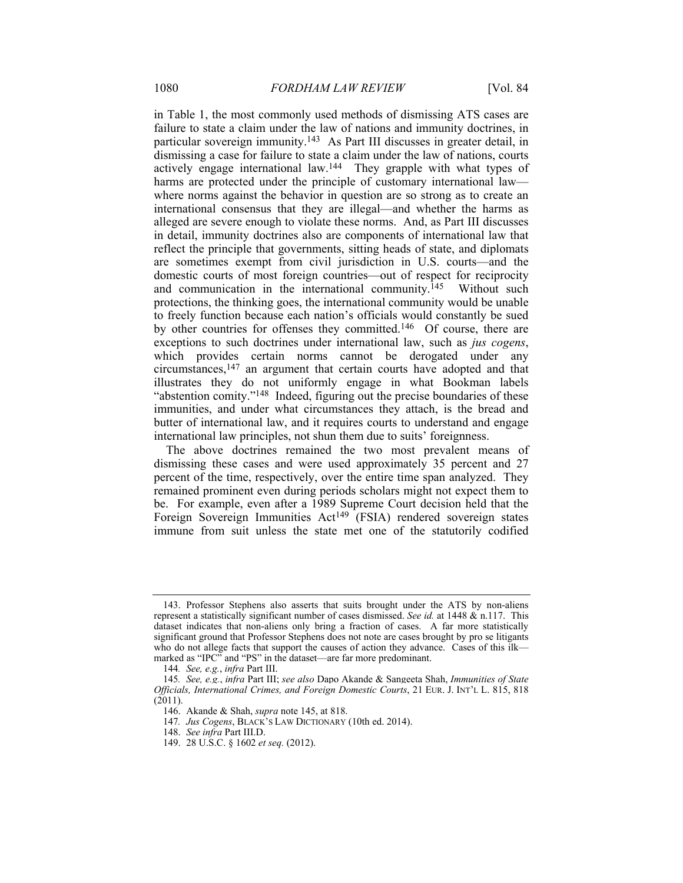in Table 1, the most commonly used methods of dismissing ATS cases are failure to state a claim under the law of nations and immunity doctrines, in particular sovereign immunity.[143] As Part III discusses in greater detail, in dismissing a case for failure to state a claim under the law of nations, courts actively engage international law.[144] They grapple with what types of harms are protected under the principle of customary international law—where norms against the behavior in question are so strong as to create an international consensus that they are illegal—and whether the harms as alleged are severe enough to violate these norms. And, as Part III discusses in detail, immunity doctrines also are components of international law that reflect the principle that governments, sitting heads of state, and diplomats are sometimes exempt from civil jurisdiction in U.S. courts—and the domestic courts of most foreign countries—out of respect for reciprocity and communication in the international community.[145] Without such protections, the thinking goes, the international community would be unable to freely function because each nation's officials would constantly be sued by other countries for offenses they committed.[146] Of course, there are exceptions to such doctrines under international law, such as *jus cogens*, which provides certain norms cannot be derogated under any circumstances,[147] an argument that certain courts have adopted and that illustrates they do not uniformly engage in what Bookman labels "abstention comity."[148] Indeed, figuring out the precise boundaries of these immunities, and under what circumstances they attach, is the bread and butter of international law, and it requires courts to understand and engage international law principles, not shun them due to suits' foreignness.

The above doctrines remained the two most prevalent means of dismissing these cases and were used approximately 35 percent and 27 percent of the time, respectively, over the entire time span analyzed. They remained prominent even during periods scholars might not expect them to be. For example, even after a 1989 Supreme Court decision held that the Foreign Sovereign Immunities Act[149] (FSIA) rendered sovereign states immune from suit unless the state met one of the statutorily codified

---

143. Professor Stephens also asserts that suits brought under the ATS by non-aliens represent a statistically significant number of cases dismissed. *See id.* at 1448 & n.117. This dataset indicates that non-aliens only bring a fraction of cases. A far more statistically significant ground that Professor Stephens does not note are cases brought by pro se litigants who do not allege facts that support the causes of action they advance. Cases of this ilk—marked as "IPC" and "PS" in the dataset—are far more predominant.

144. *See, e.g.*, *infra* Part III.

145. *See, e.g.*, *infra* Part III; *see also* Dapo Akande & Sangeeta Shah, *Immunities of State Officials, International Crimes, and Foreign Domestic Courts*, 21 EUR. J. INT'L L. 815, 818 (2011).

146. Akande & Shah, *supra* note 145, at 818.

147. *Jus Cogens*, BLACK'S LAW DICTIONARY (10th ed. 2014).

148. *See infra* Part III.D.

149. 28 U.S.C. § 1602 *et seq.* (2012).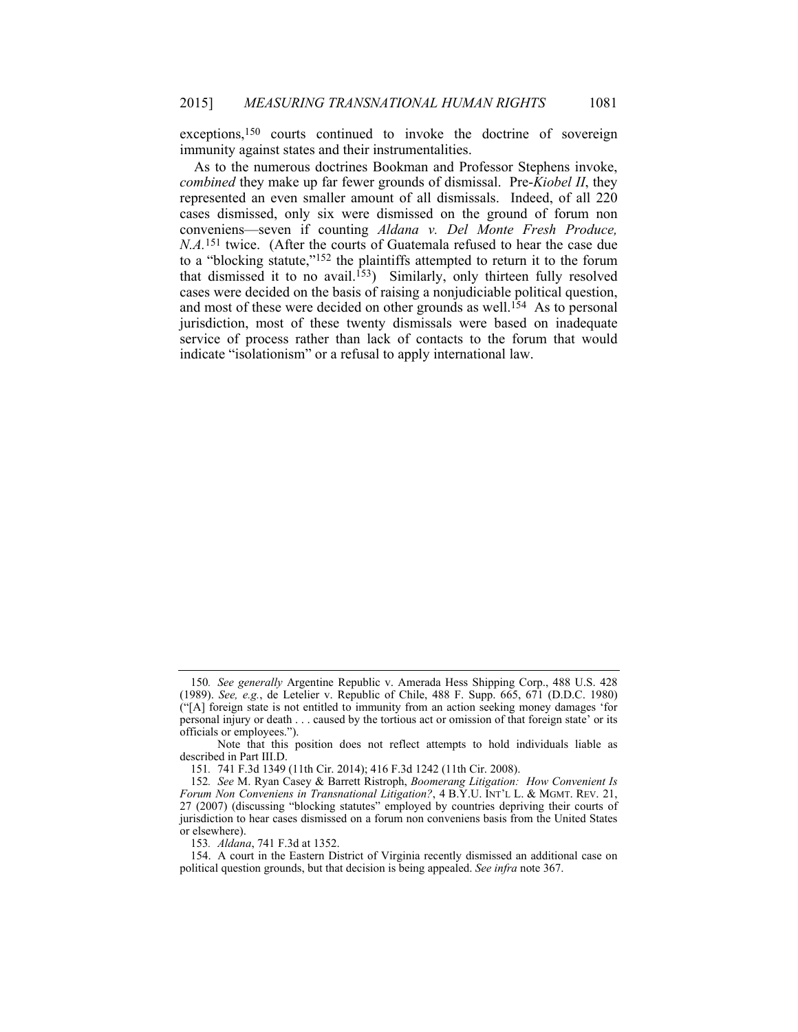exceptions,[150] courts continued to invoke the doctrine of sovereign immunity against states and their instrumentalities.

As to the numerous doctrines Bookman and Professor Stephens invoke, *combined* they make up far fewer grounds of dismissal. Pre-*Kiobel II*, they represented an even smaller amount of all dismissals. Indeed, of all 220 cases dismissed, only six were dismissed on the ground of forum non conveniens—seven if counting *Aldana v. Del Monte Fresh Produce, N.A.*[151] twice. (After the courts of Guatemala refused to hear the case due to a "blocking statute,"[152] the plaintiffs attempted to return it to the forum that dismissed it to no avail.[153]) Similarly, only thirteen fully resolved cases were decided on the basis of raising a nonjudiciable political question, and most of these were decided on other grounds as well.[154] As to personal jurisdiction, most of these twenty dismissals were based on inadequate service of process rather than lack of contacts to the forum that would indicate "isolationism" or a refusal to apply international law.

---

150. *See generally* Argentine Republic v. Amerada Hess Shipping Corp., 488 U.S. 428 (1989). *See, e.g.*, de Letelier v. Republic of Chile, 488 F. Supp. 665, 671 (D.D.C. 1980) ("[A] foreign state is not entitled to immunity from an action seeking money damages 'for personal injury or death . . . caused by the tortious act or omission of that foreign state' or its officials or employees.").

Note that this position does not reflect attempts to hold individuals liable as described in Part III.D.

151. 741 F.3d 1349 (11th Cir. 2014); 416 F.3d 1242 (11th Cir. 2008).

152. *See* M. Ryan Casey & Barrett Ristroph, *Boomerang Litigation: How Convenient Is Forum Non Conveniens in Transnational Litigation?*, 4 B.Y.U. INT'L L. & MGMT. REV. 21, 27 (2007) (discussing "blocking statutes" employed by countries depriving their courts of jurisdiction to hear cases dismissed on a forum non conveniens basis from the United States or elsewhere).

153. *Aldana*, 741 F.3d at 1352.

154. A court in the Eastern District of Virginia recently dismissed an additional case on political question grounds, but that decision is being appealed. *See infra* note 367.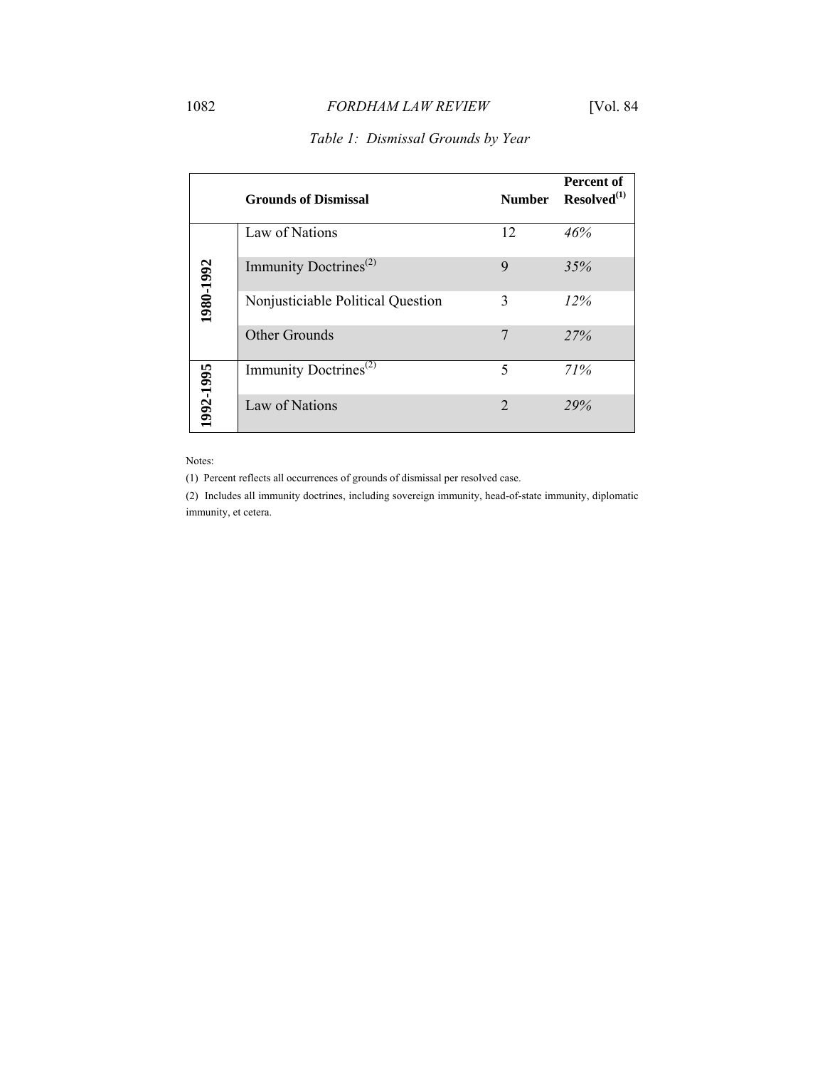*Table 1: Dismissal Grounds by Year*

| | Grounds of Dismissal | Number | Percent of Resolved[(1)] |
|---|---|---|---|
| 1980-1992 | Law of Nations | 12 | *46%* |
| | Immunity Doctrines[(2)] | 9 | *35%* |
| | Nonjusticiable Political Question | 3 | *12%* |
| | Other Grounds | 7 | *27%* |
| 1992-1995 | Immunity Doctrines[(2)] | 5 | *71%* |
| | Law of Nations | 2 | *29%* |

Notes:

(1) Percent reflects all occurrences of grounds of dismissal per resolved case.

(2) Includes all immunity doctrines, including sovereign immunity, head-of-state immunity, diplomatic immunity, et cetera.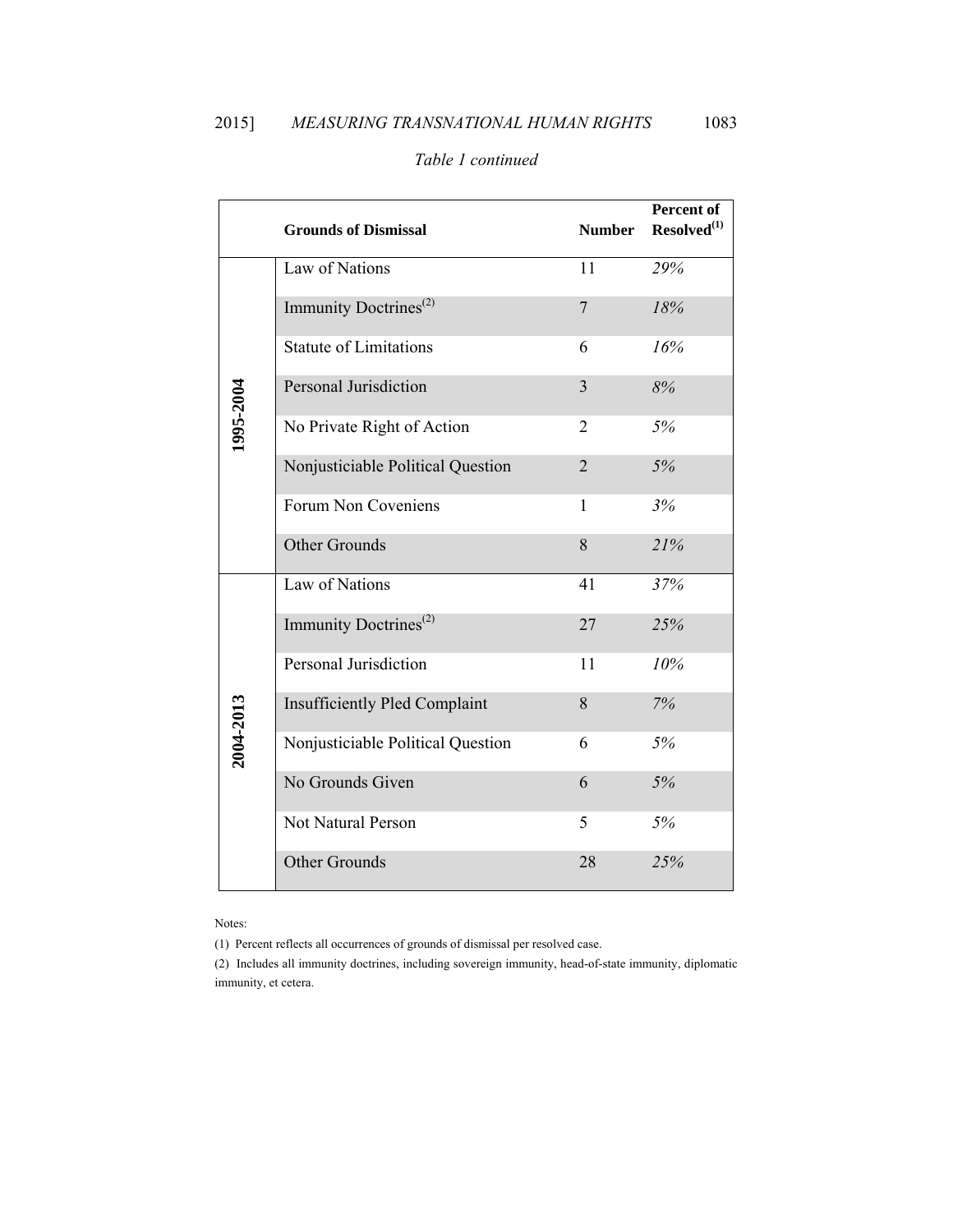*Table 1 continued*

| | Grounds of Dismissal | Number | Percent of Resolved[1] |
|---|---|---|---|
| **1995-2004** | Law of Nations | 11 | *29%* |
| | Immunity Doctrines[2] | 7 | *18%* |
| | Statute of Limitations | 6 | *16%* |
| | Personal Jurisdiction | 3 | *8%* |
| | No Private Right of Action | 2 | *5%* |
| | Nonjusticiable Political Question | 2 | *5%* |
| | Forum Non Coveniens | 1 | *3%* |
| | Other Grounds | 8 | *21%* |
| **2004-2013** | Law of Nations | 41 | *37%* |
| | Immunity Doctrines[2] | 27 | *25%* |
| | Personal Jurisdiction | 11 | *10%* |
| | Insufficiently Pled Complaint | 8 | *7%* |
| | Nonjusticiable Political Question | 6 | *5%* |
| | No Grounds Given | 6 | *5%* |
| | Not Natural Person | 5 | *5%* |
| | Other Grounds | 28 | *25%* |

Notes:

(1) Percent reflects all occurrences of grounds of dismissal per resolved case.

(2) Includes all immunity doctrines, including sovereign immunity, head-of-state immunity, diplomatic immunity, et cetera.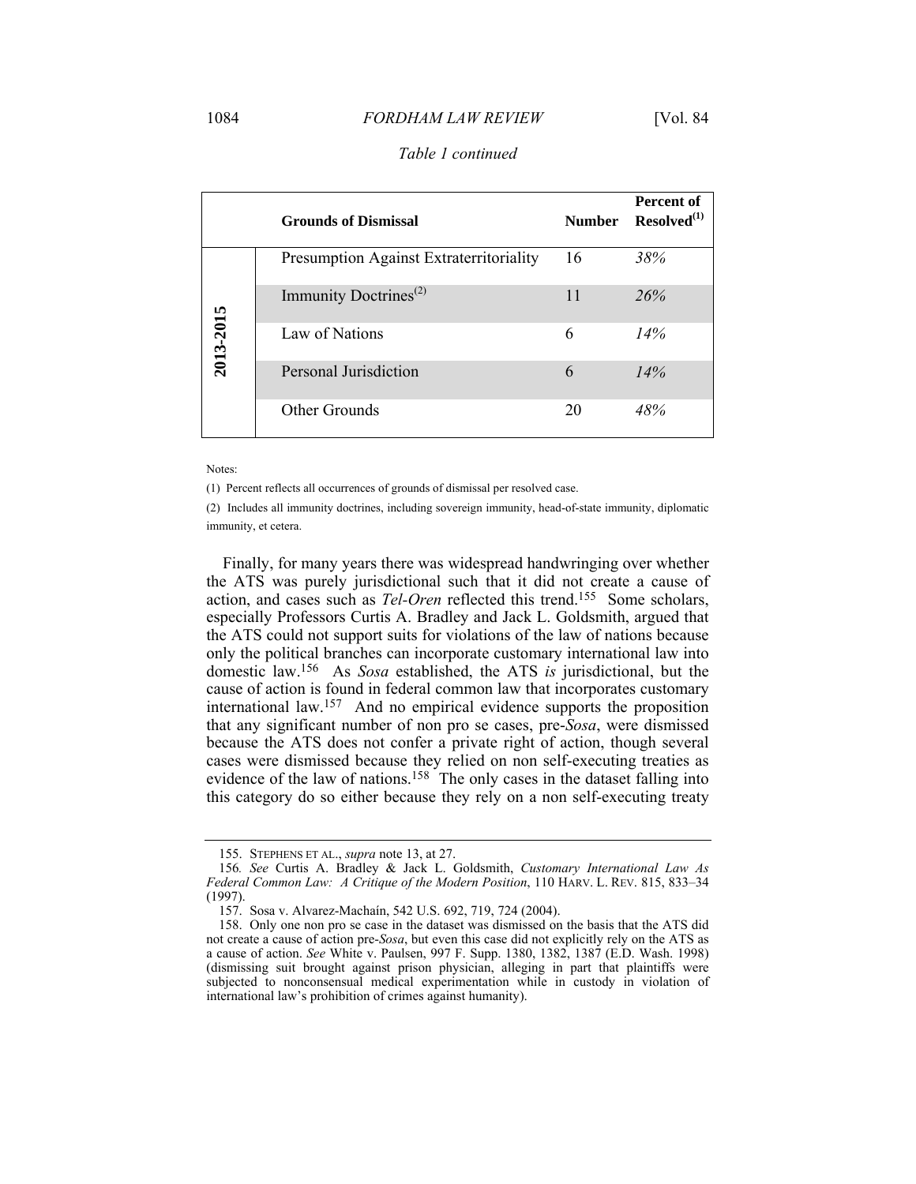*Table 1 continued*

| | Grounds of Dismissal | Number | Percent of Resolved[(1)] |
|---|---|---|---|
| **2013-2015** | Presumption Against Extraterritoriality | 16 | *38%* |
| | Immunity Doctrines[(2)] | 11 | *26%* |
| | Law of Nations | 6 | *14%* |
| | Personal Jurisdiction | 6 | *14%* |
| | Other Grounds | 20 | *48%* |

Notes:

(1) Percent reflects all occurrences of grounds of dismissal per resolved case.

(2) Includes all immunity doctrines, including sovereign immunity, head-of-state immunity, diplomatic immunity, et cetera.

Finally, for many years there was widespread handwringing over whether the ATS was purely jurisdictional such that it did not create a cause of action, and cases such as *Tel-Oren* reflected this trend.[155] Some scholars, especially Professors Curtis A. Bradley and Jack L. Goldsmith, argued that the ATS could not support suits for violations of the law of nations because only the political branches can incorporate customary international law into domestic law.[156] As *Sosa* established, the ATS *is* jurisdictional, but the cause of action is found in federal common law that incorporates customary international law.[157] And no empirical evidence supports the proposition that any significant number of non pro se cases, pre-*Sosa*, were dismissed because the ATS does not confer a private right of action, though several cases were dismissed because they relied on non self-executing treaties as evidence of the law of nations.[158] The only cases in the dataset falling into this category do so either because they rely on a non self-executing treaty

---

155. STEPHENS ET AL., *supra* note 13, at 27.

156. *See* Curtis A. Bradley & Jack L. Goldsmith, *Customary International Law As Federal Common Law: A Critique of the Modern Position*, 110 HARV. L. REV. 815, 833–34 (1997).

157. Sosa v. Alvarez-Machaín, 542 U.S. 692, 719, 724 (2004).

158. Only one non pro se case in the dataset was dismissed on the basis that the ATS did not create a cause of action pre-*Sosa*, but even this case did not explicitly rely on the ATS as a cause of action. *See* White v. Paulsen, 997 F. Supp. 1380, 1382, 1387 (E.D. Wash. 1998) (dismissing suit brought against prison physician, alleging in part that plaintiffs were subjected to nonconsensual medical experimentation while in custody in violation of international law's prohibition of crimes against humanity).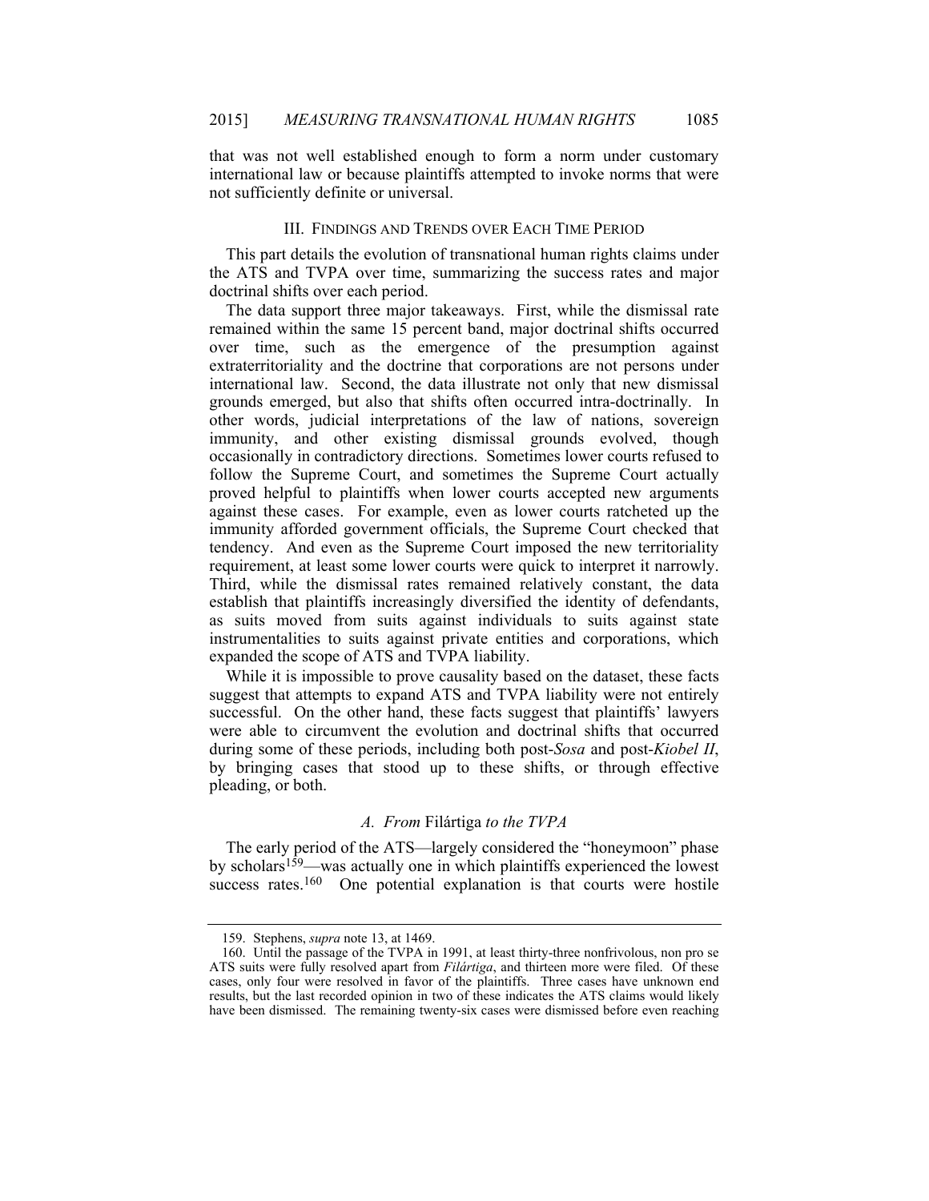that was not well established enough to form a norm under customary international law or because plaintiffs attempted to invoke norms that were not sufficiently definite or universal.

## III. FINDINGS AND TRENDS OVER EACH TIME PERIOD

This part details the evolution of transnational human rights claims under the ATS and TVPA over time, summarizing the success rates and major doctrinal shifts over each period.

The data support three major takeaways. First, while the dismissal rate remained within the same 15 percent band, major doctrinal shifts occurred over time, such as the emergence of the presumption against extraterritoriality and the doctrine that corporations are not persons under international law. Second, the data illustrate not only that new dismissal grounds emerged, but also that shifts often occurred intra-doctrinally. In other words, judicial interpretations of the law of nations, sovereign immunity, and other existing dismissal grounds evolved, though occasionally in contradictory directions. Sometimes lower courts refused to follow the Supreme Court, and sometimes the Supreme Court actually proved helpful to plaintiffs when lower courts accepted new arguments against these cases. For example, even as lower courts ratcheted up the immunity afforded government officials, the Supreme Court checked that tendency. And even as the Supreme Court imposed the new territoriality requirement, at least some lower courts were quick to interpret it narrowly. Third, while the dismissal rates remained relatively constant, the data establish that plaintiffs increasingly diversified the identity of defendants, as suits moved from suits against individuals to suits against state instrumentalities to suits against private entities and corporations, which expanded the scope of ATS and TVPA liability.

While it is impossible to prove causality based on the dataset, these facts suggest that attempts to expand ATS and TVPA liability were not entirely successful. On the other hand, these facts suggest that plaintiffs' lawyers were able to circumvent the evolution and doctrinal shifts that occurred during some of these periods, including both post-*Sosa* and post-*Kiobel II*, by bringing cases that stood up to these shifts, or through effective pleading, or both.

### *A. From* Filártiga *to the TVPA*

The early period of the ATS—largely considered the "honeymoon" phase by scholars[159]—was actually one in which plaintiffs experienced the lowest success rates.[160] One potential explanation is that courts were hostile

---

159. Stephens, *supra* note 13, at 1469.

160. Until the passage of the TVPA in 1991, at least thirty-three nonfrivolous, non pro se ATS suits were fully resolved apart from *Filártiga*, and thirteen more were filed. Of these cases, only four were resolved in favor of the plaintiffs. Three cases have unknown end results, but the last recorded opinion in two of these indicates the ATS claims would likely have been dismissed. The remaining twenty-six cases were dismissed before even reaching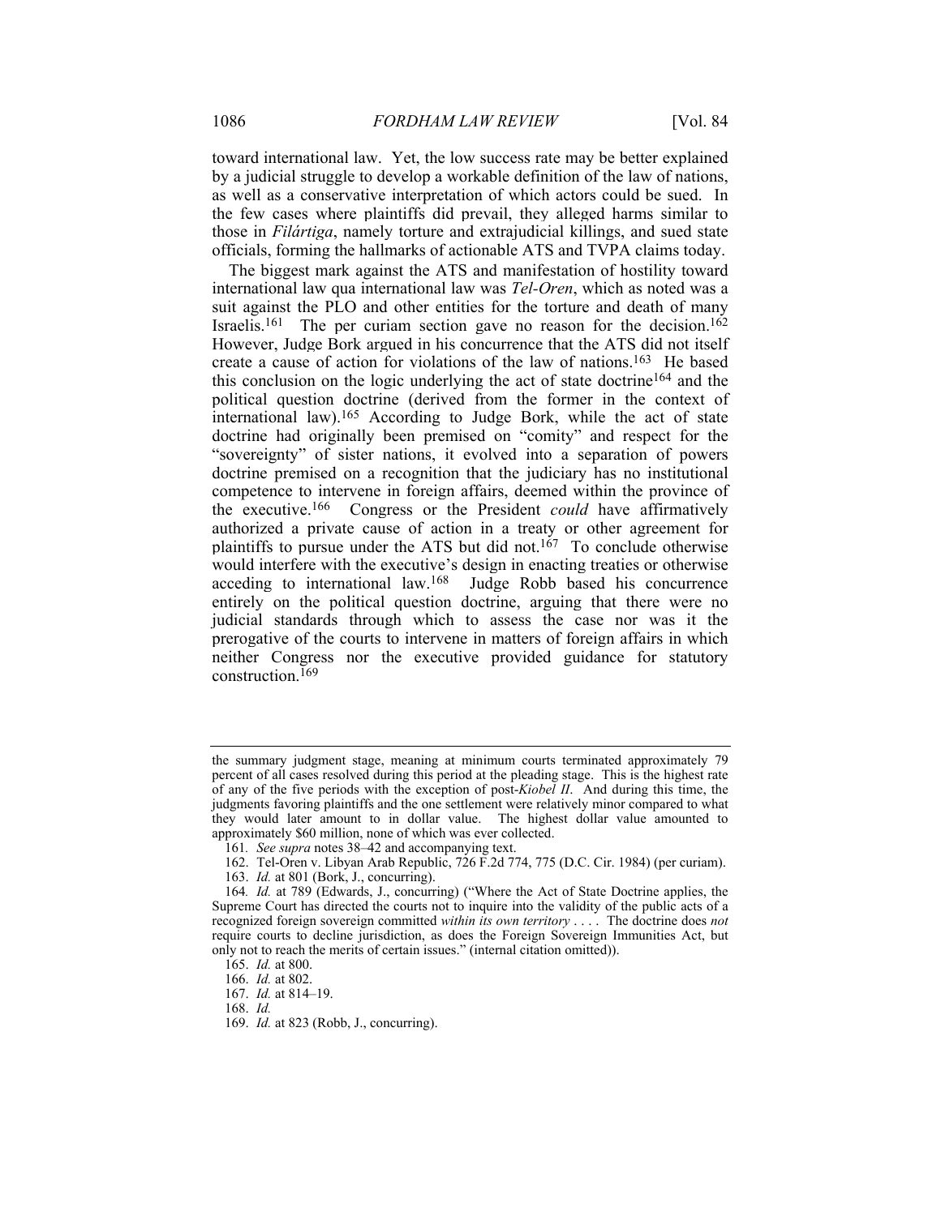toward international law. Yet, the low success rate may be better explained by a judicial struggle to develop a workable definition of the law of nations, as well as a conservative interpretation of which actors could be sued. In the few cases where plaintiffs did prevail, they alleged harms similar to those in *Filártiga*, namely torture and extrajudicial killings, and sued state officials, forming the hallmarks of actionable ATS and TVPA claims today.

The biggest mark against the ATS and manifestation of hostility toward international law qua international law was *Tel-Oren*, which as noted was a suit against the PLO and other entities for the torture and death of many Israelis.[161] The per curiam section gave no reason for the decision.[162] However, Judge Bork argued in his concurrence that the ATS did not itself create a cause of action for violations of the law of nations.[163] He based this conclusion on the logic underlying the act of state doctrine[164] and the political question doctrine (derived from the former in the context of international law).[165] According to Judge Bork, while the act of state doctrine had originally been premised on "comity" and respect for the "sovereignty" of sister nations, it evolved into a separation of powers doctrine premised on a recognition that the judiciary has no institutional competence to intervene in foreign affairs, deemed within the province of the executive.[166] Congress or the President *could* have affirmatively authorized a private cause of action in a treaty or other agreement for plaintiffs to pursue under the ATS but did not.[167] To conclude otherwise would interfere with the executive's design in enacting treaties or otherwise acceding to international law.[168] Judge Robb based his concurrence entirely on the political question doctrine, arguing that there were no judicial standards through which to assess the case nor was it the prerogative of the courts to intervene in matters of foreign affairs in which neither Congress nor the executive provided guidance for statutory construction.[169]

---

the summary judgment stage, meaning at minimum courts terminated approximately 79 percent of all cases resolved during this period at the pleading stage. This is the highest rate of any of the five periods with the exception of post-*Kiobel II*. And during this time, the judgments favoring plaintiffs and the one settlement were relatively minor compared to what they would later amount to in dollar value. The highest dollar value amounted to approximately $60 million, none of which was ever collected.

161. *See supra* notes 38–42 and accompanying text.

162. Tel-Oren v. Libyan Arab Republic, 726 F.2d 774, 775 (D.C. Cir. 1984) (per curiam).

163. *Id.* at 801 (Bork, J., concurring).

164. *Id.* at 789 (Edwards, J., concurring) ("Where the Act of State Doctrine applies, the Supreme Court has directed the courts not to inquire into the validity of the public acts of a recognized foreign sovereign committed *within its own territory* . . . . The doctrine does *not* require courts to decline jurisdiction, as does the Foreign Sovereign Immunities Act, but only not to reach the merits of certain issues." (internal citation omitted)).

165. *Id.* at 800.

166. *Id.* at 802.

167. *Id.* at 814–19.

168. *Id.*

169. *Id.* at 823 (Robb, J., concurring).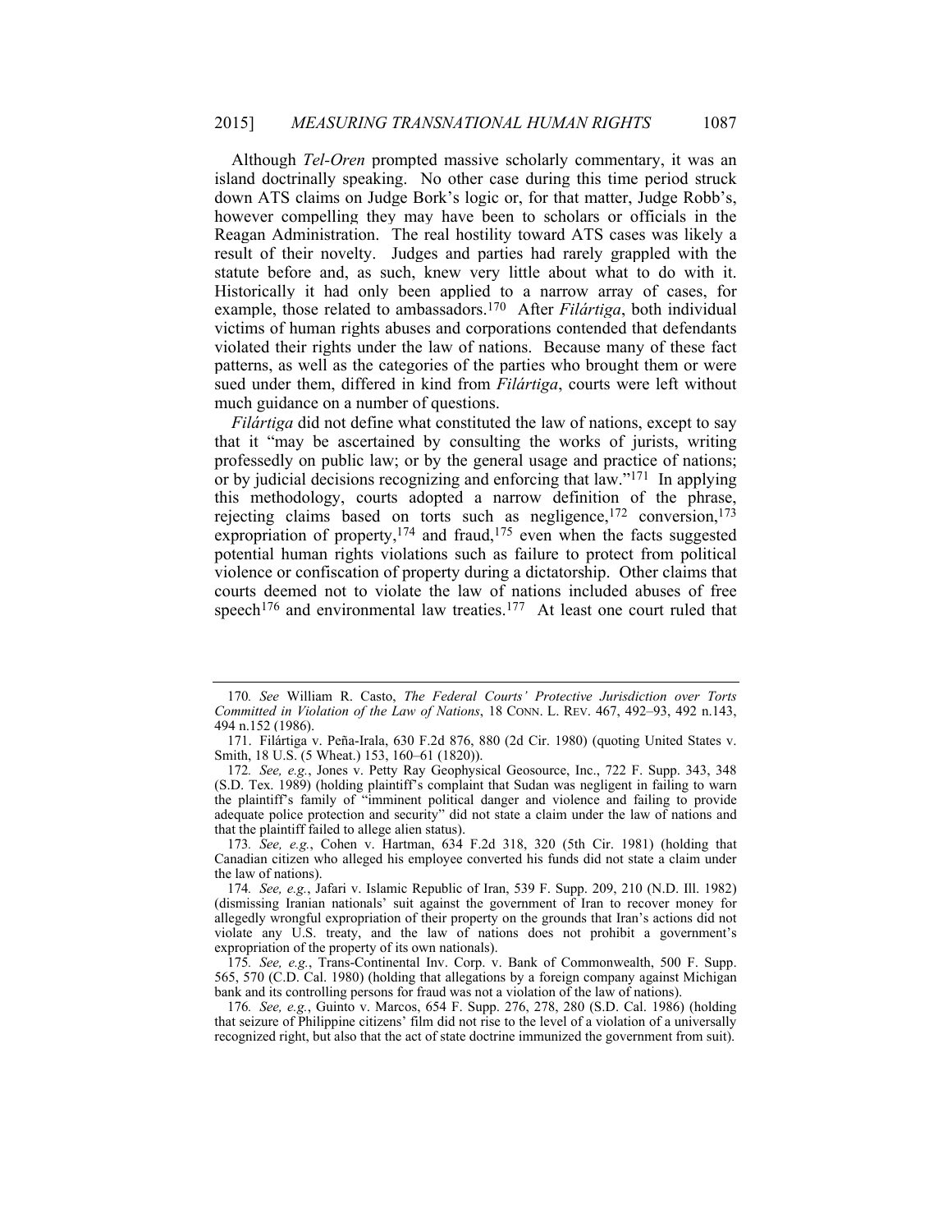Although *Tel-Oren* prompted massive scholarly commentary, it was an island doctrinally speaking. No other case during this time period struck down ATS claims on Judge Bork's logic or, for that matter, Judge Robb's, however compelling they may have been to scholars or officials in the Reagan Administration. The real hostility toward ATS cases was likely a result of their novelty. Judges and parties had rarely grappled with the statute before and, as such, knew very little about what to do with it. Historically it had only been applied to a narrow array of cases, for example, those related to ambassadors.[170] After *Filártiga*, both individual victims of human rights abuses and corporations contended that defendants violated their rights under the law of nations. Because many of these fact patterns, as well as the categories of the parties who brought them or were sued under them, differed in kind from *Filártiga*, courts were left without much guidance on a number of questions.

*Filártiga* did not define what constituted the law of nations, except to say that it "may be ascertained by consulting the works of jurists, writing professedly on public law; or by the general usage and practice of nations; or by judicial decisions recognizing and enforcing that law."[171] In applying this methodology, courts adopted a narrow definition of the phrase, rejecting claims based on torts such as negligence,[172] conversion,[173] expropriation of property,[174] and fraud,[175] even when the facts suggested potential human rights violations such as failure to protect from political violence or confiscation of property during a dictatorship. Other claims that courts deemed not to violate the law of nations included abuses of free speech[176] and environmental law treaties.[177] At least one court ruled that

---

170. *See* William R. Casto, *The Federal Courts' Protective Jurisdiction over Torts Committed in Violation of the Law of Nations*, 18 CONN. L. REV. 467, 492–93, 492 n.143, 494 n.152 (1986).

171. Filártiga v. Peña-Irala, 630 F.2d 876, 880 (2d Cir. 1980) (quoting United States v. Smith, 18 U.S. (5 Wheat.) 153, 160–61 (1820)).

172. *See, e.g.*, Jones v. Petty Ray Geophysical Geosource, Inc., 722 F. Supp. 343, 348 (S.D. Tex. 1989) (holding plaintiff's complaint that Sudan was negligent in failing to warn the plaintiff's family of "imminent political danger and violence and failing to provide adequate police protection and security" did not state a claim under the law of nations and that the plaintiff failed to allege alien status).

173. *See, e.g.*, Cohen v. Hartman, 634 F.2d 318, 320 (5th Cir. 1981) (holding that Canadian citizen who alleged his employee converted his funds did not state a claim under the law of nations).

174. *See, e.g.*, Jafari v. Islamic Republic of Iran, 539 F. Supp. 209, 210 (N.D. Ill. 1982) (dismissing Iranian nationals' suit against the government of Iran to recover money for allegedly wrongful expropriation of their property on the grounds that Iran's actions did not violate any U.S. treaty, and the law of nations does not prohibit a government's expropriation of the property of its own nationals).

175. *See, e.g.*, Trans-Continental Inv. Corp. v. Bank of Commonwealth, 500 F. Supp. 565, 570 (C.D. Cal. 1980) (holding that allegations by a foreign company against Michigan bank and its controlling persons for fraud was not a violation of the law of nations).

176. *See, e.g.*, Guinto v. Marcos, 654 F. Supp. 276, 278, 280 (S.D. Cal. 1986) (holding that seizure of Philippine citizens' film did not rise to the level of a violation of a universally recognized right, but also that the act of state doctrine immunized the government from suit).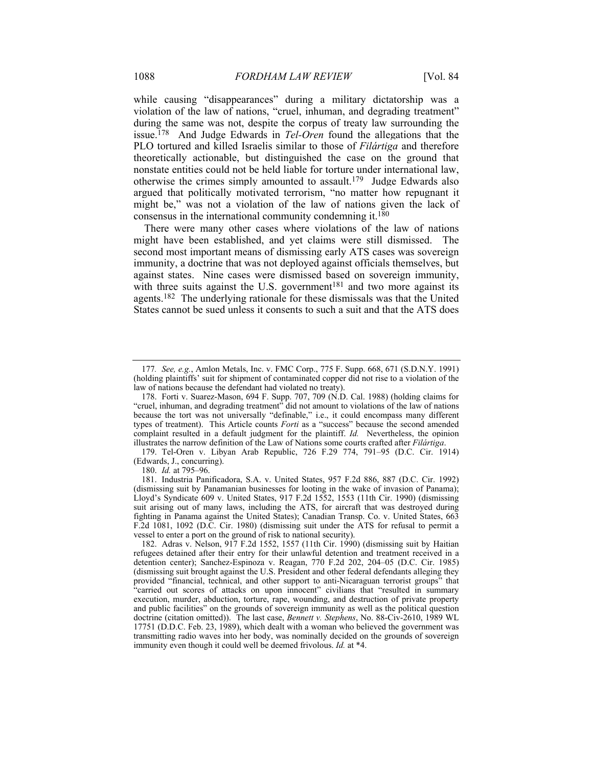while causing "disappearances" during a military dictatorship was a violation of the law of nations, "cruel, inhuman, and degrading treatment" during the same was not, despite the corpus of treaty law surrounding the issue.[178] And Judge Edwards in *Tel-Oren* found the allegations that the PLO tortured and killed Israelis similar to those of *Filártiga* and therefore theoretically actionable, but distinguished the case on the ground that nonstate entities could not be held liable for torture under international law, otherwise the crimes simply amounted to assault.[179] Judge Edwards also argued that politically motivated terrorism, "no matter how repugnant it might be," was not a violation of the law of nations given the lack of consensus in the international community condemning it.[180]

There were many other cases where violations of the law of nations might have been established, and yet claims were still dismissed. The second most important means of dismissing early ATS cases was sovereign immunity, a doctrine that was not deployed against officials themselves, but against states. Nine cases were dismissed based on sovereign immunity, with three suits against the U.S. government[181] and two more against its agents.[182] The underlying rationale for these dismissals was that the United States cannot be sued unless it consents to such a suit and that the ATS does

---

177. *See, e.g.*, Amlon Metals, Inc. v. FMC Corp., 775 F. Supp. 668, 671 (S.D.N.Y. 1991) (holding plaintiffs' suit for shipment of contaminated copper did not rise to a violation of the law of nations because the defendant had violated no treaty).

178. Forti v. Suarez-Mason, 694 F. Supp. 707, 709 (N.D. Cal. 1988) (holding claims for "cruel, inhuman, and degrading treatment" did not amount to violations of the law of nations because the tort was not universally "definable," i.e., it could encompass many different types of treatment). This Article counts *Forti* as a "success" because the second amended complaint resulted in a default judgment for the plaintiff. *Id.* Nevertheless, the opinion illustrates the narrow definition of the Law of Nations some courts crafted after *Filártiga*.

179. Tel-Oren v. Libyan Arab Republic, 726 F.29 774, 791–95 (D.C. Cir. 1914) (Edwards, J., concurring).

180. *Id.* at 795–96.

181. Industria Panificadora, S.A. v. United States, 957 F.2d 886, 887 (D.C. Cir. 1992) (dismissing suit by Panamanian businesses for looting in the wake of invasion of Panama); Lloyd's Syndicate 609 v. United States, 917 F.2d 1552, 1553 (11th Cir. 1990) (dismissing suit arising out of many laws, including the ATS, for aircraft that was destroyed during fighting in Panama against the United States); Canadian Transp. Co. v. United States, 663 F.2d 1081, 1092 (D.C. Cir. 1980) (dismissing suit under the ATS for refusal to permit a vessel to enter a port on the ground of risk to national security).

182. Adras v. Nelson, 917 F.2d 1552, 1557 (11th Cir. 1990) (dismissing suit by Haitian refugees detained after their entry for their unlawful detention and treatment received in a detention center); Sanchez-Espinoza v. Reagan, 770 F.2d 202, 204–05 (D.C. Cir. 1985) (dismissing suit brought against the U.S. President and other federal defendants alleging they provided "financial, technical, and other support to anti-Nicaraguan terrorist groups" that "carried out scores of attacks on upon innocent" civilians that "resulted in summary execution, murder, abduction, torture, rape, wounding, and destruction of private property and public facilities" on the grounds of sovereign immunity as well as the political question doctrine (citation omitted)). The last case, *Bennett v. Stephens*, No. 88-Civ-2610, 1989 WL 17751 (D.D.C. Feb. 23, 1989), which dealt with a woman who believed the government was transmitting radio waves into her body, was nominally decided on the grounds of sovereign immunity even though it could well be deemed frivolous. *Id.* at *4.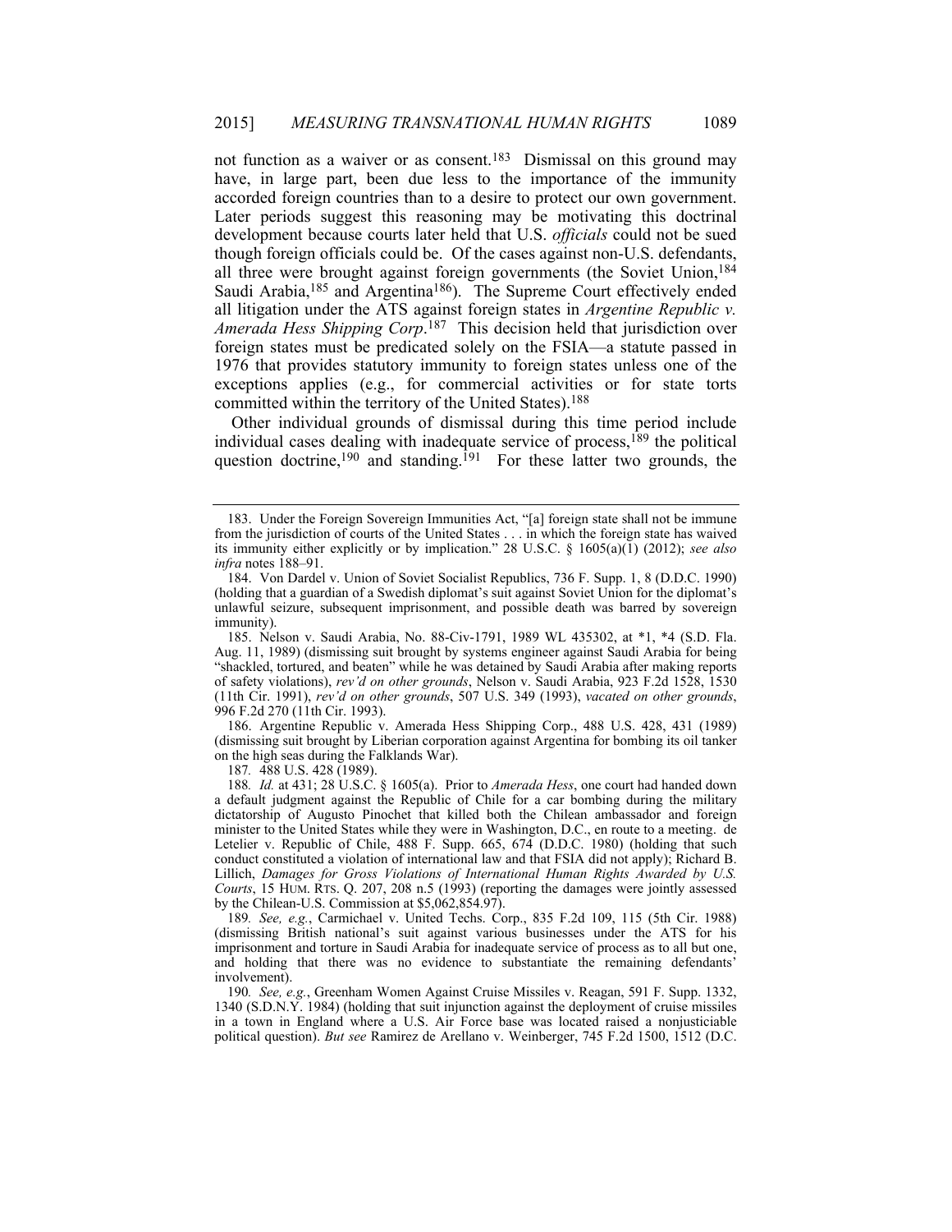not function as a waiver or as consent.[183] Dismissal on this ground may have, in large part, been due less to the importance of the immunity accorded foreign countries than to a desire to protect our own government. Later periods suggest this reasoning may be motivating this doctrinal development because courts later held that U.S. *officials* could not be sued though foreign officials could be. Of the cases against non-U.S. defendants, all three were brought against foreign governments (the Soviet Union,[184] Saudi Arabia,[185] and Argentina[186]). The Supreme Court effectively ended all litigation under the ATS against foreign states in *Argentine Republic v. Amerada Hess Shipping Corp*.[187] This decision held that jurisdiction over foreign states must be predicated solely on the FSIA—a statute passed in 1976 that provides statutory immunity to foreign states unless one of the exceptions applies (e.g., for commercial activities or for state torts committed within the territory of the United States).[188]

Other individual grounds of dismissal during this time period include individual cases dealing with inadequate service of process,[189] the political question doctrine,[190] and standing.[191] For these latter two grounds, the

---

183. Under the Foreign Sovereign Immunities Act, "[a] foreign state shall not be immune from the jurisdiction of courts of the United States . . . in which the foreign state has waived its immunity either explicitly or by implication." 28 U.S.C. § 1605(a)(1) (2012); *see also infra* notes 188–91.

184. Von Dardel v. Union of Soviet Socialist Republics, 736 F. Supp. 1, 8 (D.D.C. 1990) (holding that a guardian of a Swedish diplomat's suit against Soviet Union for the diplomat's unlawful seizure, subsequent imprisonment, and possible death was barred by sovereign immunity).

185. Nelson v. Saudi Arabia, No. 88-Civ-1791, 1989 WL 435302, at *1, *4 (S.D. Fla. Aug. 11, 1989) (dismissing suit brought by systems engineer against Saudi Arabia for being "shackled, tortured, and beaten" while he was detained by Saudi Arabia after making reports of safety violations), *rev'd on other grounds*, Nelson v. Saudi Arabia, 923 F.2d 1528, 1530 (11th Cir. 1991), *rev'd on other grounds*, 507 U.S. 349 (1993), *vacated on other grounds*, 996 F.2d 270 (11th Cir. 1993).

186. Argentine Republic v. Amerada Hess Shipping Corp., 488 U.S. 428, 431 (1989) (dismissing suit brought by Liberian corporation against Argentina for bombing its oil tanker on the high seas during the Falklands War).

187. 488 U.S. 428 (1989).

188. *Id.* at 431; 28 U.S.C. § 1605(a). Prior to *Amerada Hess*, one court had handed down a default judgment against the Republic of Chile for a car bombing during the military dictatorship of Augusto Pinochet that killed both the Chilean ambassador and foreign minister to the United States while they were in Washington, D.C., en route to a meeting. de Letelier v. Republic of Chile, 488 F. Supp. 665, 674 (D.D.C. 1980) (holding that such conduct constituted a violation of international law and that FSIA did not apply); Richard B. Lillich, *Damages for Gross Violations of International Human Rights Awarded by U.S. Courts*, 15 HUM. RTS. Q. 207, 208 n.5 (1993) (reporting the damages were jointly assessed by the Chilean-U.S. Commission at $5,062,854.97).

189. *See, e.g.*, Carmichael v. United Techs. Corp., 835 F.2d 109, 115 (5th Cir. 1988) (dismissing British national's suit against various businesses under the ATS for his imprisonment and torture in Saudi Arabia for inadequate service of process as to all but one, and holding that there was no evidence to substantiate the remaining defendants' involvement).

190. *See, e.g.*, Greenham Women Against Cruise Missiles v. Reagan, 591 F. Supp. 1332, 1340 (S.D.N.Y. 1984) (holding that suit injunction against the deployment of cruise missiles in a town in England where a U.S. Air Force base was located raised a nonjusticiable political question). *But see* Ramirez de Arellano v. Weinberger, 745 F.2d 1500, 1512 (D.C.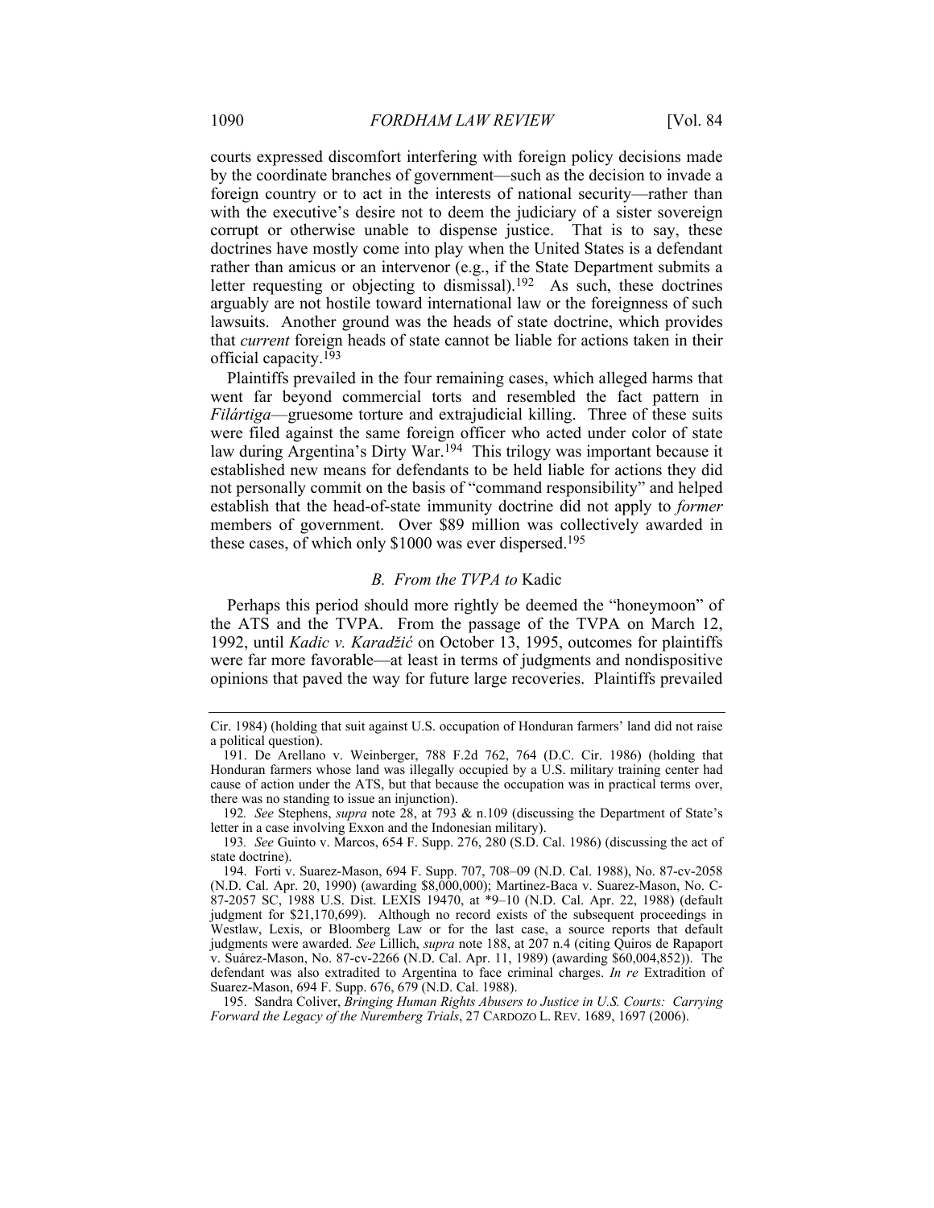courts expressed discomfort interfering with foreign policy decisions made by the coordinate branches of government—such as the decision to invade a foreign country or to act in the interests of national security—rather than with the executive's desire not to deem the judiciary of a sister sovereign corrupt or otherwise unable to dispense justice. That is to say, these doctrines have mostly come into play when the United States is a defendant rather than amicus or an intervenor (e.g., if the State Department submits a letter requesting or objecting to dismissal).[192] As such, these doctrines arguably are not hostile toward international law or the foreignness of such lawsuits. Another ground was the heads of state doctrine, which provides that *current* foreign heads of state cannot be liable for actions taken in their official capacity.[193]

Plaintiffs prevailed in the four remaining cases, which alleged harms that went far beyond commercial torts and resembled the fact pattern in *Filártiga*—gruesome torture and extrajudicial killing. Three of these suits were filed against the same foreign officer who acted under color of state law during Argentina's Dirty War.[194] This trilogy was important because it established new means for defendants to be held liable for actions they did not personally commit on the basis of "command responsibility" and helped establish that the head-of-state immunity doctrine did not apply to *former* members of government. Over $89 million was collectively awarded in these cases, of which only $1000 was ever dispersed.[195]

### *B. From the TVPA to* Kadic

Perhaps this period should more rightly be deemed the "honeymoon" of the ATS and the TVPA. From the passage of the TVPA on March 12, 1992, until *Kadic v. Karadžić* on October 13, 1995, outcomes for plaintiffs were far more favorable—at least in terms of judgments and nondispositive opinions that paved the way for future large recoveries. Plaintiffs prevailed

---

Cir. 1984) (holding that suit against U.S. occupation of Honduran farmers' land did not raise a political question).

191. De Arellano v. Weinberger, 788 F.2d 762, 764 (D.C. Cir. 1986) (holding that Honduran farmers whose land was illegally occupied by a U.S. military training center had cause of action under the ATS, but that because the occupation was in practical terms over, there was no standing to issue an injunction).

192. *See* Stephens, *supra* note 28, at 793 & n.109 (discussing the Department of State's letter in a case involving Exxon and the Indonesian military).

193. *See* Guinto v. Marcos, 654 F. Supp. 276, 280 (S.D. Cal. 1986) (discussing the act of state doctrine).

194. Forti v. Suarez-Mason, 694 F. Supp. 707, 708–09 (N.D. Cal. 1988), No. 87-cv-2058 (N.D. Cal. Apr. 20, 1990) (awarding $8,000,000); Martinez-Baca v. Suarez-Mason, No. C-87-2057 SC, 1988 U.S. Dist. LEXIS 19470, at *9–10 (N.D. Cal. Apr. 22, 1988) (default judgment for $21,170,699). Although no record exists of the subsequent proceedings in Westlaw, Lexis, or Bloomberg Law or for the last case, a source reports that default judgments were awarded. *See* Lillich, *supra* note 188, at 207 n.4 (citing Quiros de Rapaport v. Suárez-Mason, No. 87-cv-2266 (N.D. Cal. Apr. 11, 1989) (awarding $60,004,852)). The defendant was also extradited to Argentina to face criminal charges. *In re* Extradition of Suarez-Mason, 694 F. Supp. 676, 679 (N.D. Cal. 1988).

195. Sandra Coliver, *Bringing Human Rights Abusers to Justice in U.S. Courts: Carrying Forward the Legacy of the Nuremberg Trials*, 27 CARDOZO L. REV. 1689, 1697 (2006).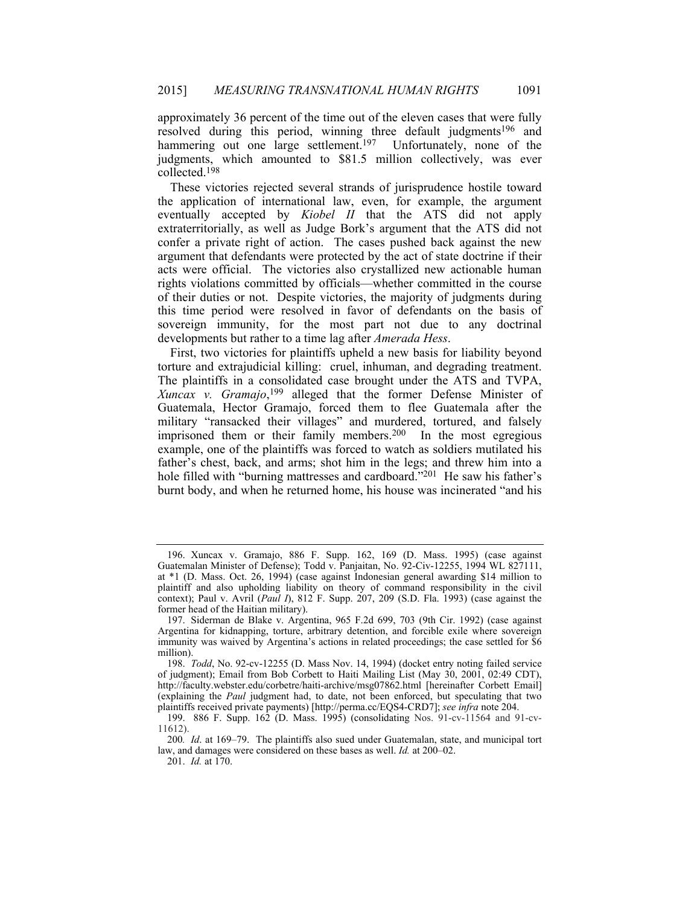approximately 36 percent of the time out of the eleven cases that were fully resolved during this period, winning three default judgments[196] and hammering out one large settlement.[197] Unfortunately, none of the judgments, which amounted to $81.5 million collectively, was ever collected.[198]

These victories rejected several strands of jurisprudence hostile toward the application of international law, even, for example, the argument eventually accepted by *Kiobel II* that the ATS did not apply extraterritorially, as well as Judge Bork's argument that the ATS did not confer a private right of action. The cases pushed back against the new argument that defendants were protected by the act of state doctrine if their acts were official. The victories also crystallized new actionable human rights violations committed by officials—whether committed in the course of their duties or not. Despite victories, the majority of judgments during this time period were resolved in favor of defendants on the basis of sovereign immunity, for the most part not due to any doctrinal developments but rather to a time lag after *Amerada Hess*.

First, two victories for plaintiffs upheld a new basis for liability beyond torture and extrajudicial killing: cruel, inhuman, and degrading treatment. The plaintiffs in a consolidated case brought under the ATS and TVPA, *Xuncax v. Gramajo*,[199] alleged that the former Defense Minister of Guatemala, Hector Gramajo, forced them to flee Guatemala after the military "ransacked their villages" and murdered, tortured, and falsely imprisoned them or their family members.[200] In the most egregious example, one of the plaintiffs was forced to watch as soldiers mutilated his father's chest, back, and arms; shot him in the legs; and threw him into a hole filled with "burning mattresses and cardboard."[201] He saw his father's burnt body, and when he returned home, his house was incinerated "and his

---

196. Xuncax v. Gramajo, 886 F. Supp. 162, 169 (D. Mass. 1995) (case against Guatemalan Minister of Defense); Todd v. Panjaitan, No. 92-Civ-12255, 1994 WL 827111, at *1 (D. Mass. Oct. 26, 1994) (case against Indonesian general awarding $14 million to plaintiff and also upholding liability on theory of command responsibility in the civil context); Paul v. Avril (*Paul I*), 812 F. Supp. 207, 209 (S.D. Fla. 1993) (case against the former head of the Haitian military).

197. Siderman de Blake v. Argentina, 965 F.2d 699, 703 (9th Cir. 1992) (case against Argentina for kidnapping, torture, arbitrary detention, and forcible exile where sovereign immunity was waived by Argentina's actions in related proceedings; the case settled for $6 million).

198. *Todd*, No. 92-cv-12255 (D. Mass Nov. 14, 1994) (docket entry noting failed service of judgment); Email from Bob Corbett to Haiti Mailing List (May 30, 2001, 02:49 CDT), http://faculty.webster.edu/corbetre/haiti-archive/msg07862.html [hereinafter Corbett Email] (explaining the *Paul* judgment had, to date, not been enforced, but speculating that two plaintiffs received private payments) [http://perma.cc/EQS4-CRD7]; *see infra* note 204.

199. 886 F. Supp. 162 (D. Mass. 1995) (consolidating Nos. 91-cv-11564 and 91-cv-11612).

200. *Id*. at 169–79. The plaintiffs also sued under Guatemalan, state, and municipal tort law, and damages were considered on these bases as well. *Id.* at 200–02.

201. *Id.* at 170.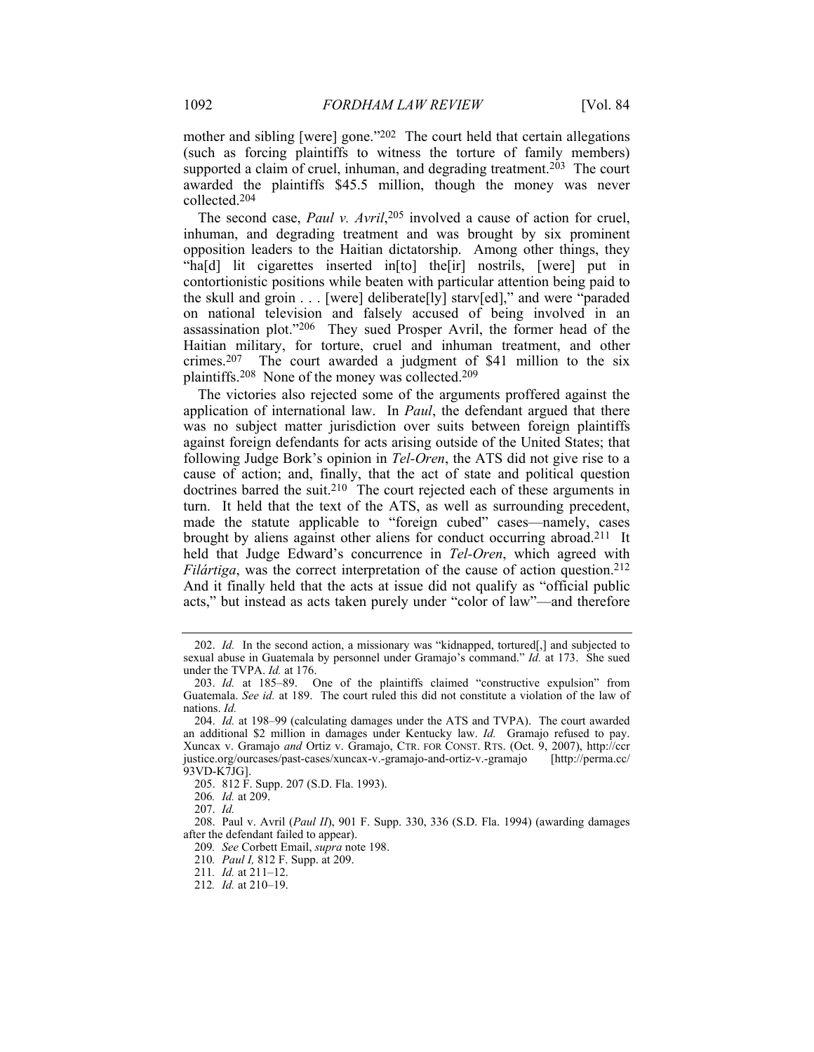mother and sibling [were] gone."[202] The court held that certain allegations (such as forcing plaintiffs to witness the torture of family members) supported a claim of cruel, inhuman, and degrading treatment.[203] The court awarded the plaintiffs $45.5 million, though the money was never collected.[204]

The second case, *Paul v. Avril*,[205] involved a cause of action for cruel, inhuman, and degrading treatment and was brought by six prominent opposition leaders to the Haitian dictatorship. Among other things, they "ha[d] lit cigarettes inserted in[to] the[ir] nostrils, [were] put in contortionistic positions while beaten with particular attention being paid to the skull and groin . . . [were] deliberate[ly] starv[ed]," and were "paraded on national television and falsely accused of being involved in an assassination plot."[206] They sued Prosper Avril, the former head of the Haitian military, for torture, cruel and inhuman treatment, and other crimes.[207] The court awarded a judgment of $41 million to the six plaintiffs.[208] None of the money was collected.[209]

The victories also rejected some of the arguments proffered against the application of international law. In *Paul*, the defendant argued that there was no subject matter jurisdiction over suits between foreign plaintiffs against foreign defendants for acts arising outside of the United States; that following Judge Bork's opinion in *Tel-Oren*, the ATS did not give rise to a cause of action; and, finally, that the act of state and political question doctrines barred the suit.[210] The court rejected each of these arguments in turn. It held that the text of the ATS, as well as surrounding precedent, made the statute applicable to "foreign cubed" cases—namely, cases brought by aliens against other aliens for conduct occurring abroad.[211] It held that Judge Edward's concurrence in *Tel-Oren*, which agreed with *Filártiga*, was the correct interpretation of the cause of action question.[212] And it finally held that the acts at issue did not qualify as "official public acts," but instead as acts taken purely under "color of law"—and therefore

---

202. *Id.* In the second action, a missionary was "kidnapped, tortured[,] and subjected to sexual abuse in Guatemala by personnel under Gramajo's command." *Id.* at 173. She sued under the TVPA. *Id.* at 176.

203. *Id.* at 185–89. One of the plaintiffs claimed "constructive expulsion" from Guatemala. *See id.* at 189. The court ruled this did not constitute a violation of the law of nations. *Id.*

204. *Id.* at 198–99 (calculating damages under the ATS and TVPA). The court awarded an additional $2 million in damages under Kentucky law. *Id.* Gramajo refused to pay. Xuncax v. Gramajo *and* Ortiz v. Gramajo, CTR. FOR CONST. RTS. (Oct. 9, 2007), http://ccrjustice.org/ourcases/past-cases/xuncax-v.-gramajo-and-ortiz-v.-gramajo [http://perma.cc/93VD-K7JG].

205. 812 F. Supp. 207 (S.D. Fla. 1993).

206. *Id.* at 209.

207. *Id.*

208. Paul v. Avril (*Paul II*), 901 F. Supp. 330, 336 (S.D. Fla. 1994) (awarding damages after the defendant failed to appear).

209. *See* Corbett Email, *supra* note 198.

210. *Paul I,* 812 F. Supp. at 209.

211. *Id.* at 211–12.

212. *Id.* at 210–19.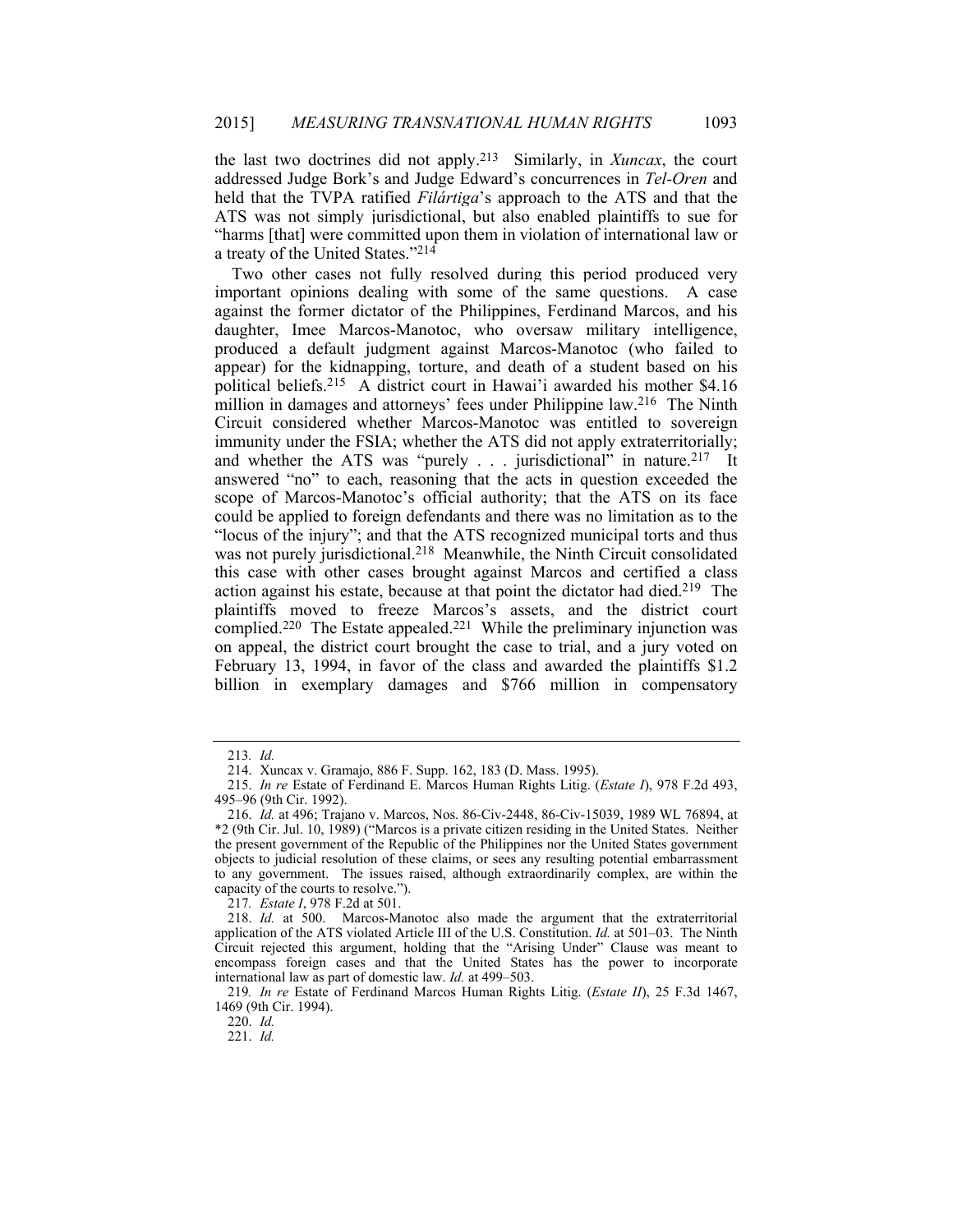the last two doctrines did not apply.[213] Similarly, in *Xuncax*, the court addressed Judge Bork's and Judge Edward's concurrences in *Tel-Oren* and held that the TVPA ratified *Filártiga*'s approach to the ATS and that the ATS was not simply jurisdictional, but also enabled plaintiffs to sue for "harms [that] were committed upon them in violation of international law or a treaty of the United States."[214]

Two other cases not fully resolved during this period produced very important opinions dealing with some of the same questions. A case against the former dictator of the Philippines, Ferdinand Marcos, and his daughter, Imee Marcos-Manotoc, who oversaw military intelligence, produced a default judgment against Marcos-Manotoc (who failed to appear) for the kidnapping, torture, and death of a student based on his political beliefs.[215] A district court in Hawai'i awarded his mother $4.16 million in damages and attorneys' fees under Philippine law.[216] The Ninth Circuit considered whether Marcos-Manotoc was entitled to sovereign immunity under the FSIA; whether the ATS did not apply extraterritorially; and whether the ATS was "purely . . . jurisdictional" in nature.[217] It answered "no" to each, reasoning that the acts in question exceeded the scope of Marcos-Manotoc's official authority; that the ATS on its face could be applied to foreign defendants and there was no limitation as to the "locus of the injury"; and that the ATS recognized municipal torts and thus was not purely jurisdictional.[218] Meanwhile, the Ninth Circuit consolidated this case with other cases brought against Marcos and certified a class action against his estate, because at that point the dictator had died.[219] The plaintiffs moved to freeze Marcos's assets, and the district court complied.[220] The Estate appealed.[221] While the preliminary injunction was on appeal, the district court brought the case to trial, and a jury voted on February 13, 1994, in favor of the class and awarded the plaintiffs $1.2 billion in exemplary damages and $766 million in compensatory

---

213. *Id.*

214. Xuncax v. Gramajo, 886 F. Supp. 162, 183 (D. Mass. 1995).

215. *In re* Estate of Ferdinand E. Marcos Human Rights Litig. (*Estate I*), 978 F.2d 493, 495–96 (9th Cir. 1992).

216. *Id.* at 496; Trajano v. Marcos, Nos. 86-Civ-2448, 86-Civ-15039, 1989 WL 76894, at *2 (9th Cir. Jul. 10, 1989) ("Marcos is a private citizen residing in the United States. Neither the present government of the Republic of the Philippines nor the United States government objects to judicial resolution of these claims, or sees any resulting potential embarrassment to any government. The issues raised, although extraordinarily complex, are within the capacity of the courts to resolve.").

217. *Estate I*, 978 F.2d at 501.

218. *Id.* at 500. Marcos-Manotoc also made the argument that the extraterritorial application of the ATS violated Article III of the U.S. Constitution. *Id.* at 501–03. The Ninth Circuit rejected this argument, holding that the "Arising Under" Clause was meant to encompass foreign cases and that the United States has the power to incorporate international law as part of domestic law. *Id.* at 499–503.

219. *In re* Estate of Ferdinand Marcos Human Rights Litig. (*Estate II*), 25 F.3d 1467, 1469 (9th Cir. 1994).

220. *Id.*

221. *Id.*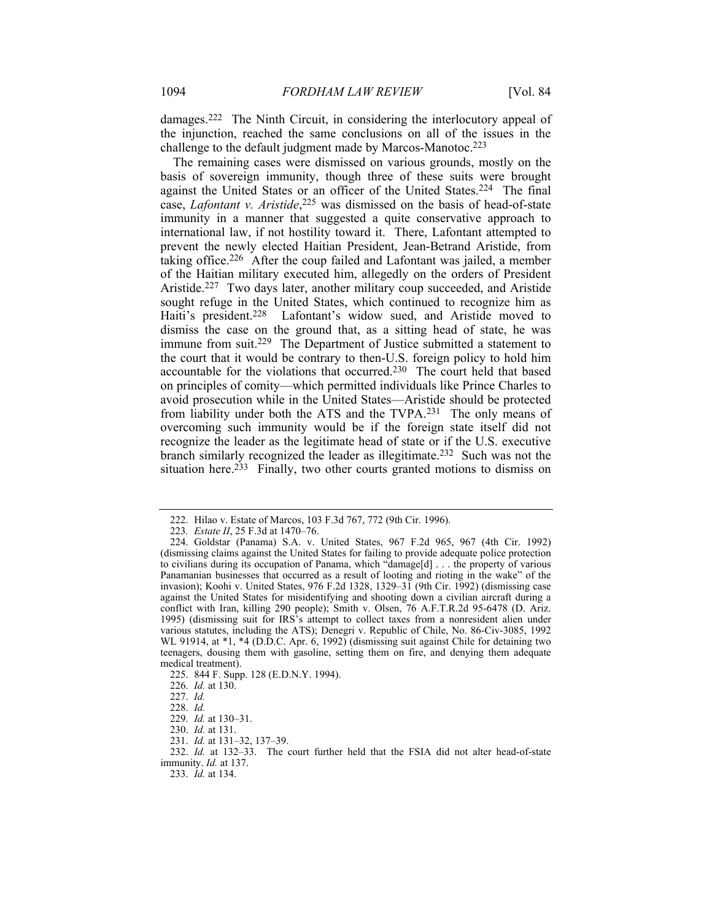damages.[222] The Ninth Circuit, in considering the interlocutory appeal of the injunction, reached the same conclusions on all of the issues in the challenge to the default judgment made by Marcos-Manotoc.[223]

The remaining cases were dismissed on various grounds, mostly on the basis of sovereign immunity, though three of these suits were brought against the United States or an officer of the United States.[224] The final case, *Lafontant v. Aristide*,[225] was dismissed on the basis of head-of-state immunity in a manner that suggested a quite conservative approach to international law, if not hostility toward it. There, Lafontant attempted to prevent the newly elected Haitian President, Jean-Betrand Aristide, from taking office.[226] After the coup failed and Lafontant was jailed, a member of the Haitian military executed him, allegedly on the orders of President Aristide.[227] Two days later, another military coup succeeded, and Aristide sought refuge in the United States, which continued to recognize him as Haiti's president.[228] Lafontant's widow sued, and Aristide moved to dismiss the case on the ground that, as a sitting head of state, he was immune from suit.[229] The Department of Justice submitted a statement to the court that it would be contrary to then-U.S. foreign policy to hold him accountable for the violations that occurred.[230] The court held that based on principles of comity—which permitted individuals like Prince Charles to avoid prosecution while in the United States—Aristide should be protected from liability under both the ATS and the TVPA.[231] The only means of overcoming such immunity would be if the foreign state itself did not recognize the leader as the legitimate head of state or if the U.S. executive branch similarly recognized the leader as illegitimate.[232] Such was not the situation here.[233] Finally, two other courts granted motions to dismiss on

---

222. Hilao v. Estate of Marcos, 103 F.3d 767, 772 (9th Cir. 1996).

223. *Estate II*, 25 F.3d at 1470–76.

224. Goldstar (Panama) S.A. v. United States, 967 F.2d 965, 967 (4th Cir. 1992) (dismissing claims against the United States for failing to provide adequate police protection to civilians during its occupation of Panama, which "damage[d] . . . the property of various Panamanian businesses that occurred as a result of looting and rioting in the wake" of the invasion); Koohi v. United States, 976 F.2d 1328, 1329–31 (9th Cir. 1992) (dismissing case against the United States for misidentifying and shooting down a civilian aircraft during a conflict with Iran, killing 290 people); Smith v. Olsen, 76 A.F.T.R.2d 95-6478 (D. Ariz. 1995) (dismissing suit for IRS's attempt to collect taxes from a nonresident alien under various statutes, including the ATS); Denegri v. Republic of Chile, No. 86-Civ-3085, 1992 WL 91914, at *1, *4 (D.D.C. Apr. 6, 1992) (dismissing suit against Chile for detaining two teenagers, dousing them with gasoline, setting them on fire, and denying them adequate medical treatment).

225. 844 F. Supp. 128 (E.D.N.Y. 1994).

226. *Id.* at 130.

227. *Id.*

228. *Id.*

229. *Id.* at 130–31.

230. *Id.* at 131.

231. *Id.* at 131–32, 137–39.

232. *Id.* at 132–33. The court further held that the FSIA did not alter head-of-state immunity. *Id.* at 137.

233. *Id.* at 134.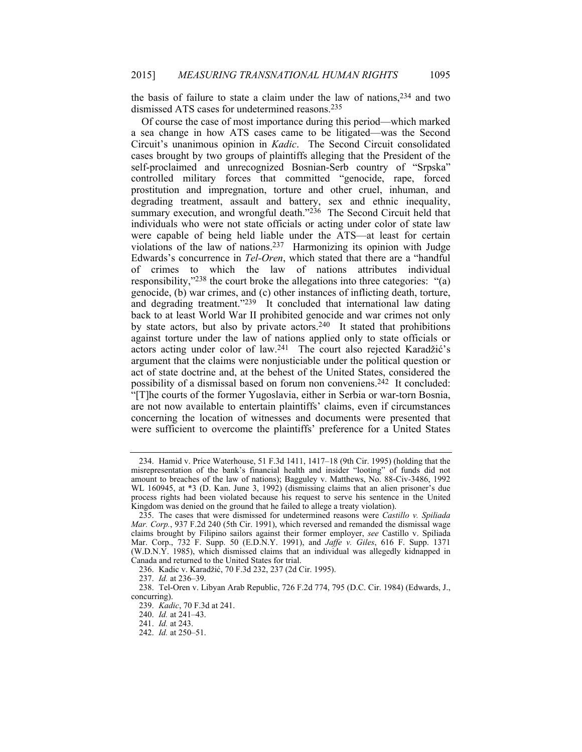the basis of failure to state a claim under the law of nations,[234] and two dismissed ATS cases for undetermined reasons.[235]

Of course the case of most importance during this period—which marked a sea change in how ATS cases came to be litigated—was the Second Circuit's unanimous opinion in *Kadic*. The Second Circuit consolidated cases brought by two groups of plaintiffs alleging that the President of the self-proclaimed and unrecognized Bosnian-Serb country of "Srpska" controlled military forces that committed "genocide, rape, forced prostitution and impregnation, torture and other cruel, inhuman, and degrading treatment, assault and battery, sex and ethnic inequality, summary execution, and wrongful death."[236] The Second Circuit held that individuals who were not state officials or acting under color of state law were capable of being held liable under the ATS—at least for certain violations of the law of nations.[237] Harmonizing its opinion with Judge Edwards's concurrence in *Tel-Oren*, which stated that there are a "handful of crimes to which the law of nations attributes individual responsibility,"[238] the court broke the allegations into three categories: "(a) genocide, (b) war crimes, and (c) other instances of inflicting death, torture, and degrading treatment."[239] It concluded that international law dating back to at least World War II prohibited genocide and war crimes not only by state actors, but also by private actors.[240] It stated that prohibitions against torture under the law of nations applied only to state officials or actors acting under color of law.[241] The court also rejected Karadžić's argument that the claims were nonjusticiable under the political question or act of state doctrine and, at the behest of the United States, considered the possibility of a dismissal based on forum non conveniens.[242] It concluded: "[T]he courts of the former Yugoslavia, either in Serbia or war-torn Bosnia, are not now available to entertain plaintiffs' claims, even if circumstances concerning the location of witnesses and documents were presented that were sufficient to overcome the plaintiffs' preference for a United States

---

234. Hamid v. Price Waterhouse, 51 F.3d 1411, 1417–18 (9th Cir. 1995) (holding that the misrepresentation of the bank's financial health and insider "looting" of funds did not amount to breaches of the law of nations); Bagguley v. Matthews, No. 88-Civ-3486, 1992 WL 160945, at *3 (D. Kan. June 3, 1992) (dismissing claims that an alien prisoner's due process rights had been violated because his request to serve his sentence in the United Kingdom was denied on the ground that he failed to allege a treaty violation).

235. The cases that were dismissed for undetermined reasons were *Castillo v. Spiliada Mar. Corp.*, 937 F.2d 240 (5th Cir. 1991), which reversed and remanded the dismissal wage claims brought by Filipino sailors against their former employer, *see* Castillo v. Spiliada Mar. Corp., 732 F. Supp. 50 (E.D.N.Y. 1991), and *Jaffe v. Giles*, 616 F. Supp. 1371 (W.D.N.Y. 1985), which dismissed claims that an individual was allegedly kidnapped in Canada and returned to the United States for trial.

236. Kadic v. Karadžić, 70 F.3d 232, 237 (2d Cir. 1995).

237. *Id.* at 236–39.

238. Tel-Oren v. Libyan Arab Republic, 726 F.2d 774, 795 (D.C. Cir. 1984) (Edwards, J., concurring).

239. *Kadic*, 70 F.3d at 241.

240. *Id.* at 241–43.

241. *Id.* at 243.

242. *Id.* at 250–51.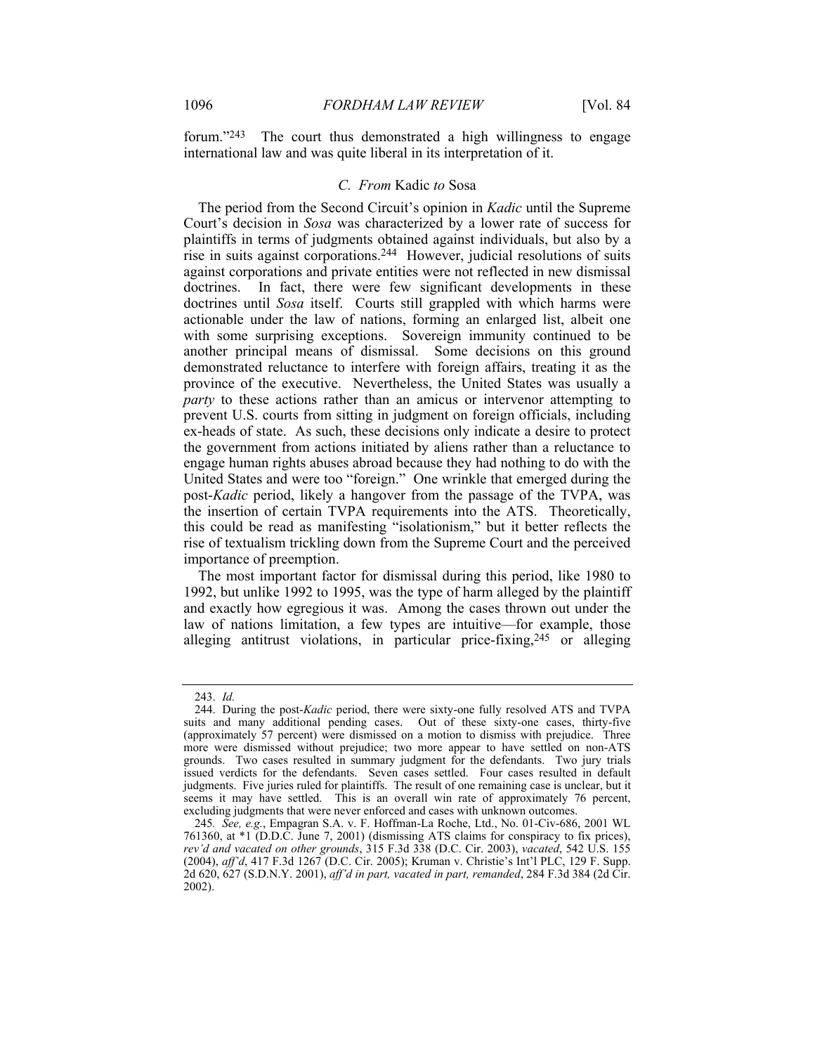forum."[243] The court thus demonstrated a high willingness to engage international law and was quite liberal in its interpretation of it.

### *C. From* Kadic *to* Sosa

The period from the Second Circuit's opinion in *Kadic* until the Supreme Court's decision in *Sosa* was characterized by a lower rate of success for plaintiffs in terms of judgments obtained against individuals, but also by a rise in suits against corporations.[244] However, judicial resolutions of suits against corporations and private entities were not reflected in new dismissal doctrines. In fact, there were few significant developments in these doctrines until *Sosa* itself. Courts still grappled with which harms were actionable under the law of nations, forming an enlarged list, albeit one with some surprising exceptions. Sovereign immunity continued to be another principal means of dismissal. Some decisions on this ground demonstrated reluctance to interfere with foreign affairs, treating it as the province of the executive. Nevertheless, the United States was usually a *party* to these actions rather than an amicus or intervenor attempting to prevent U.S. courts from sitting in judgment on foreign officials, including ex-heads of state. As such, these decisions only indicate a desire to protect the government from actions initiated by aliens rather than a reluctance to engage human rights abuses abroad because they had nothing to do with the United States and were too "foreign." One wrinkle that emerged during the post-*Kadic* period, likely a hangover from the passage of the TVPA, was the insertion of certain TVPA requirements into the ATS. Theoretically, this could be read as manifesting "isolationism," but it better reflects the rise of textualism trickling down from the Supreme Court and the perceived importance of preemption.

The most important factor for dismissal during this period, like 1980 to 1992, but unlike 1992 to 1995, was the type of harm alleged by the plaintiff and exactly how egregious it was. Among the cases thrown out under the law of nations limitation, a few types are intuitive—for example, those alleging antitrust violations, in particular price-fixing,[245] or alleging

---

243. *Id.*

244. During the post-*Kadic* period, there were sixty-one fully resolved ATS and TVPA suits and many additional pending cases. Out of these sixty-one cases, thirty-five (approximately 57 percent) were dismissed on a motion to dismiss with prejudice. Three more were dismissed without prejudice; two more appear to have settled on non-ATS grounds. Two cases resulted in summary judgment for the defendants. Two jury trials issued verdicts for the defendants. Seven cases settled. Four cases resulted in default judgments. Five juries ruled for plaintiffs. The result of one remaining case is unclear, but it seems it may have settled. This is an overall win rate of approximately 76 percent, excluding judgments that were never enforced and cases with unknown outcomes.

245. *See, e.g.*, Empagran S.A. v. F. Hoffman-La Roche, Ltd., No. 01-Civ-686, 2001 WL 761360, at *1 (D.D.C. June 7, 2001) (dismissing ATS claims for conspiracy to fix prices), *rev'd and vacated on other grounds*, 315 F.3d 338 (D.C. Cir. 2003), *vacated*, 542 U.S. 155 (2004), *aff'd*, 417 F.3d 1267 (D.C. Cir. 2005); Kruman v. Christie's Int'l PLC, 129 F. Supp. 2d 620, 627 (S.D.N.Y. 2001), *aff'd in part, vacated in part, remanded*, 284 F.3d 384 (2d Cir. 2002).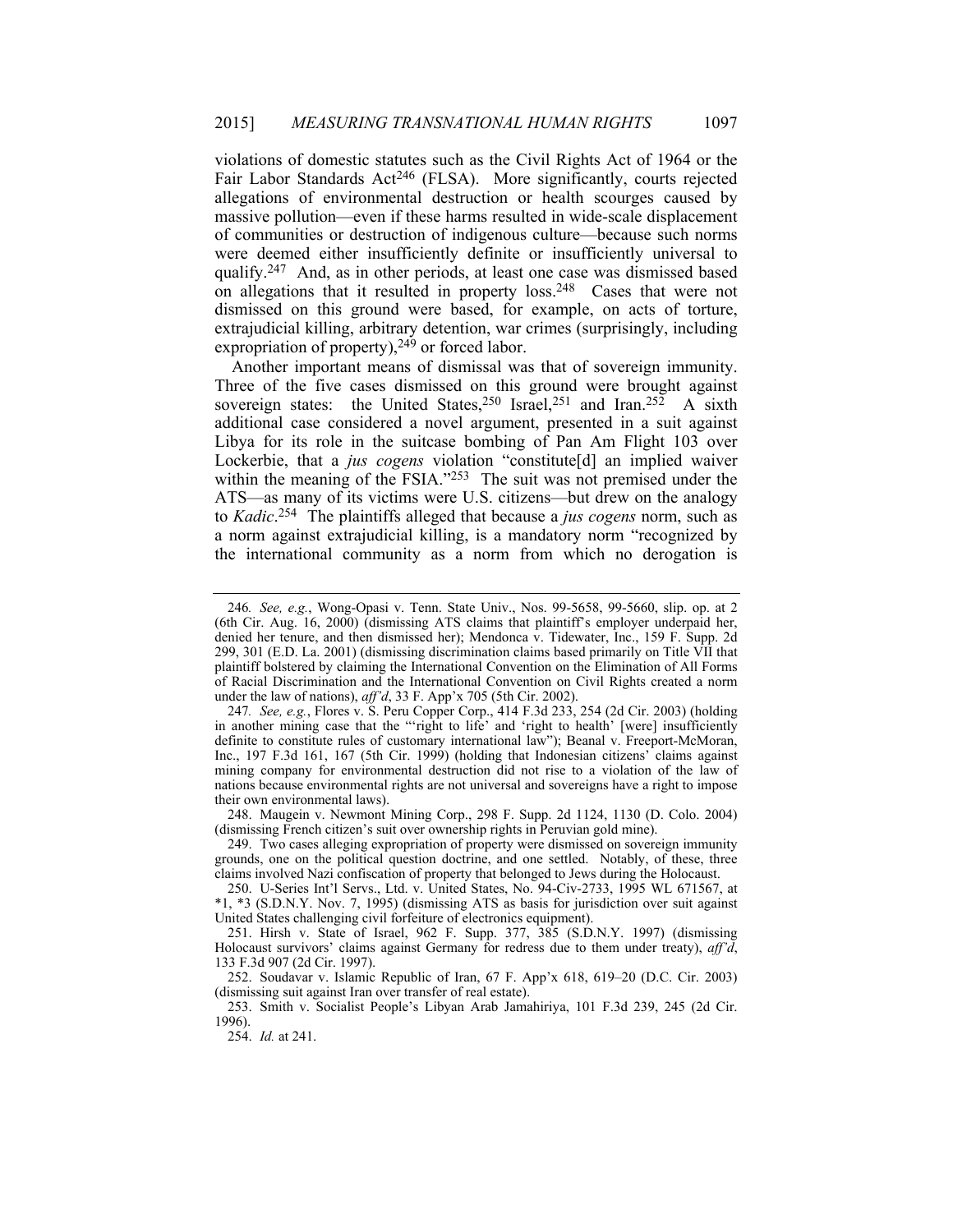violations of domestic statutes such as the Civil Rights Act of 1964 or the Fair Labor Standards Act[246] (FLSA). More significantly, courts rejected allegations of environmental destruction or health scourges caused by massive pollution—even if these harms resulted in wide-scale displacement of communities or destruction of indigenous culture—because such norms were deemed either insufficiently definite or insufficiently universal to qualify.[247] And, as in other periods, at least one case was dismissed based on allegations that it resulted in property loss.[248] Cases that were not dismissed on this ground were based, for example, on acts of torture, extrajudicial killing, arbitrary detention, war crimes (surprisingly, including expropriation of property),[249] or forced labor.

Another important means of dismissal was that of sovereign immunity. Three of the five cases dismissed on this ground were brought against sovereign states: the United States,[250] Israel,[251] and Iran.[252] A sixth additional case considered a novel argument, presented in a suit against Libya for its role in the suitcase bombing of Pan Am Flight 103 over Lockerbie, that a *jus cogens* violation "constitute[d] an implied waiver within the meaning of the FSIA."[253] The suit was not premised under the ATS—as many of its victims were U.S. citizens—but drew on the analogy to *Kadic*.[254] The plaintiffs alleged that because a *jus cogens* norm, such as a norm against extrajudicial killing, is a mandatory norm "recognized by the international community as a norm from which no derogation is

---

246. *See, e.g.*, Wong-Opasi v. Tenn. State Univ., Nos. 99-5658, 99-5660, slip. op. at 2 (6th Cir. Aug. 16, 2000) (dismissing ATS claims that plaintiff's employer underpaid her, denied her tenure, and then dismissed her); Mendonca v. Tidewater, Inc., 159 F. Supp. 2d 299, 301 (E.D. La. 2001) (dismissing discrimination claims based primarily on Title VII that plaintiff bolstered by claiming the International Convention on the Elimination of All Forms of Racial Discrimination and the International Convention on Civil Rights created a norm under the law of nations), *aff'd*, 33 F. App'x 705 (5th Cir. 2002).

247. *See, e.g.*, Flores v. S. Peru Copper Corp., 414 F.3d 233, 254 (2d Cir. 2003) (holding in another mining case that the "'right to life' and 'right to health' [were] insufficiently definite to constitute rules of customary international law"); Beanal v. Freeport-McMoran, Inc., 197 F.3d 161, 167 (5th Cir. 1999) (holding that Indonesian citizens' claims against mining company for environmental destruction did not rise to a violation of the law of nations because environmental rights are not universal and sovereigns have a right to impose their own environmental laws).

248. Maugein v. Newmont Mining Corp., 298 F. Supp. 2d 1124, 1130 (D. Colo. 2004) (dismissing French citizen's suit over ownership rights in Peruvian gold mine).

249. Two cases alleging expropriation of property were dismissed on sovereign immunity grounds, one on the political question doctrine, and one settled. Notably, of these, three claims involved Nazi confiscation of property that belonged to Jews during the Holocaust.

250. U-Series Int'l Servs., Ltd. v. United States, No. 94-Civ-2733, 1995 WL 671567, at *1, *3 (S.D.N.Y. Nov. 7, 1995) (dismissing ATS as basis for jurisdiction over suit against United States challenging civil forfeiture of electronics equipment).

251. Hirsh v. State of Israel, 962 F. Supp. 377, 385 (S.D.N.Y. 1997) (dismissing Holocaust survivors' claims against Germany for redress due to them under treaty), *aff'd*, 133 F.3d 907 (2d Cir. 1997).

252. Soudavar v. Islamic Republic of Iran, 67 F. App'x 618, 619–20 (D.C. Cir. 2003) (dismissing suit against Iran over transfer of real estate).

253. Smith v. Socialist People's Libyan Arab Jamahiriya, 101 F.3d 239, 245 (2d Cir. 1996).

254. *Id.* at 241.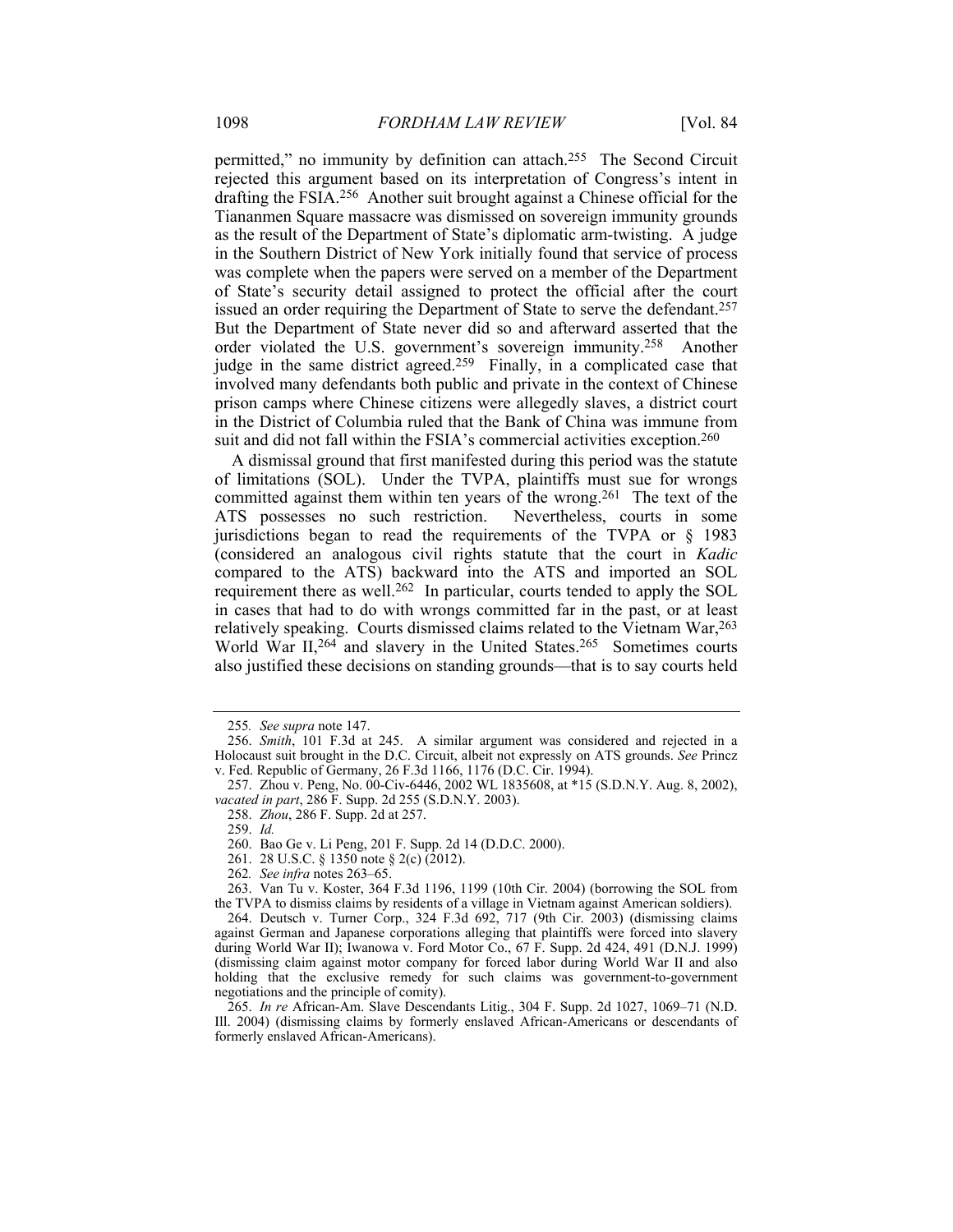permitted," no immunity by definition can attach.[255] The Second Circuit rejected this argument based on its interpretation of Congress's intent in drafting the FSIA.[256] Another suit brought against a Chinese official for the Tiananmen Square massacre was dismissed on sovereign immunity grounds as the result of the Department of State's diplomatic arm-twisting. A judge in the Southern District of New York initially found that service of process was complete when the papers were served on a member of the Department of State's security detail assigned to protect the official after the court issued an order requiring the Department of State to serve the defendant.[257] But the Department of State never did so and afterward asserted that the order violated the U.S. government's sovereign immunity.[258] Another judge in the same district agreed.[259] Finally, in a complicated case that involved many defendants both public and private in the context of Chinese prison camps where Chinese citizens were allegedly slaves, a district court in the District of Columbia ruled that the Bank of China was immune from suit and did not fall within the FSIA's commercial activities exception.[260]

A dismissal ground that first manifested during this period was the statute of limitations (SOL). Under the TVPA, plaintiffs must sue for wrongs committed against them within ten years of the wrong.[261] The text of the ATS possesses no such restriction. Nevertheless, courts in some jurisdictions began to read the requirements of the TVPA or § 1983 (considered an analogous civil rights statute that the court in *Kadic* compared to the ATS) backward into the ATS and imported an SOL requirement there as well.[262] In particular, courts tended to apply the SOL in cases that had to do with wrongs committed far in the past, or at least relatively speaking. Courts dismissed claims related to the Vietnam War,[263] World War II,[264] and slavery in the United States.[265] Sometimes courts also justified these decisions on standing grounds—that is to say courts held

---

255. *See supra* note 147.

256. *Smith*, 101 F.3d at 245. A similar argument was considered and rejected in a Holocaust suit brought in the D.C. Circuit, albeit not expressly on ATS grounds. *See* Princz v. Fed. Republic of Germany, 26 F.3d 1166, 1176 (D.C. Cir. 1994).

257. Zhou v. Peng, No. 00-Civ-6446, 2002 WL 1835608, at *15 (S.D.N.Y. Aug. 8, 2002), *vacated in part*, 286 F. Supp. 2d 255 (S.D.N.Y. 2003).

258. *Zhou*, 286 F. Supp. 2d at 257.

259. *Id.*

260. Bao Ge v. Li Peng, 201 F. Supp. 2d 14 (D.D.C. 2000).

261. 28 U.S.C. § 1350 note § 2(c) (2012).

262. *See infra* notes 263–65.

263. Van Tu v. Koster, 364 F.3d 1196, 1199 (10th Cir. 2004) (borrowing the SOL from the TVPA to dismiss claims by residents of a village in Vietnam against American soldiers).

264. Deutsch v. Turner Corp., 324 F.3d 692, 717 (9th Cir. 2003) (dismissing claims against German and Japanese corporations alleging that plaintiffs were forced into slavery during World War II); Iwanowa v. Ford Motor Co., 67 F. Supp. 2d 424, 491 (D.N.J. 1999) (dismissing claim against motor company for forced labor during World War II and also holding that the exclusive remedy for such claims was government-to-government negotiations and the principle of comity).

265. *In re* African-Am. Slave Descendants Litig., 304 F. Supp. 2d 1027, 1069–71 (N.D. Ill. 2004) (dismissing claims by formerly enslaved African-Americans or descendants of formerly enslaved African-Americans).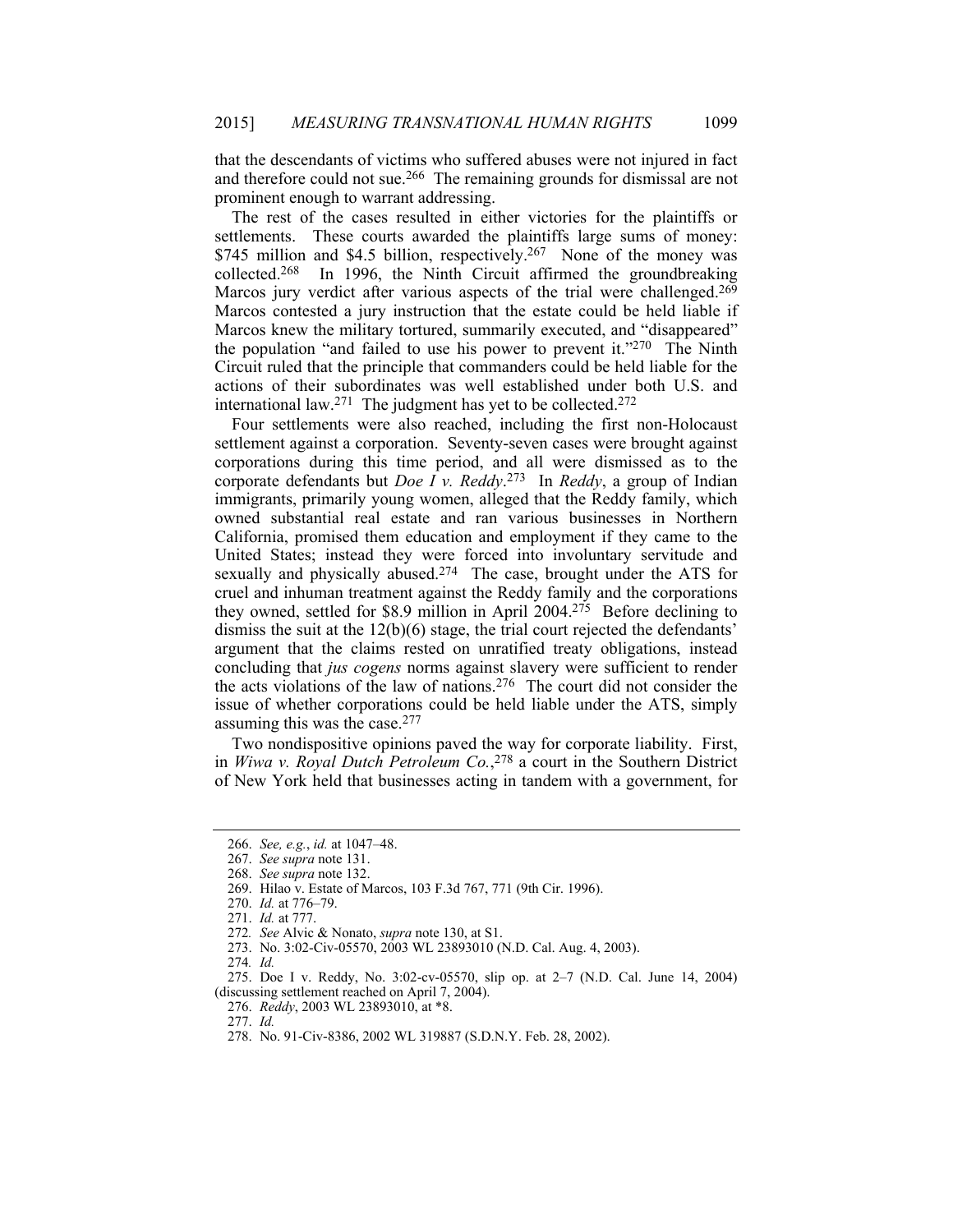that the descendants of victims who suffered abuses were not injured in fact and therefore could not sue.[266] The remaining grounds for dismissal are not prominent enough to warrant addressing.

The rest of the cases resulted in either victories for the plaintiffs or settlements. These courts awarded the plaintiffs large sums of money: $745 million and $4.5 billion, respectively.[267] None of the money was collected.[268] In 1996, the Ninth Circuit affirmed the groundbreaking Marcos jury verdict after various aspects of the trial were challenged.[269] Marcos contested a jury instruction that the estate could be held liable if Marcos knew the military tortured, summarily executed, and "disappeared" the population "and failed to use his power to prevent it."[270] The Ninth Circuit ruled that the principle that commanders could be held liable for the actions of their subordinates was well established under both U.S. and international law.[271] The judgment has yet to be collected.[272]

Four settlements were also reached, including the first non-Holocaust settlement against a corporation. Seventy-seven cases were brought against corporations during this time period, and all were dismissed as to the corporate defendants but *Doe I v. Reddy*.[273] In *Reddy*, a group of Indian immigrants, primarily young women, alleged that the Reddy family, which owned substantial real estate and ran various businesses in Northern California, promised them education and employment if they came to the United States; instead they were forced into involuntary servitude and sexually and physically abused.[274] The case, brought under the ATS for cruel and inhuman treatment against the Reddy family and the corporations they owned, settled for $8.9 million in April 2004.[275] Before declining to dismiss the suit at the 12(b)(6) stage, the trial court rejected the defendants' argument that the claims rested on unratified treaty obligations, instead concluding that *jus cogens* norms against slavery were sufficient to render the acts violations of the law of nations.[276] The court did not consider the issue of whether corporations could be held liable under the ATS, simply assuming this was the case.[277]

Two nondispositive opinions paved the way for corporate liability. First, in *Wiwa v. Royal Dutch Petroleum Co.*,[278] a court in the Southern District of New York held that businesses acting in tandem with a government, for

---

266. *See, e.g.*, *id.* at 1047–48.

267. *See supra* note 131.

268. *See supra* note 132.

269. Hilao v. Estate of Marcos, 103 F.3d 767, 771 (9th Cir. 1996).

270. *Id.* at 776–79.

271. *Id.* at 777.

272. *See* Alvic & Nonato, *supra* note 130, at S1.

273. No. 3:02-Civ-05570, 2003 WL 23893010 (N.D. Cal. Aug. 4, 2003).

274. *Id.*

275. Doe I v. Reddy, No. 3:02-cv-05570, slip op. at 2–7 (N.D. Cal. June 14, 2004) (discussing settlement reached on April 7, 2004).

276. *Reddy*, 2003 WL 23893010, at *8.

277. *Id.*

278. No. 91-Civ-8386, 2002 WL 319887 (S.D.N.Y. Feb. 28, 2002).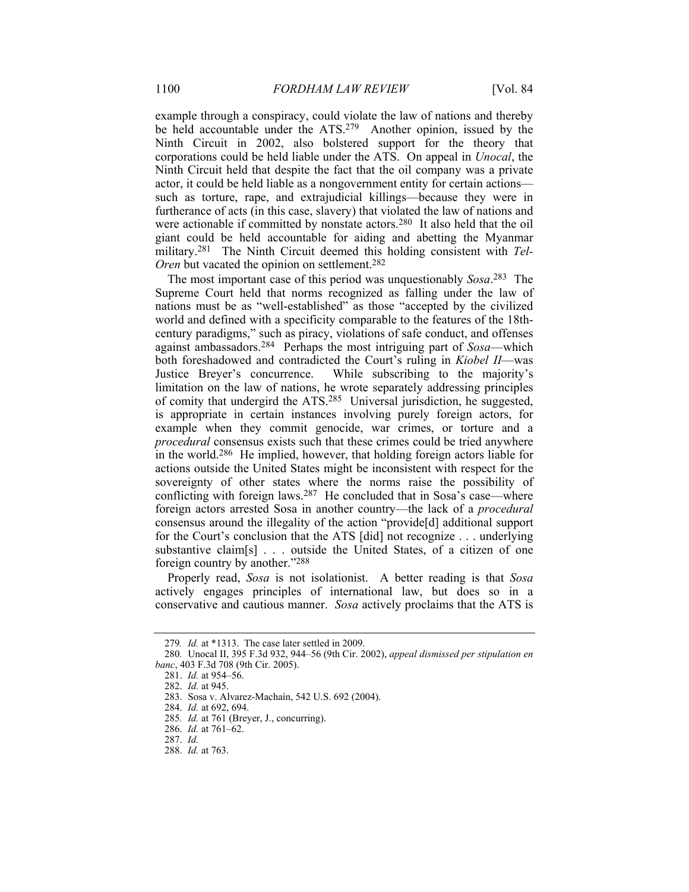example through a conspiracy, could violate the law of nations and thereby be held accountable under the ATS.[279] Another opinion, issued by the Ninth Circuit in 2002, also bolstered support for the theory that corporations could be held liable under the ATS. On appeal in *Unocal*, the Ninth Circuit held that despite the fact that the oil company was a private actor, it could be held liable as a nongovernment entity for certain actions—such as torture, rape, and extrajudicial killings—because they were in furtherance of acts (in this case, slavery) that violated the law of nations and were actionable if committed by nonstate actors.[280] It also held that the oil giant could be held accountable for aiding and abetting the Myanmar military.[281] The Ninth Circuit deemed this holding consistent with *Tel-Oren* but vacated the opinion on settlement.[282]

The most important case of this period was unquestionably *Sosa*.[283] The Supreme Court held that norms recognized as falling under the law of nations must be as "well-established" as those "accepted by the civilized world and defined with a specificity comparable to the features of the 18th-century paradigms," such as piracy, violations of safe conduct, and offenses against ambassadors.[284] Perhaps the most intriguing part of *Sosa*—which both foreshadowed and contradicted the Court's ruling in *Kiobel II*—was Justice Breyer's concurrence. While subscribing to the majority's limitation on the law of nations, he wrote separately addressing principles of comity that undergird the ATS.[285] Universal jurisdiction, he suggested, is appropriate in certain instances involving purely foreign actors, for example when they commit genocide, war crimes, or torture and a *procedural* consensus exists such that these crimes could be tried anywhere in the world.[286] He implied, however, that holding foreign actors liable for actions outside the United States might be inconsistent with respect for the sovereignty of other states where the norms raise the possibility of conflicting with foreign laws.[287] He concluded that in Sosa's case—where foreign actors arrested Sosa in another country—the lack of a *procedural* consensus around the illegality of the action "provide[d] additional support for the Court's conclusion that the ATS [did] not recognize . . . underlying substantive claim[s] . . . outside the United States, of a citizen of one foreign country by another."[288]

Properly read, *Sosa* is not isolationist. A better reading is that *Sosa* actively engages principles of international law, but does so in a conservative and cautious manner. *Sosa* actively proclaims that the ATS is

---

279. *Id.* at *1313. The case later settled in 2009.

280. Unocal II, 395 F.3d 932, 944–56 (9th Cir. 2002), *appeal dismissed per stipulation en banc*, 403 F.3d 708 (9th Cir. 2005).

281. *Id.* at 954–56.

282. *Id.* at 945.

283. Sosa v. Alvarez-Machaín, 542 U.S. 692 (2004).

284. *Id.* at 692, 694.

285. *Id.* at 761 (Breyer, J., concurring).

286. *Id.* at 761–62.

287. *Id.*

288. *Id.* at 763.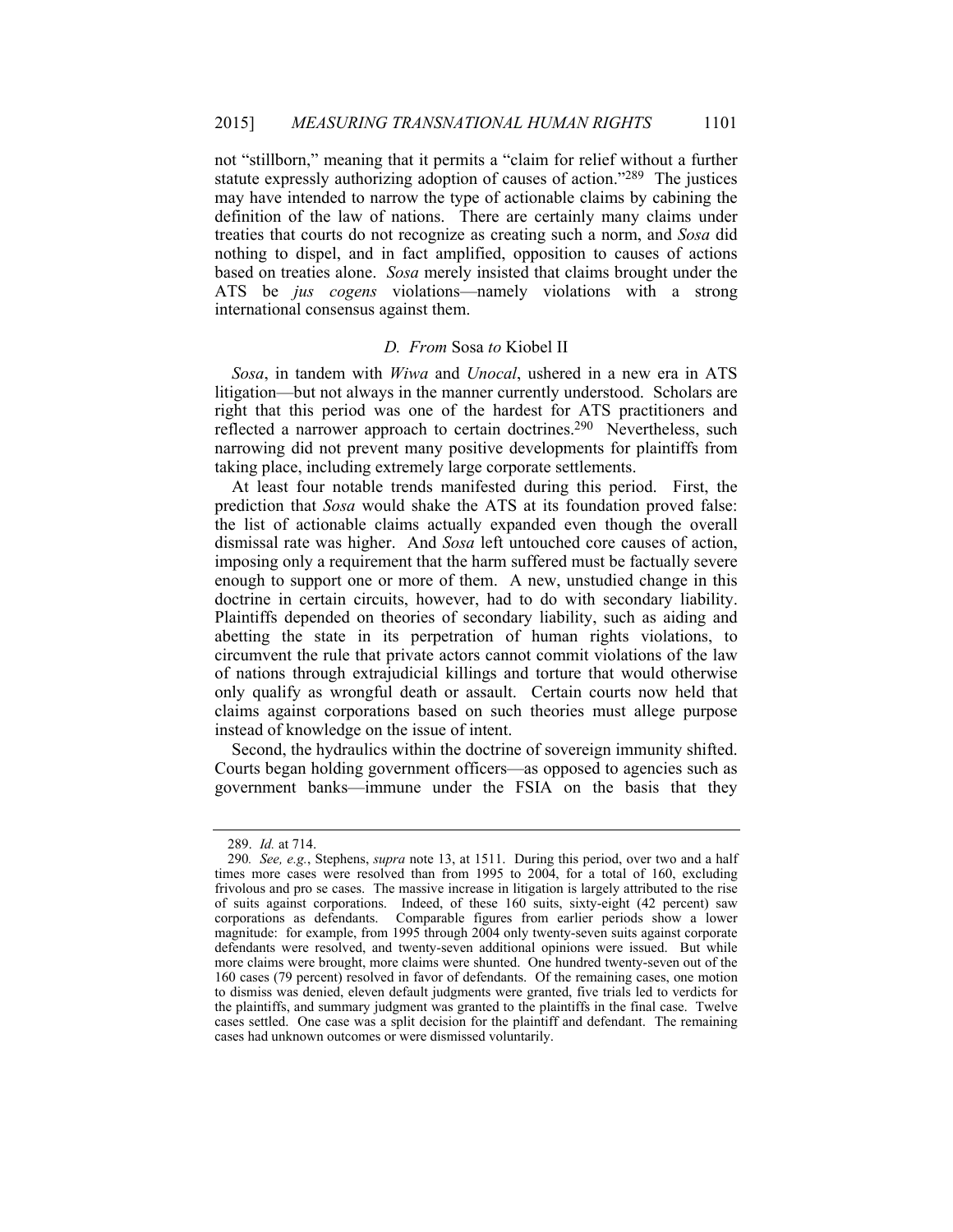not "stillborn," meaning that it permits a "claim for relief without a further statute expressly authorizing adoption of causes of action."[289] The justices may have intended to narrow the type of actionable claims by cabining the definition of the law of nations. There are certainly many claims under treaties that courts do not recognize as creating such a norm, and *Sosa* did nothing to dispel, and in fact amplified, opposition to causes of actions based on treaties alone. *Sosa* merely insisted that claims brought under the ATS be *jus cogens* violations—namely violations with a strong international consensus against them.

### D. From Sosa to Kiobel II

*Sosa*, in tandem with *Wiwa* and *Unocal*, ushered in a new era in ATS litigation—but not always in the manner currently understood. Scholars are right that this period was one of the hardest for ATS practitioners and reflected a narrower approach to certain doctrines.[290] Nevertheless, such narrowing did not prevent many positive developments for plaintiffs from taking place, including extremely large corporate settlements.

At least four notable trends manifested during this period. First, the prediction that *Sosa* would shake the ATS at its foundation proved false: the list of actionable claims actually expanded even though the overall dismissal rate was higher. And *Sosa* left untouched core causes of action, imposing only a requirement that the harm suffered must be factually severe enough to support one or more of them. A new, unstudied change in this doctrine in certain circuits, however, had to do with secondary liability. Plaintiffs depended on theories of secondary liability, such as aiding and abetting the state in its perpetration of human rights violations, to circumvent the rule that private actors cannot commit violations of the law of nations through extrajudicial killings and torture that would otherwise only qualify as wrongful death or assault. Certain courts now held that claims against corporations based on such theories must allege purpose instead of knowledge on the issue of intent.

Second, the hydraulics within the doctrine of sovereign immunity shifted. Courts began holding government officers—as opposed to agencies such as government banks—immune under the FSIA on the basis that they

---

289. *Id.* at 714.

290. *See, e.g.*, Stephens, *supra* note 13, at 1511. During this period, over two and a half times more cases were resolved than from 1995 to 2004, for a total of 160, excluding frivolous and pro se cases. The massive increase in litigation is largely attributed to the rise of suits against corporations. Indeed, of these 160 suits, sixty-eight (42 percent) saw corporations as defendants. Comparable figures from earlier periods show a lower magnitude: for example, from 1995 through 2004 only twenty-seven suits against corporate defendants were resolved, and twenty-seven additional opinions were issued. But while more claims were brought, more claims were shunted. One hundred twenty-seven out of the 160 cases (79 percent) resolved in favor of defendants. Of the remaining cases, one motion to dismiss was denied, eleven default judgments were granted, five trials led to verdicts for the plaintiffs, and summary judgment was granted to the plaintiffs in the final case. Twelve cases settled. One case was a split decision for the plaintiff and defendant. The remaining cases had unknown outcomes or were dismissed voluntarily.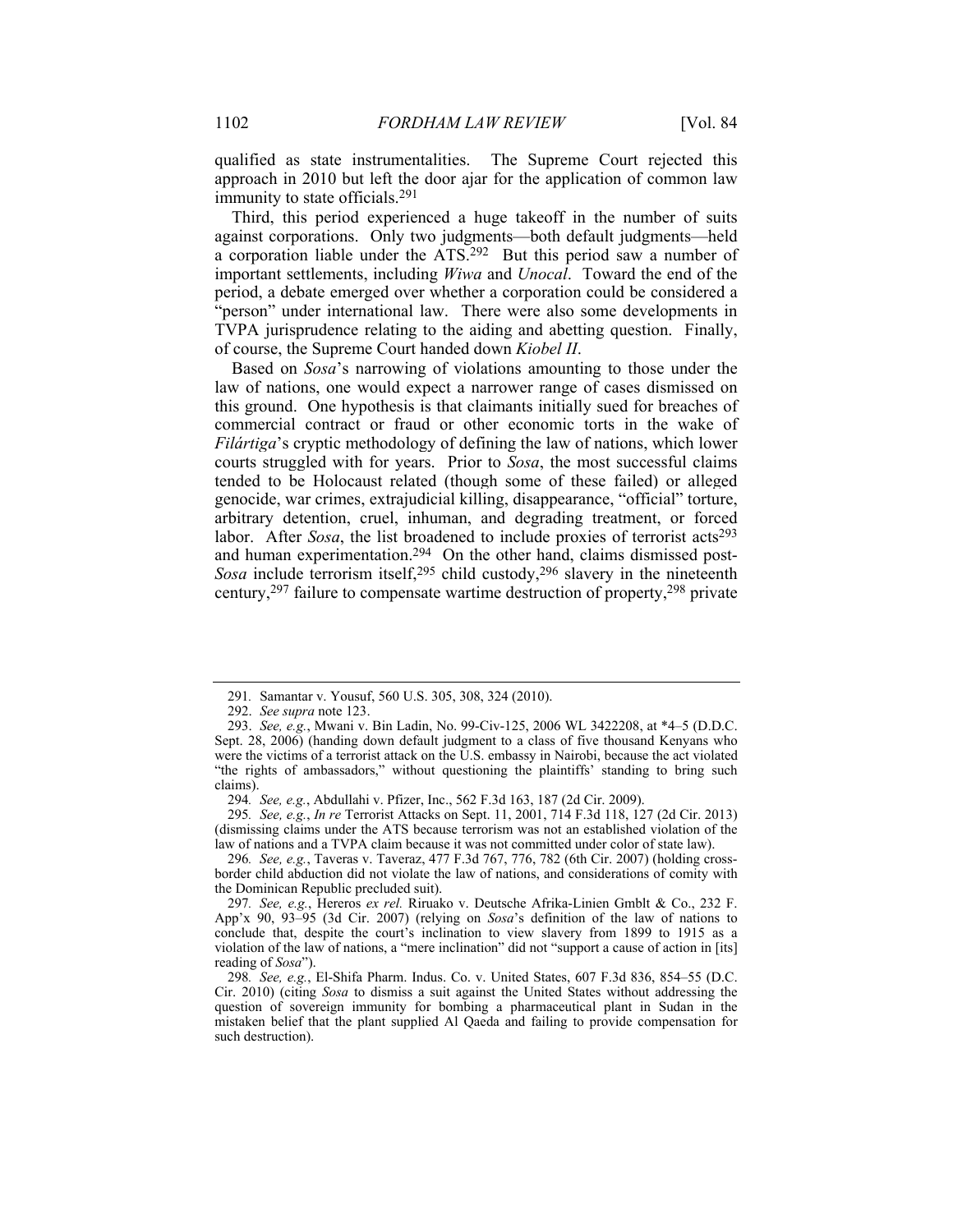qualified as state instrumentalities. The Supreme Court rejected this approach in 2010 but left the door ajar for the application of common law immunity to state officials.[291]

Third, this period experienced a huge takeoff in the number of suits against corporations. Only two judgments—both default judgments—held a corporation liable under the ATS.[292] But this period saw a number of important settlements, including *Wiwa* and *Unocal*. Toward the end of the period, a debate emerged over whether a corporation could be considered a "person" under international law. There were also some developments in TVPA jurisprudence relating to the aiding and abetting question. Finally, of course, the Supreme Court handed down *Kiobel II*.

Based on *Sosa*'s narrowing of violations amounting to those under the law of nations, one would expect a narrower range of cases dismissed on this ground. One hypothesis is that claimants initially sued for breaches of commercial contract or fraud or other economic torts in the wake of *Filártiga*'s cryptic methodology of defining the law of nations, which lower courts struggled with for years. Prior to *Sosa*, the most successful claims tended to be Holocaust related (though some of these failed) or alleged genocide, war crimes, extrajudicial killing, disappearance, "official" torture, arbitrary detention, cruel, inhuman, and degrading treatment, or forced labor. After *Sosa*, the list broadened to include proxies of terrorist acts[293] and human experimentation.[294] On the other hand, claims dismissed post-*Sosa* include terrorism itself,[295] child custody,[296] slavery in the nineteenth century,[297] failure to compensate wartime destruction of property,[298] private

---

291. Samantar v. Yousuf, 560 U.S. 305, 308, 324 (2010).

292. *See supra* note 123.

293. *See, e.g.*, Mwani v. Bin Ladin, No. 99-Civ-125, 2006 WL 3422208, at *4–5 (D.D.C. Sept. 28, 2006) (handing down default judgment to a class of five thousand Kenyans who were the victims of a terrorist attack on the U.S. embassy in Nairobi, because the act violated "the rights of ambassadors," without questioning the plaintiffs' standing to bring such claims).

294. *See, e.g.*, Abdullahi v. Pfizer, Inc., 562 F.3d 163, 187 (2d Cir. 2009).

295. *See, e.g.*, *In re* Terrorist Attacks on Sept. 11, 2001, 714 F.3d 118, 127 (2d Cir. 2013) (dismissing claims under the ATS because terrorism was not an established violation of the law of nations and a TVPA claim because it was not committed under color of state law).

296. *See, e.g.*, Taveras v. Taveraz, 477 F.3d 767, 776, 782 (6th Cir. 2007) (holding cross-border child abduction did not violate the law of nations, and considerations of comity with the Dominican Republic precluded suit).

297. *See, e.g.*, Hereros *ex rel.* Riruako v. Deutsche Afrika-Linien Gmblt & Co., 232 F. App'x 90, 93–95 (3d Cir. 2007) (relying on *Sosa*'s definition of the law of nations to conclude that, despite the court's inclination to view slavery from 1899 to 1915 as a violation of the law of nations, a "mere inclination" did not "support a cause of action in [its] reading of *Sosa*").

298. *See, e.g.*, El-Shifa Pharm. Indus. Co. v. United States, 607 F.3d 836, 854–55 (D.C. Cir. 2010) (citing *Sosa* to dismiss a suit against the United States without addressing the question of sovereign immunity for bombing a pharmaceutical plant in Sudan in the mistaken belief that the plant supplied Al Qaeda and failing to provide compensation for such destruction).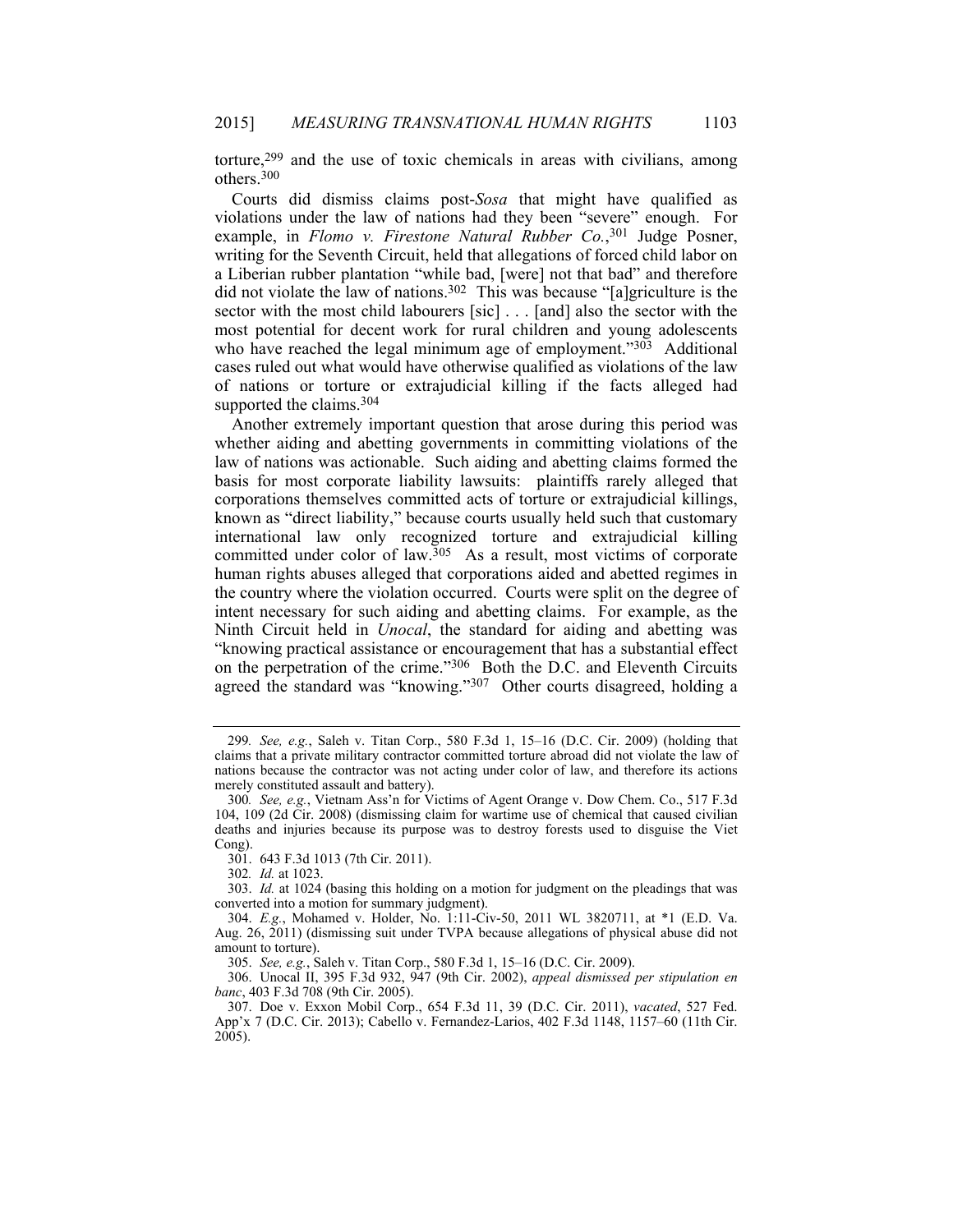torture,[299] and the use of toxic chemicals in areas with civilians, among others.[300]

Courts did dismiss claims post-*Sosa* that might have qualified as violations under the law of nations had they been "severe" enough. For example, in *Flomo v. Firestone Natural Rubber Co.*,[301] Judge Posner, writing for the Seventh Circuit, held that allegations of forced child labor on a Liberian rubber plantation "while bad, [were] not that bad" and therefore did not violate the law of nations.[302] This was because "[a]griculture is the sector with the most child labourers [sic] . . . [and] also the sector with the most potential for decent work for rural children and young adolescents who have reached the legal minimum age of employment."[303] Additional cases ruled out what would have otherwise qualified as violations of the law of nations or torture or extrajudicial killing if the facts alleged had supported the claims.[304]

Another extremely important question that arose during this period was whether aiding and abetting governments in committing violations of the law of nations was actionable. Such aiding and abetting claims formed the basis for most corporate liability lawsuits: plaintiffs rarely alleged that corporations themselves committed acts of torture or extrajudicial killings, known as "direct liability," because courts usually held such that customary international law only recognized torture and extrajudicial killing committed under color of law.[305] As a result, most victims of corporate human rights abuses alleged that corporations aided and abetted regimes in the country where the violation occurred. Courts were split on the degree of intent necessary for such aiding and abetting claims. For example, as the Ninth Circuit held in *Unocal*, the standard for aiding and abetting was "knowing practical assistance or encouragement that has a substantial effect on the perpetration of the crime."[306] Both the D.C. and Eleventh Circuits agreed the standard was "knowing."[307] Other courts disagreed, holding a

---

299. *See, e.g.*, Saleh v. Titan Corp., 580 F.3d 1, 15–16 (D.C. Cir. 2009) (holding that claims that a private military contractor committed torture abroad did not violate the law of nations because the contractor was not acting under color of law, and therefore its actions merely constituted assault and battery).

300. *See, e.g.*, Vietnam Ass'n for Victims of Agent Orange v. Dow Chem. Co., 517 F.3d 104, 109 (2d Cir. 2008) (dismissing claim for wartime use of chemical that caused civilian deaths and injuries because its purpose was to destroy forests used to disguise the Viet Cong).

301. 643 F.3d 1013 (7th Cir. 2011).

302. *Id.* at 1023.

303. *Id.* at 1024 (basing this holding on a motion for judgment on the pleadings that was converted into a motion for summary judgment).

304. *E.g.*, Mohamed v. Holder, No. 1:11-Civ-50, 2011 WL 3820711, at *1 (E.D. Va. Aug. 26, 2011) (dismissing suit under TVPA because allegations of physical abuse did not amount to torture).

305. *See, e.g.*, Saleh v. Titan Corp., 580 F.3d 1, 15–16 (D.C. Cir. 2009).

306. Unocal II, 395 F.3d 932, 947 (9th Cir. 2002), *appeal dismissed per stipulation en banc*, 403 F.3d 708 (9th Cir. 2005).

307. Doe v. Exxon Mobil Corp., 654 F.3d 11, 39 (D.C. Cir. 2011), *vacated*, 527 Fed. App'x 7 (D.C. Cir. 2013); Cabello v. Fernandez-Larios, 402 F.3d 1148, 1157–60 (11th Cir. 2005).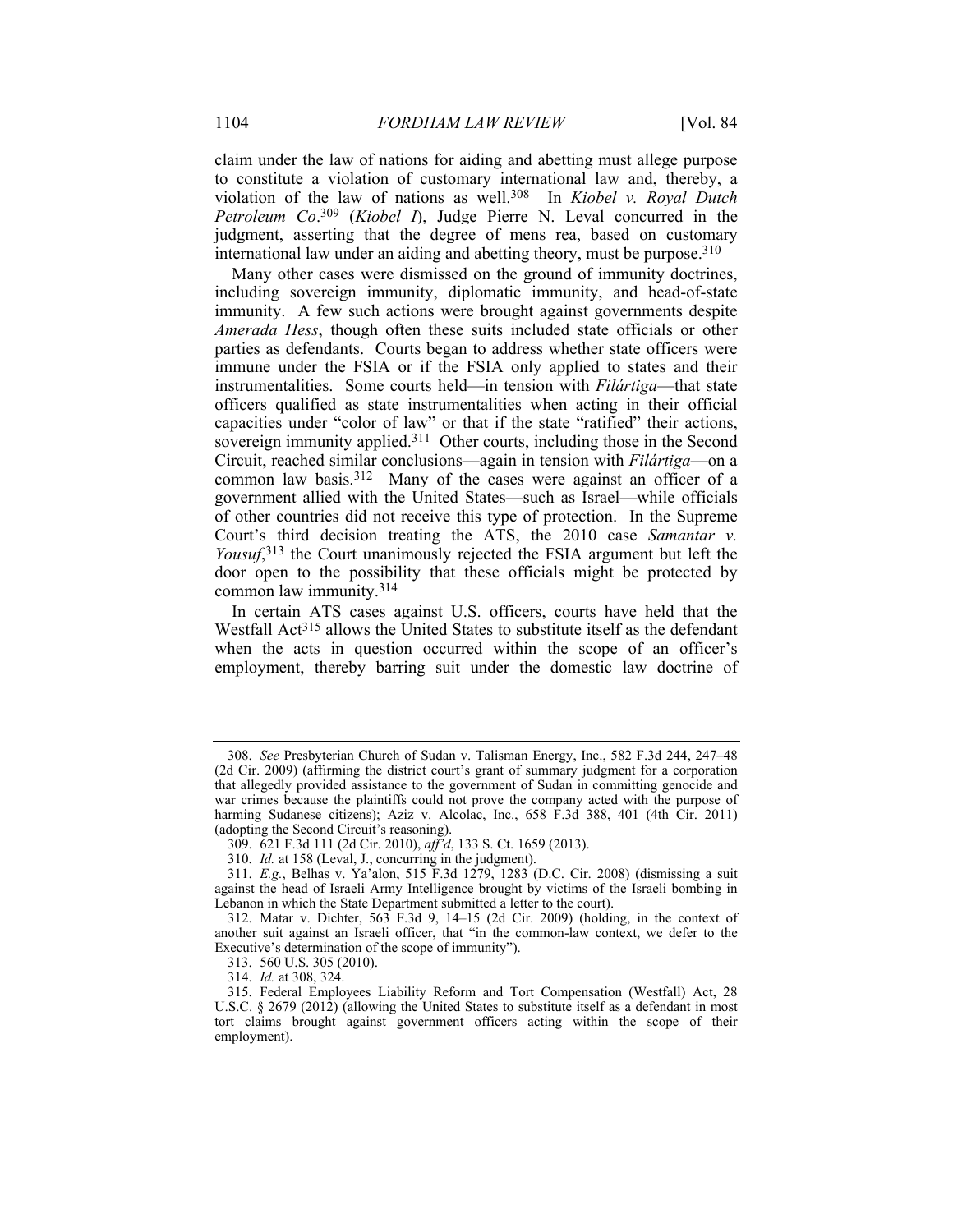claim under the law of nations for aiding and abetting must allege purpose to constitute a violation of customary international law and, thereby, a violation of the law of nations as well.[308] In *Kiobel v. Royal Dutch Petroleum Co*.[309] (*Kiobel I*), Judge Pierre N. Leval concurred in the judgment, asserting that the degree of mens rea, based on customary international law under an aiding and abetting theory, must be purpose.[310]

Many other cases were dismissed on the ground of immunity doctrines, including sovereign immunity, diplomatic immunity, and head-of-state immunity. A few such actions were brought against governments despite *Amerada Hess*, though often these suits included state officials or other parties as defendants. Courts began to address whether state officers were immune under the FSIA or if the FSIA only applied to states and their instrumentalities. Some courts held—in tension with *Filártiga*—that state officers qualified as state instrumentalities when acting in their official capacities under "color of law" or that if the state "ratified" their actions, sovereign immunity applied.[311] Other courts, including those in the Second Circuit, reached similar conclusions—again in tension with *Filártiga*—on a common law basis.[312] Many of the cases were against an officer of a government allied with the United States—such as Israel—while officials of other countries did not receive this type of protection. In the Supreme Court's third decision treating the ATS, the 2010 case *Samantar v. Yousuf*,[313] the Court unanimously rejected the FSIA argument but left the door open to the possibility that these officials might be protected by common law immunity.[314]

In certain ATS cases against U.S. officers, courts have held that the Westfall Act[315] allows the United States to substitute itself as the defendant when the acts in question occurred within the scope of an officer's employment, thereby barring suit under the domestic law doctrine of

---

308. *See* Presbyterian Church of Sudan v. Talisman Energy, Inc., 582 F.3d 244, 247–48 (2d Cir. 2009) (affirming the district court's grant of summary judgment for a corporation that allegedly provided assistance to the government of Sudan in committing genocide and war crimes because the plaintiffs could not prove the company acted with the purpose of harming Sudanese citizens); Aziz v. Alcolac, Inc., 658 F.3d 388, 401 (4th Cir. 2011) (adopting the Second Circuit's reasoning).

309. 621 F.3d 111 (2d Cir. 2010), *aff'd*, 133 S. Ct. 1659 (2013).

310. *Id.* at 158 (Leval, J., concurring in the judgment).

311. *E.g.*, Belhas v. Ya'alon, 515 F.3d 1279, 1283 (D.C. Cir. 2008) (dismissing a suit against the head of Israeli Army Intelligence brought by victims of the Israeli bombing in Lebanon in which the State Department submitted a letter to the court).

312. Matar v. Dichter, 563 F.3d 9, 14–15 (2d Cir. 2009) (holding, in the context of another suit against an Israeli officer, that "in the common-law context, we defer to the Executive's determination of the scope of immunity").

313. 560 U.S. 305 (2010).

314. *Id.* at 308, 324.

315. Federal Employees Liability Reform and Tort Compensation (Westfall) Act, 28 U.S.C. § 2679 (2012) (allowing the United States to substitute itself as a defendant in most tort claims brought against government officers acting within the scope of their employment).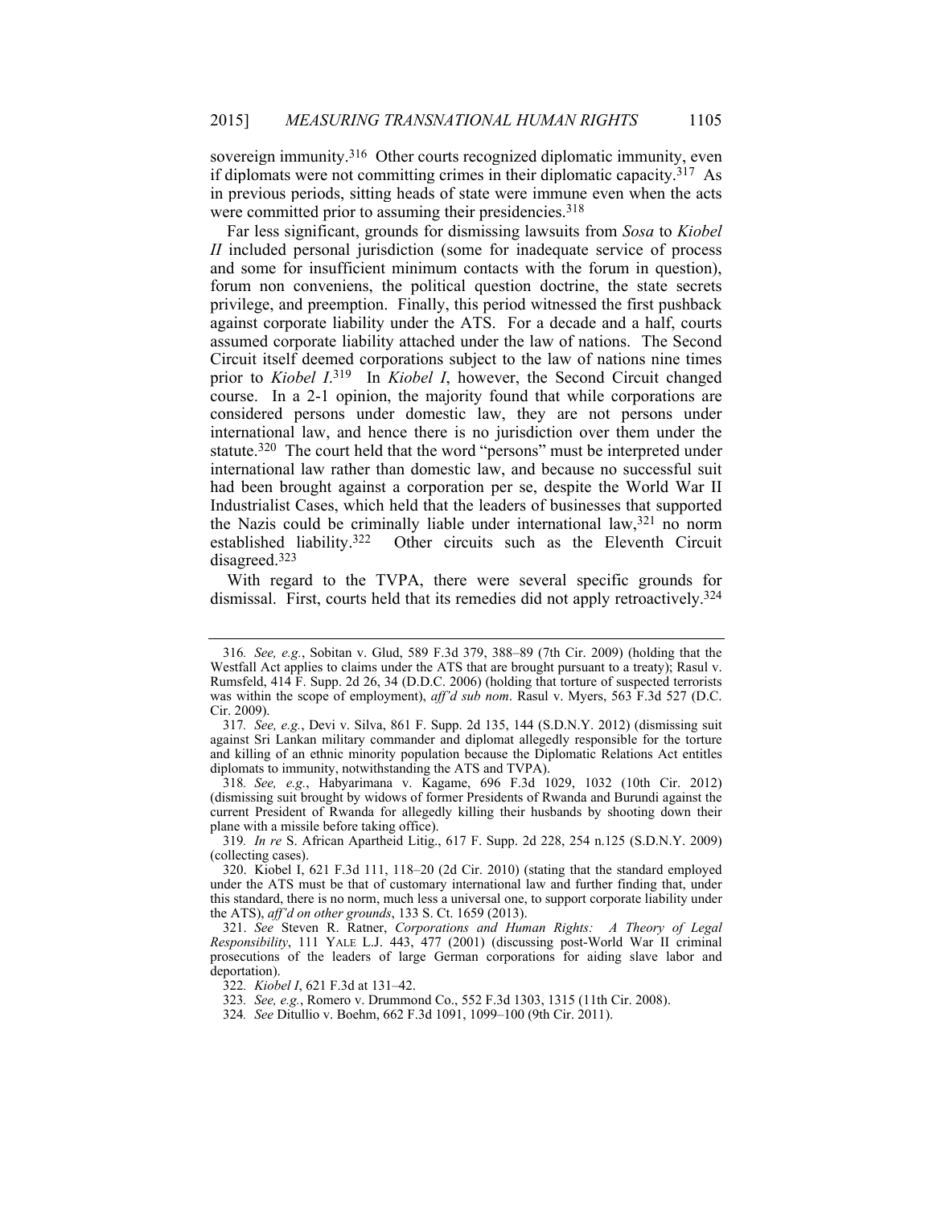sovereign immunity.[316] Other courts recognized diplomatic immunity, even if diplomats were not committing crimes in their diplomatic capacity.[317] As in previous periods, sitting heads of state were immune even when the acts were committed prior to assuming their presidencies.[318]

Far less significant, grounds for dismissing lawsuits from *Sosa* to *Kiobel II* included personal jurisdiction (some for inadequate service of process and some for insufficient minimum contacts with the forum in question), forum non conveniens, the political question doctrine, the state secrets privilege, and preemption. Finally, this period witnessed the first pushback against corporate liability under the ATS. For a decade and a half, courts assumed corporate liability attached under the law of nations. The Second Circuit itself deemed corporations subject to the law of nations nine times prior to *Kiobel I*.[319] In *Kiobel I*, however, the Second Circuit changed course. In a 2-1 opinion, the majority found that while corporations are considered persons under domestic law, they are not persons under international law, and hence there is no jurisdiction over them under the statute.[320] The court held that the word "persons" must be interpreted under international law rather than domestic law, and because no successful suit had been brought against a corporation per se, despite the World War II Industrialist Cases, which held that the leaders of businesses that supported the Nazis could be criminally liable under international law,[321] no norm established liability.[322] Other circuits such as the Eleventh Circuit disagreed.[323]

With regard to the TVPA, there were several specific grounds for dismissal. First, courts held that its remedies did not apply retroactively.[324]

---

316. *See, e.g.*, Sobitan v. Glud, 589 F.3d 379, 388–89 (7th Cir. 2009) (holding that the Westfall Act applies to claims under the ATS that are brought pursuant to a treaty); Rasul v. Rumsfeld, 414 F. Supp. 2d 26, 34 (D.D.C. 2006) (holding that torture of suspected terrorists was within the scope of employment), *aff'd sub nom*. Rasul v. Myers, 563 F.3d 527 (D.C. Cir. 2009).

317. *See, e.g.*, Devi v. Silva, 861 F. Supp. 2d 135, 144 (S.D.N.Y. 2012) (dismissing suit against Sri Lankan military commander and diplomat allegedly responsible for the torture and killing of an ethnic minority population because the Diplomatic Relations Act entitles diplomats to immunity, notwithstanding the ATS and TVPA).

318. *See, e.g.*, Habyarimana v. Kagame, 696 F.3d 1029, 1032 (10th Cir. 2012) (dismissing suit brought by widows of former Presidents of Rwanda and Burundi against the current President of Rwanda for allegedly killing their husbands by shooting down their plane with a missile before taking office).

319. *In re* S. African Apartheid Litig., 617 F. Supp. 2d 228, 254 n.125 (S.D.N.Y. 2009) (collecting cases).

320. Kiobel I, 621 F.3d 111, 118–20 (2d Cir. 2010) (stating that the standard employed under the ATS must be that of customary international law and further finding that, under this standard, there is no norm, much less a universal one, to support corporate liability under the ATS), *aff'd on other grounds*, 133 S. Ct. 1659 (2013).

321. *See* Steven R. Ratner, *Corporations and Human Rights: A Theory of Legal Responsibility*, 111 YALE L.J. 443, 477 (2001) (discussing post-World War II criminal prosecutions of the leaders of large German corporations for aiding slave labor and deportation).

322. *Kiobel I*, 621 F.3d at 131–42.

323. *See, e.g.*, Romero v. Drummond Co., 552 F.3d 1303, 1315 (11th Cir. 2008).

324. *See* Ditullio v. Boehm, 662 F.3d 1091, 1099–100 (9th Cir. 2011).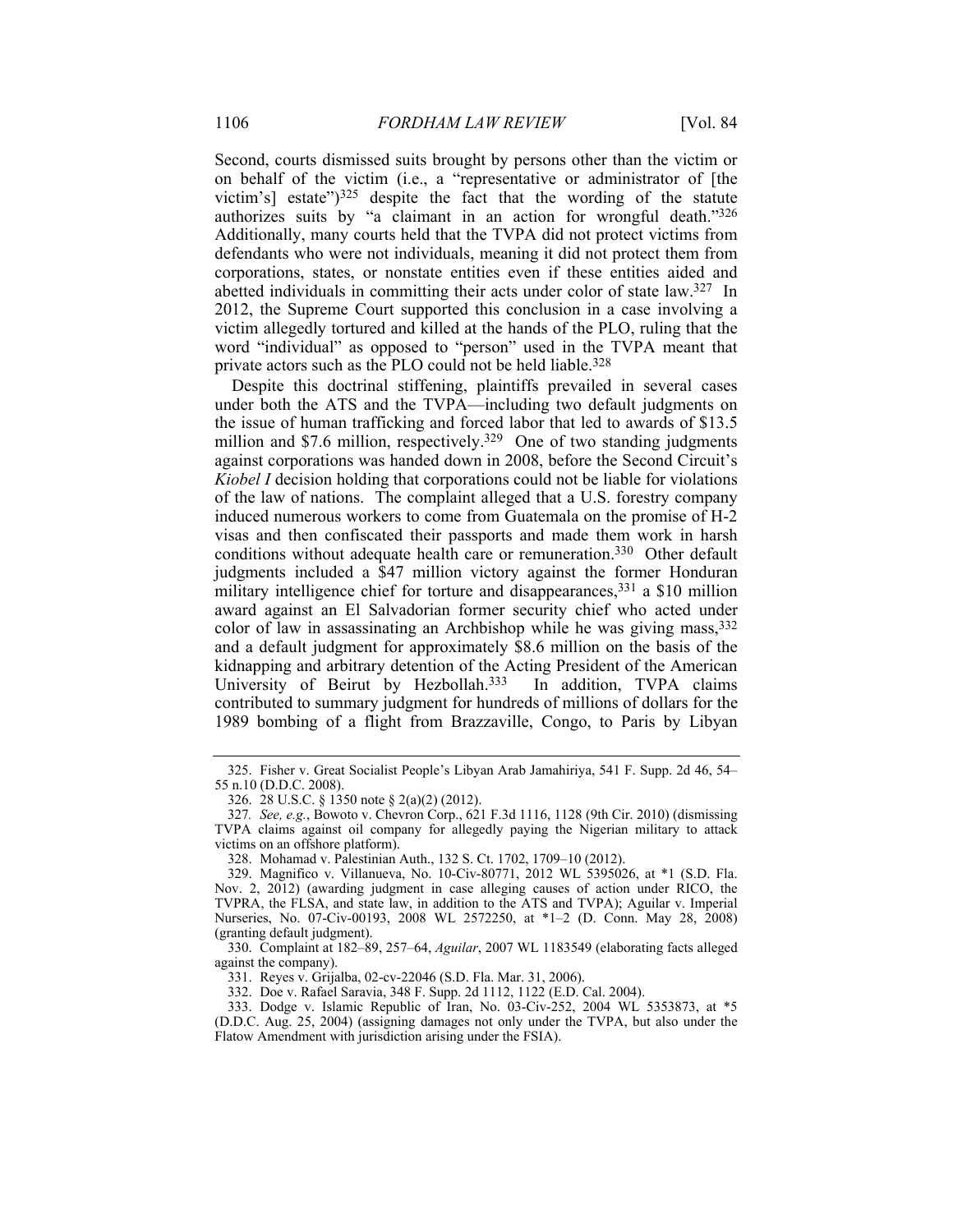Second, courts dismissed suits brought by persons other than the victim or on behalf of the victim (i.e., a "representative or administrator of [the victim's] estate")[325] despite the fact that the wording of the statute authorizes suits by "a claimant in an action for wrongful death."[326] Additionally, many courts held that the TVPA did not protect victims from defendants who were not individuals, meaning it did not protect them from corporations, states, or nonstate entities even if these entities aided and abetted individuals in committing their acts under color of state law.[327] In 2012, the Supreme Court supported this conclusion in a case involving a victim allegedly tortured and killed at the hands of the PLO, ruling that the word "individual" as opposed to "person" used in the TVPA meant that private actors such as the PLO could not be held liable.[328]

Despite this doctrinal stiffening, plaintiffs prevailed in several cases under both the ATS and the TVPA—including two default judgments on the issue of human trafficking and forced labor that led to awards of $13.5 million and $7.6 million, respectively.[329] One of two standing judgments against corporations was handed down in 2008, before the Second Circuit's *Kiobel I* decision holding that corporations could not be liable for violations of the law of nations. The complaint alleged that a U.S. forestry company induced numerous workers to come from Guatemala on the promise of H-2 visas and then confiscated their passports and made them work in harsh conditions without adequate health care or remuneration.[330] Other default judgments included a $47 million victory against the former Honduran military intelligence chief for torture and disappearances,[331] a $10 million award against an El Salvadorian former security chief who acted under color of law in assassinating an Archbishop while he was giving mass,[332] and a default judgment for approximately $8.6 million on the basis of the kidnapping and arbitrary detention of the Acting President of the American University of Beirut by Hezbollah.[333] In addition, TVPA claims contributed to summary judgment for hundreds of millions of dollars for the 1989 bombing of a flight from Brazzaville, Congo, to Paris by Libyan

---

325. Fisher v. Great Socialist People's Libyan Arab Jamahiriya, 541 F. Supp. 2d 46, 54–55 n.10 (D.D.C. 2008).

326. 28 U.S.C. § 1350 note § 2(a)(2) (2012).

327. *See, e.g.*, Bowoto v. Chevron Corp., 621 F.3d 1116, 1128 (9th Cir. 2010) (dismissing TVPA claims against oil company for allegedly paying the Nigerian military to attack victims on an offshore platform).

328. Mohamad v. Palestinian Auth., 132 S. Ct. 1702, 1709–10 (2012).

329. Magnifico v. Villanueva, No. 10-Civ-80771, 2012 WL 5395026, at *1 (S.D. Fla. Nov. 2, 2012) (awarding judgment in case alleging causes of action under RICO, the TVPRA, the FLSA, and state law, in addition to the ATS and TVPA); Aguilar v. Imperial Nurseries, No. 07-Civ-00193, 2008 WL 2572250, at *1–2 (D. Conn. May 28, 2008) (granting default judgment).

330. Complaint at 182–89, 257–64, *Aguilar*, 2007 WL 1183549 (elaborating facts alleged against the company).

331. Reyes v. Grijalba, 02-cv-22046 (S.D. Fla. Mar. 31, 2006).

332. Doe v. Rafael Saravia, 348 F. Supp. 2d 1112, 1122 (E.D. Cal. 2004).

333. Dodge v. Islamic Republic of Iran, No. 03-Civ-252, 2004 WL 5353873, at *5 (D.D.C. Aug. 25, 2004) (assigning damages not only under the TVPA, but also under the Flatow Amendment with jurisdiction arising under the FSIA).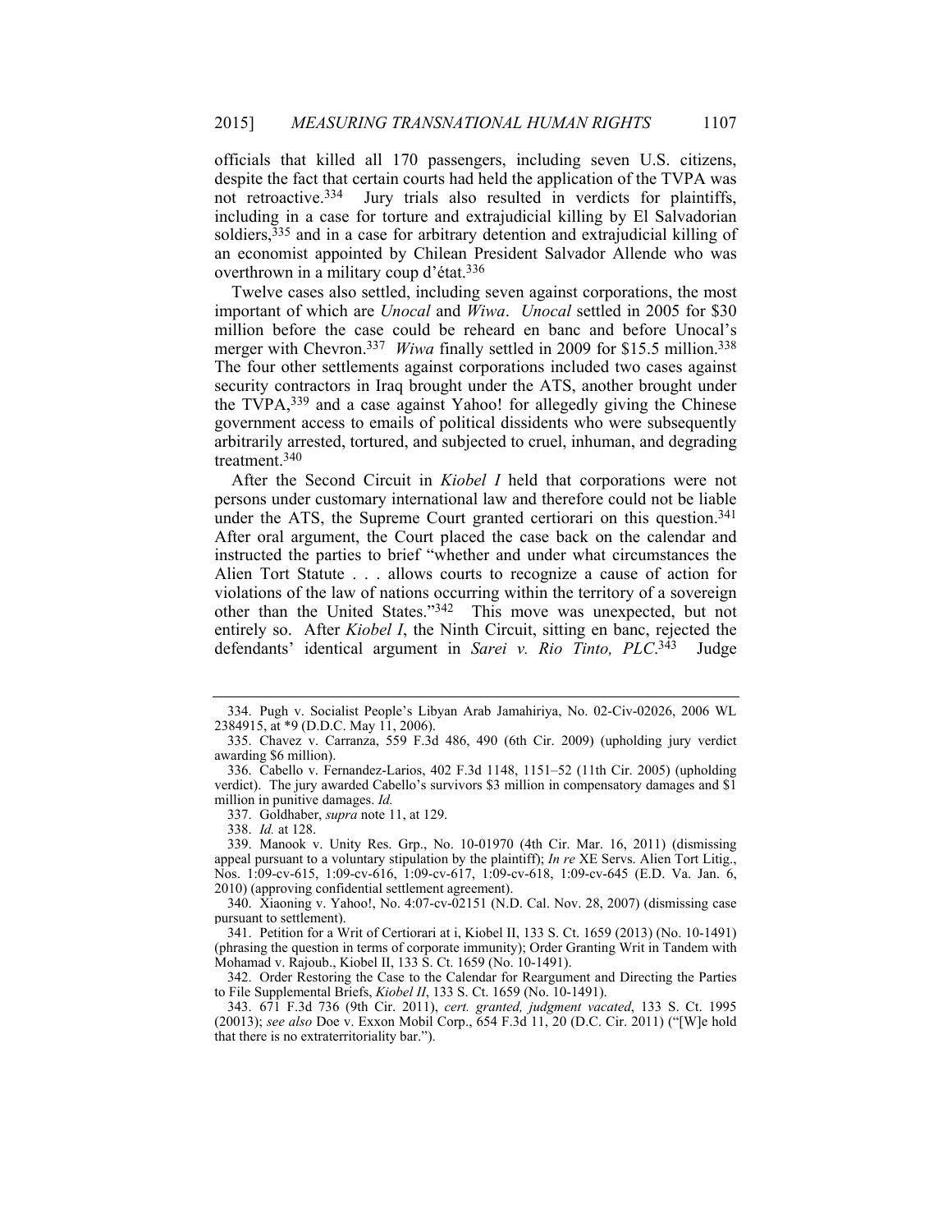officials that killed all 170 passengers, including seven U.S. citizens, despite the fact that certain courts had held the application of the TVPA was not retroactive.[334] Jury trials also resulted in verdicts for plaintiffs, including in a case for torture and extrajudicial killing by El Salvadorian soldiers,[335] and in a case for arbitrary detention and extrajudicial killing of an economist appointed by Chilean President Salvador Allende who was overthrown in a military coup d'état.[336]

Twelve cases also settled, including seven against corporations, the most important of which are *Unocal* and *Wiwa*. *Unocal* settled in 2005 for $30 million before the case could be reheard en banc and before Unocal's merger with Chevron.[337] *Wiwa* finally settled in 2009 for $15.5 million.[338] The four other settlements against corporations included two cases against security contractors in Iraq brought under the ATS, another brought under the TVPA,[339] and a case against Yahoo! for allegedly giving the Chinese government access to emails of political dissidents who were subsequently arbitrarily arrested, tortured, and subjected to cruel, inhuman, and degrading treatment.[340]

After the Second Circuit in *Kiobel I* held that corporations were not persons under customary international law and therefore could not be liable under the ATS, the Supreme Court granted certiorari on this question.[341] After oral argument, the Court placed the case back on the calendar and instructed the parties to brief "whether and under what circumstances the Alien Tort Statute . . . allows courts to recognize a cause of action for violations of the law of nations occurring within the territory of a sovereign other than the United States."[342] This move was unexpected, but not entirely so. After *Kiobel I*, the Ninth Circuit, sitting en banc, rejected the defendants' identical argument in *Sarei v. Rio Tinto, PLC*.[343] Judge

---

334. Pugh v. Socialist People's Libyan Arab Jamahiriya, No. 02-Civ-02026, 2006 WL 2384915, at *9 (D.D.C. May 11, 2006).

335. Chavez v. Carranza, 559 F.3d 486, 490 (6th Cir. 2009) (upholding jury verdict awarding $6 million).

336. Cabello v. Fernandez-Larios, 402 F.3d 1148, 1151–52 (11th Cir. 2005) (upholding verdict). The jury awarded Cabello's survivors $3 million in compensatory damages and $1 million in punitive damages. *Id.*

337. Goldhaber, *supra* note 11, at 129.

338. *Id.* at 128.

339. Manook v. Unity Res. Grp., No. 10-01970 (4th Cir. Mar. 16, 2011) (dismissing appeal pursuant to a voluntary stipulation by the plaintiff); *In re* XE Servs. Alien Tort Litig., Nos. 1:09-cv-615, 1:09-cv-616, 1:09-cv-617, 1:09-cv-618, 1:09-cv-645 (E.D. Va. Jan. 6, 2010) (approving confidential settlement agreement).

340. Xiaoning v. Yahoo!, No. 4:07-cv-02151 (N.D. Cal. Nov. 28, 2007) (dismissing case pursuant to settlement).

341. Petition for a Writ of Certiorari at i, Kiobel II, 133 S. Ct. 1659 (2013) (No. 10-1491) (phrasing the question in terms of corporate immunity); Order Granting Writ in Tandem with Mohamad v. Rajoub., Kiobel II, 133 S. Ct. 1659 (No. 10-1491).

342. Order Restoring the Case to the Calendar for Reargument and Directing the Parties to File Supplemental Briefs, *Kiobel II*, 133 S. Ct. 1659 (No. 10-1491).

343. 671 F.3d 736 (9th Cir. 2011), *cert. granted, judgment vacated*, 133 S. Ct. 1995 (20013); *see also* Doe v. Exxon Mobil Corp., 654 F.3d 11, 20 (D.C. Cir. 2011) ("[W]e hold that there is no extraterritoriality bar.").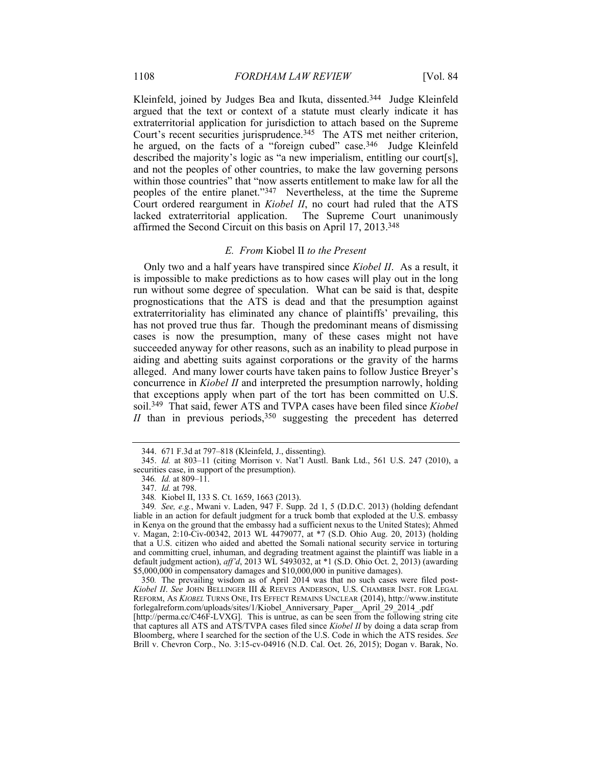Kleinfeld, joined by Judges Bea and Ikuta, dissented.[344] Judge Kleinfeld argued that the text or context of a statute must clearly indicate it has extraterritorial application for jurisdiction to attach based on the Supreme Court's recent securities jurisprudence.[345] The ATS met neither criterion, he argued, on the facts of a "foreign cubed" case.[346] Judge Kleinfeld described the majority's logic as "a new imperialism, entitling our court[s], and not the peoples of other countries, to make the law governing persons within those countries" that "now asserts entitlement to make law for all the peoples of the entire planet."[347] Nevertheless, at the time the Supreme Court ordered reargument in *Kiobel II*, no court had ruled that the ATS lacked extraterritorial application. The Supreme Court unanimously affirmed the Second Circuit on this basis on April 17, 2013.[348]

### *E. From* Kiobel II *to the Present*

Only two and a half years have transpired since *Kiobel II*. As a result, it is impossible to make predictions as to how cases will play out in the long run without some degree of speculation. What can be said is that, despite prognostications that the ATS is dead and that the presumption against extraterritoriality has eliminated any chance of plaintiffs' prevailing, this has not proved true thus far. Though the predominant means of dismissing cases is now the presumption, many of these cases might not have succeeded anyway for other reasons, such as an inability to plead purpose in aiding and abetting suits against corporations or the gravity of the harms alleged. And many lower courts have taken pains to follow Justice Breyer's concurrence in *Kiobel II* and interpreted the presumption narrowly, holding that exceptions apply when part of the tort has been committed on U.S. soil.[349] That said, fewer ATS and TVPA cases have been filed since *Kiobel II* than in previous periods,[350] suggesting the precedent has deterred

---

344. 671 F.3d at 797–818 (Kleinfeld, J., dissenting).

345. *Id.* at 803–11 (citing Morrison v. Nat'l Austl. Bank Ltd., 561 U.S. 247 (2010), a securities case, in support of the presumption).

346. *Id.* at 809–11.

347. *Id.* at 798.

348. Kiobel II, 133 S. Ct. 1659, 1663 (2013).

349. *See, e.g.*, Mwani v. Laden, 947 F. Supp. 2d 1, 5 (D.D.C. 2013) (holding defendant liable in an action for default judgment for a truck bomb that exploded at the U.S. embassy in Kenya on the ground that the embassy had a sufficient nexus to the United States); Ahmed v. Magan, 2:10-Civ-00342, 2013 WL 4479077, at *7 (S.D. Ohio Aug. 20, 2013) (holding that a U.S. citizen who aided and abetted the Somali national security service in torturing and committing cruel, inhuman, and degrading treatment against the plaintiff was liable in a default judgment action), *aff'd*, 2013 WL 5493032, at *1 (S.D. Ohio Oct. 2, 2013) (awarding $5,000,000 in compensatory damages and $10,000,000 in punitive damages).

350. The prevailing wisdom as of April 2014 was that no such cases were filed post-*Kiobel II*. *See* JOHN BELLINGER III & REEVES ANDERSON, U.S. CHAMBER INST. FOR LEGAL REFORM, AS *KIOBEL* TURNS ONE, ITS EFFECT REMAINS UNCLEAR (2014), http://www.instituteforlegalreform.com/uploads/sites/1/Kiobel_Anniversary_Paper__April_29_2014_.pdf [http://perma.cc/C46F-LVXG]. This is untrue, as can be seen from the following string cite that captures all ATS and ATS/TVPA cases filed since *Kiobel II* by doing a data scrap from Bloomberg, where I searched for the section of the U.S. Code in which the ATS resides. *See* Brill v. Chevron Corp., No. 3:15-cv-04916 (N.D. Cal. Oct. 26, 2015); Dogan v. Barak, No.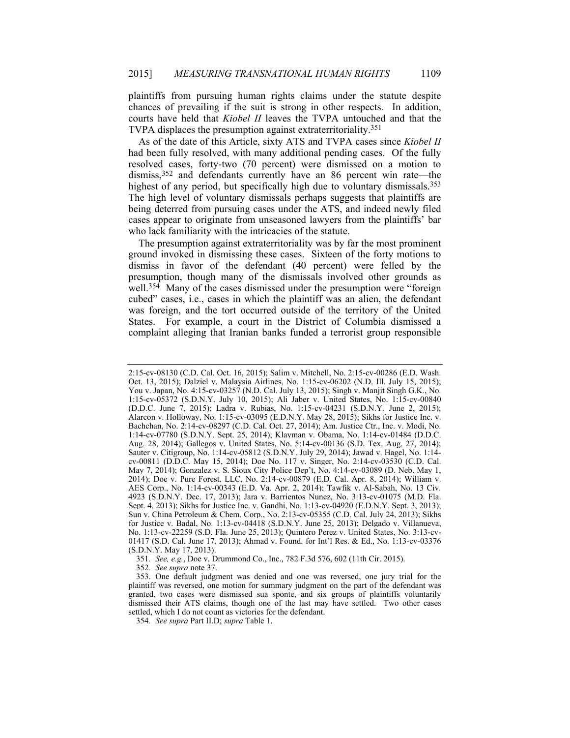plaintiffs from pursuing human rights claims under the statute despite chances of prevailing if the suit is strong in other respects. In addition, courts have held that *Kiobel II* leaves the TVPA untouched and that the TVPA displaces the presumption against extraterritoriality.[351]

As of the date of this Article, sixty ATS and TVPA cases since *Kiobel II* had been fully resolved, with many additional pending cases. Of the fully resolved cases, forty-two (70 percent) were dismissed on a motion to dismiss,[352] and defendants currently have an 86 percent win rate—the highest of any period, but specifically high due to voluntary dismissals.[353] The high level of voluntary dismissals perhaps suggests that plaintiffs are being deterred from pursuing cases under the ATS, and indeed newly filed cases appear to originate from unseasoned lawyers from the plaintiffs' bar who lack familiarity with the intricacies of the statute.

The presumption against extraterritoriality was by far the most prominent ground invoked in dismissing these cases. Sixteen of the forty motions to dismiss in favor of the defendant (40 percent) were felled by the presumption, though many of the dismissals involved other grounds as well.[354] Many of the cases dismissed under the presumption were "foreign cubed" cases, i.e., cases in which the plaintiff was an alien, the defendant was foreign, and the tort occurred outside of the territory of the United States. For example, a court in the District of Columbia dismissed a complaint alleging that Iranian banks funded a terrorist group responsible

---

2:15-cv-08130 (C.D. Cal. Oct. 16, 2015); Salim v. Mitchell, No. 2:15-cv-00286 (E.D. Wash. Oct. 13, 2015); Dalziel v. Malaysia Airlines, No. 1:15-cv-06202 (N.D. Ill. July 15, 2015); You v. Japan, No. 4:15-cv-03257 (N.D. Cal. July 13, 2015); Singh v. Manjit Singh G.K., No. 1:15-cv-05372 (S.D.N.Y. July 10, 2015); Ali Jaber v. United States, No. 1:15-cv-00840 (D.D.C. June 7, 2015); Ladra v. Rubias, No. 1:15-cv-04231 (S.D.N.Y. June 2, 2015); Alarcon v. Holloway, No. 1:15-cv-03095 (E.D.N.Y. May 28, 2015); Sikhs for Justice Inc. v. Bachchan, No. 2:14-cv-08297 (C.D. Cal. Oct. 27, 2014); Am. Justice Ctr., Inc. v. Modi, No. 1:14-cv-07780 (S.D.N.Y. Sept. 25, 2014); Klayman v. Obama, No. 1:14-cv-01484 (D.D.C. Aug. 28, 2014); Gallegos v. United States, No. 5:14-cv-00136 (S.D. Tex. Aug. 27, 2014); Sauter v. Citigroup, No. 1:14-cv-05812 (S.D.N.Y. July 29, 2014); Jawad v. Hagel, No. 1:14-cv-00811 (D.D.C. May 15, 2014); Doe No. 117 v. Singer, No. 2:14-cv-03530 (C.D. Cal. May 7, 2014); Gonzalez v. S. Sioux City Police Dep't, No. 4:14-cv-03089 (D. Neb. May 1, 2014); Doe v. Pure Forest, LLC, No. 2:14-cv-00879 (E.D. Cal. Apr. 8, 2014); William v. AES Corp., No. 1:14-cv-00343 (E.D. Va. Apr. 2, 2014); Tawfik v. Al-Sabah, No. 13 Civ. 4923 (S.D.N.Y. Dec. 17, 2013); Jara v. Barrientos Nunez, No. 3:13-cv-01075 (M.D. Fla. Sept. 4, 2013); Sikhs for Justice Inc. v. Gandhi, No. 1:13-cv-04920 (E.D.N.Y. Sept. 3, 2013); Sun v. China Petroleum & Chem. Corp., No. 2:13-cv-05355 (C.D. Cal. July 24, 2013); Sikhs for Justice v. Badal, No. 1:13-cv-04418 (S.D.N.Y. June 25, 2013); Delgado v. Villanueva, No. 1:13-cv-22259 (S.D. Fla. June 25, 2013); Quintero Perez v. United States, No. 3:13-cv-01417 (S.D. Cal. June 17, 2013); Ahmad v. Found. for Int'l Res. & Ed., No. 1:13-cv-03376 (S.D.N.Y. May 17, 2013).

351. *See, e.g.*, Doe v. Drummond Co., Inc., 782 F.3d 576, 602 (11th Cir. 2015).

352. *See supra* note 37.

353. One default judgment was denied and one was reversed, one jury trial for the plaintiff was reversed, one motion for summary judgment on the part of the defendant was granted, two cases were dismissed sua sponte, and six groups of plaintiffs voluntarily dismissed their ATS claims, though one of the last may have settled. Two other cases settled, which I do not count as victories for the defendant.

354. *See supra* Part II.D; *supra* Table 1.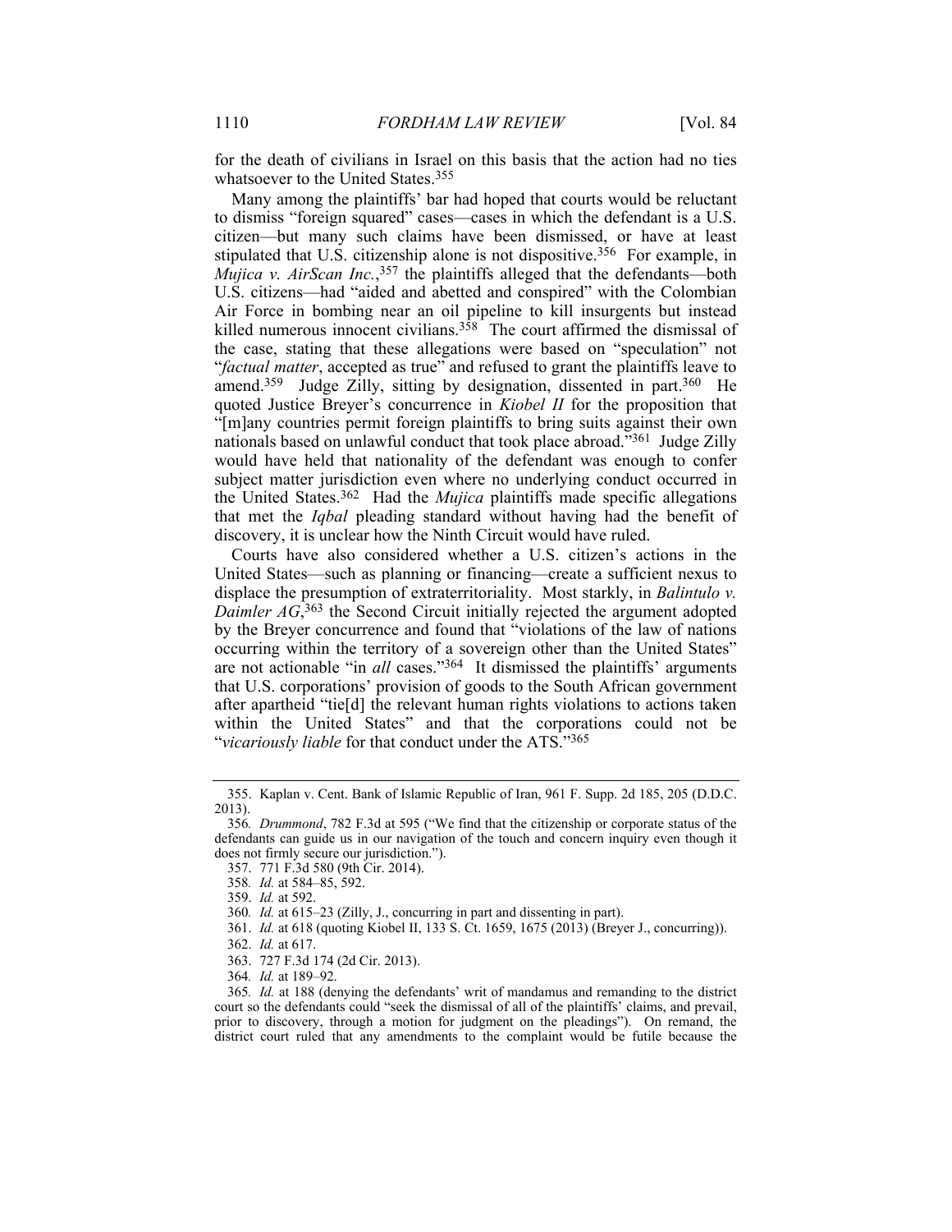for the death of civilians in Israel on this basis that the action had no ties whatsoever to the United States.[355]

Many among the plaintiffs' bar had hoped that courts would be reluctant to dismiss "foreign squared" cases—cases in which the defendant is a U.S. citizen—but many such claims have been dismissed, or have at least stipulated that U.S. citizenship alone is not dispositive.[356] For example, in *Mujica v. AirScan Inc.*,[357] the plaintiffs alleged that the defendants—both U.S. citizens—had "aided and abetted and conspired" with the Colombian Air Force in bombing near an oil pipeline to kill insurgents but instead killed numerous innocent civilians.[358] The court affirmed the dismissal of the case, stating that these allegations were based on "speculation" not "*factual matter*, accepted as true" and refused to grant the plaintiffs leave to amend.[359] Judge Zilly, sitting by designation, dissented in part.[360] He quoted Justice Breyer's concurrence in *Kiobel II* for the proposition that "[m]any countries permit foreign plaintiffs to bring suits against their own nationals based on unlawful conduct that took place abroad."[361] Judge Zilly would have held that nationality of the defendant was enough to confer subject matter jurisdiction even where no underlying conduct occurred in the United States.[362] Had the *Mujica* plaintiffs made specific allegations that met the *Iqbal* pleading standard without having had the benefit of discovery, it is unclear how the Ninth Circuit would have ruled.

Courts have also considered whether a U.S. citizen's actions in the United States—such as planning or financing—create a sufficient nexus to displace the presumption of extraterritoriality. Most starkly, in *Balintulo v. Daimler AG*,[363] the Second Circuit initially rejected the argument adopted by the Breyer concurrence and found that "violations of the law of nations occurring within the territory of a sovereign other than the United States" are not actionable "in *all* cases."[364] It dismissed the plaintiffs' arguments that U.S. corporations' provision of goods to the South African government after apartheid "tie[d] the relevant human rights violations to actions taken within the United States" and that the corporations could not be "*vicariously liable* for that conduct under the ATS."[365]

---

355. Kaplan v. Cent. Bank of Islamic Republic of Iran, 961 F. Supp. 2d 185, 205 (D.D.C. 2013).

356. *Drummond*, 782 F.3d at 595 ("We find that the citizenship or corporate status of the defendants can guide us in our navigation of the touch and concern inquiry even though it does not firmly secure our jurisdiction.").

357. 771 F.3d 580 (9th Cir. 2014).

358. *Id.* at 584–85, 592.

359. *Id.* at 592.

360. *Id.* at 615–23 (Zilly, J., concurring in part and dissenting in part).

361. *Id.* at 618 (quoting Kiobel II, 133 S. Ct. 1659, 1675 (2013) (Breyer J., concurring)).

362. *Id.* at 617.

363. 727 F.3d 174 (2d Cir. 2013).

364. *Id.* at 189–92.

365. *Id.* at 188 (denying the defendants' writ of mandamus and remanding to the district court so the defendants could "seek the dismissal of all of the plaintiffs' claims, and prevail, prior to discovery, through a motion for judgment on the pleadings"). On remand, the district court ruled that any amendments to the complaint would be futile because the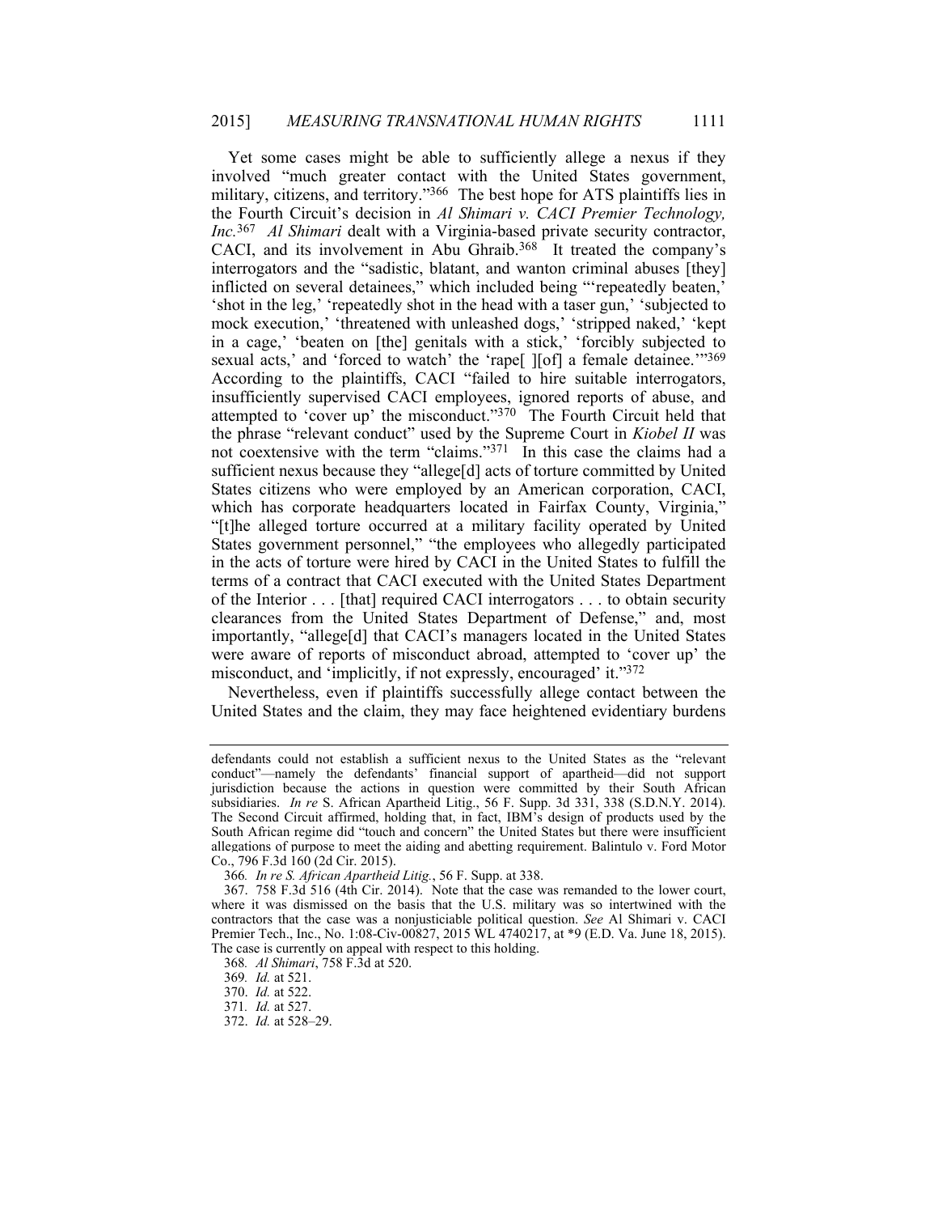Yet some cases might be able to sufficiently allege a nexus if they involved "much greater contact with the United States government, military, citizens, and territory."[366] The best hope for ATS plaintiffs lies in the Fourth Circuit's decision in *Al Shimari v. CACI Premier Technology, Inc.*[367] *Al Shimari* dealt with a Virginia-based private security contractor, CACI, and its involvement in Abu Ghraib.[368] It treated the company's interrogators and the "sadistic, blatant, and wanton criminal abuses [they] inflicted on several detainees," which included being "'repeatedly beaten,' 'shot in the leg,' 'repeatedly shot in the head with a taser gun,' 'subjected to mock execution,' 'threatened with unleashed dogs,' 'stripped naked,' 'kept in a cage,' 'beaten on [the] genitals with a stick,' 'forcibly subjected to sexual acts,' and 'forced to watch' the 'rape[ ][of] a female detainee.'"[369] According to the plaintiffs, CACI "failed to hire suitable interrogators, insufficiently supervised CACI employees, ignored reports of abuse, and attempted to 'cover up' the misconduct."[370] The Fourth Circuit held that the phrase "relevant conduct" used by the Supreme Court in *Kiobel II* was not coextensive with the term "claims."[371] In this case the claims had a sufficient nexus because they "allege[d] acts of torture committed by United States citizens who were employed by an American corporation, CACI, which has corporate headquarters located in Fairfax County, Virginia," "[t]he alleged torture occurred at a military facility operated by United States government personnel," "the employees who allegedly participated in the acts of torture were hired by CACI in the United States to fulfill the terms of a contract that CACI executed with the United States Department of the Interior . . . [that] required CACI interrogators . . . to obtain security clearances from the United States Department of Defense," and, most importantly, "allege[d] that CACI's managers located in the United States were aware of reports of misconduct abroad, attempted to 'cover up' the misconduct, and 'implicitly, if not expressly, encouraged' it."[372]

Nevertheless, even if plaintiffs successfully allege contact between the United States and the claim, they may face heightened evidentiary burdens

---

defendants could not establish a sufficient nexus to the United States as the "relevant conduct"—namely the defendants' financial support of apartheid—did not support jurisdiction because the actions in question were committed by their South African subsidiaries. *In re* S. African Apartheid Litig., 56 F. Supp. 3d 331, 338 (S.D.N.Y. 2014). The Second Circuit affirmed, holding that, in fact, IBM's design of products used by the South African regime did "touch and concern" the United States but there were insufficient allegations of purpose to meet the aiding and abetting requirement. Balintulo v. Ford Motor Co., 796 F.3d 160 (2d Cir. 2015).

366. *In re S. African Apartheid Litig.*, 56 F. Supp. at 338.

367. 758 F.3d 516 (4th Cir. 2014). Note that the case was remanded to the lower court, where it was dismissed on the basis that the U.S. military was so intertwined with the contractors that the case was a nonjusticiable political question. *See* Al Shimari v. CACI Premier Tech., Inc., No. 1:08-Civ-00827, 2015 WL 4740217, at *9 (E.D. Va. June 18, 2015). The case is currently on appeal with respect to this holding.

368. *Al Shimari*, 758 F.3d at 520.

369. *Id.* at 521.

370. *Id.* at 522.

371. *Id.* at 527.

372. *Id.* at 528–29.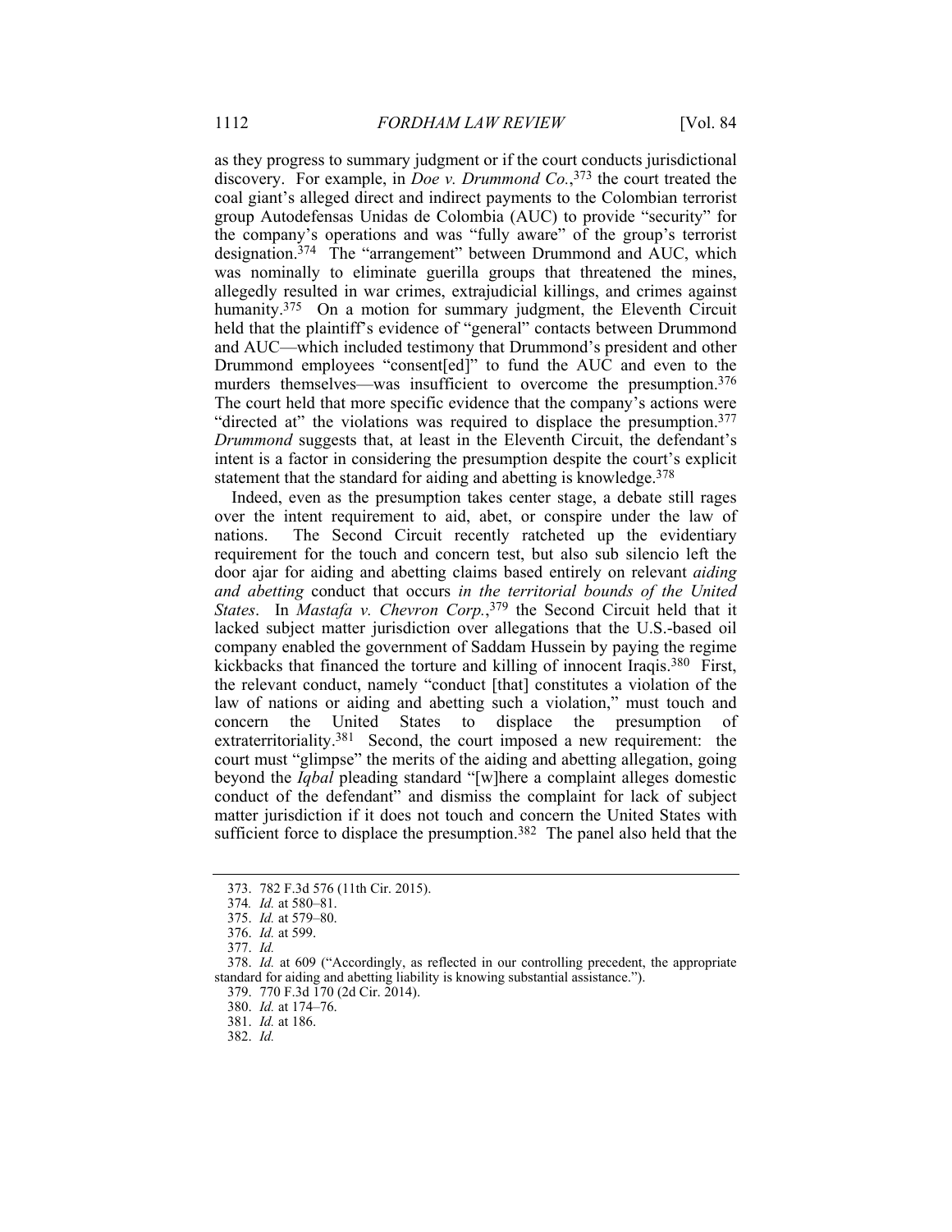as they progress to summary judgment or if the court conducts jurisdictional discovery. For example, in *Doe v. Drummond Co.*,[373] the court treated the coal giant's alleged direct and indirect payments to the Colombian terrorist group Autodefensas Unidas de Colombia (AUC) to provide "security" for the company's operations and was "fully aware" of the group's terrorist designation.[374] The "arrangement" between Drummond and AUC, which was nominally to eliminate guerilla groups that threatened the mines, allegedly resulted in war crimes, extrajudicial killings, and crimes against humanity.[375] On a motion for summary judgment, the Eleventh Circuit held that the plaintiff's evidence of "general" contacts between Drummond and AUC—which included testimony that Drummond's president and other Drummond employees "consent[ed]" to fund the AUC and even to the murders themselves—was insufficient to overcome the presumption.[376] The court held that more specific evidence that the company's actions were "directed at" the violations was required to displace the presumption.[377] *Drummond* suggests that, at least in the Eleventh Circuit, the defendant's intent is a factor in considering the presumption despite the court's explicit statement that the standard for aiding and abetting is knowledge.[378]

Indeed, even as the presumption takes center stage, a debate still rages over the intent requirement to aid, abet, or conspire under the law of nations. The Second Circuit recently ratcheted up the evidentiary requirement for the touch and concern test, but also sub silencio left the door ajar for aiding and abetting claims based entirely on relevant *aiding and abetting* conduct that occurs *in the territorial bounds of the United States*. In *Mastafa v. Chevron Corp.*,[379] the Second Circuit held that it lacked subject matter jurisdiction over allegations that the U.S.-based oil company enabled the government of Saddam Hussein by paying the regime kickbacks that financed the torture and killing of innocent Iraqis.[380] First, the relevant conduct, namely "conduct [that] constitutes a violation of the law of nations or aiding and abetting such a violation," must touch and concern the United States to displace the presumption of extraterritoriality.[381] Second, the court imposed a new requirement: the court must "glimpse" the merits of the aiding and abetting allegation, going beyond the *Iqbal* pleading standard "[w]here a complaint alleges domestic conduct of the defendant" and dismiss the complaint for lack of subject matter jurisdiction if it does not touch and concern the United States with sufficient force to displace the presumption.[382] The panel also held that the

---

373. 782 F.3d 576 (11th Cir. 2015).

374. *Id.* at 580–81.

375. *Id.* at 579–80.

376. *Id.* at 599.

377. *Id.*

378. *Id.* at 609 ("Accordingly, as reflected in our controlling precedent, the appropriate standard for aiding and abetting liability is knowing substantial assistance.").

379. 770 F.3d 170 (2d Cir. 2014).

380. *Id.* at 174–76.

381. *Id.* at 186.

382. *Id.*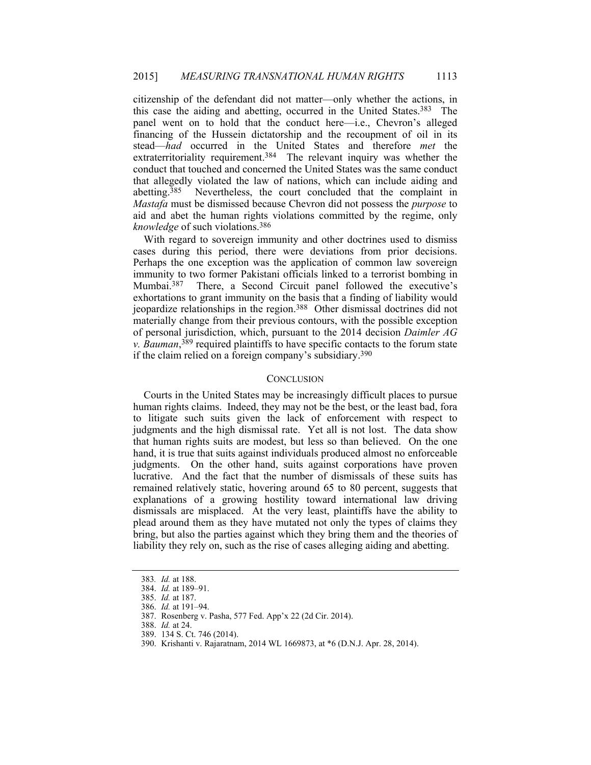citizenship of the defendant did not matter—only whether the actions, in this case the aiding and abetting, occurred in the United States.[383] The panel went on to hold that the conduct here—i.e., Chevron's alleged financing of the Hussein dictatorship and the recoupment of oil in its stead—*had* occurred in the United States and therefore *met* the extraterritoriality requirement.[384] The relevant inquiry was whether the conduct that touched and concerned the United States was the same conduct that allegedly violated the law of nations, which can include aiding and abetting.[385] Nevertheless, the court concluded that the complaint in *Mastafa* must be dismissed because Chevron did not possess the *purpose* to aid and abet the human rights violations committed by the regime, only *knowledge* of such violations.[386]

With regard to sovereign immunity and other doctrines used to dismiss cases during this period, there were deviations from prior decisions. Perhaps the one exception was the application of common law sovereign immunity to two former Pakistani officials linked to a terrorist bombing in Mumbai.[387] There, a Second Circuit panel followed the executive's exhortations to grant immunity on the basis that a finding of liability would jeopardize relationships in the region.[388] Other dismissal doctrines did not materially change from their previous contours, with the possible exception of personal jurisdiction, which, pursuant to the 2014 decision *Daimler AG v. Bauman*,[389] required plaintiffs to have specific contacts to the forum state if the claim relied on a foreign company's subsidiary.[390]

## CONCLUSION

Courts in the United States may be increasingly difficult places to pursue human rights claims. Indeed, they may not be the best, or the least bad, fora to litigate such suits given the lack of enforcement with respect to judgments and the high dismissal rate. Yet all is not lost. The data show that human rights suits are modest, but less so than believed. On the one hand, it is true that suits against individuals produced almost no enforceable judgments. On the other hand, suits against corporations have proven lucrative. And the fact that the number of dismissals of these suits has remained relatively static, hovering around 65 to 80 percent, suggests that explanations of a growing hostility toward international law driving dismissals are misplaced. At the very least, plaintiffs have the ability to plead around them as they have mutated not only the types of claims they bring, but also the parties against which they bring them and the theories of liability they rely on, such as the rise of cases alleging aiding and abetting.

---

383. *Id.* at 188.
384. *Id.* at 189–91.
385. *Id.* at 187.
386. *Id.* at 191–94.
387. Rosenberg v. Pasha, 577 Fed. App'x 22 (2d Cir. 2014).
388. *Id.* at 24.
389. 134 S. Ct. 746 (2014).
390. Krishanti v. Rajaratnam, 2014 WL 1669873, at *6 (D.N.J. Apr. 28, 2014).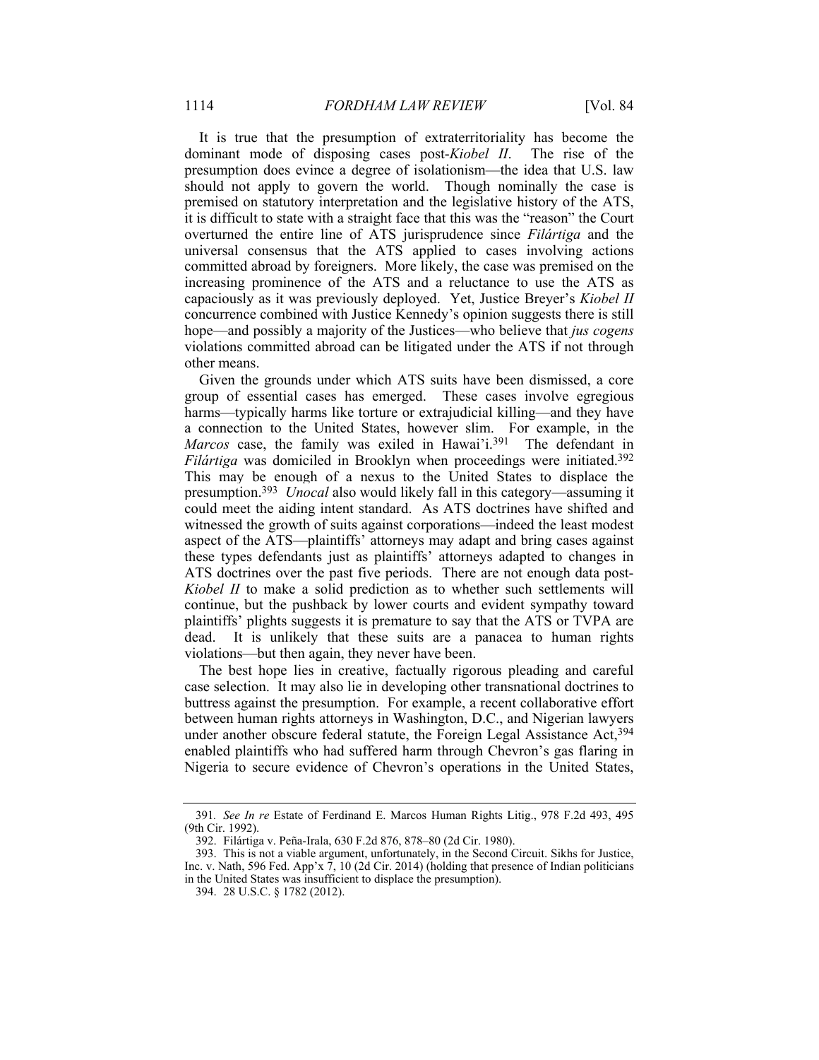It is true that the presumption of extraterritoriality has become the dominant mode of disposing cases post-*Kiobel II*. The rise of the presumption does evince a degree of isolationism—the idea that U.S. law should not apply to govern the world. Though nominally the case is premised on statutory interpretation and the legislative history of the ATS, it is difficult to state with a straight face that this was the "reason" the Court overturned the entire line of ATS jurisprudence since *Filártiga* and the universal consensus that the ATS applied to cases involving actions committed abroad by foreigners. More likely, the case was premised on the increasing prominence of the ATS and a reluctance to use the ATS as capaciously as it was previously deployed. Yet, Justice Breyer's *Kiobel II* concurrence combined with Justice Kennedy's opinion suggests there is still hope—and possibly a majority of the Justices—who believe that *jus cogens* violations committed abroad can be litigated under the ATS if not through other means.

Given the grounds under which ATS suits have been dismissed, a core group of essential cases has emerged. These cases involve egregious harms—typically harms like torture or extrajudicial killing—and they have a connection to the United States, however slim. For example, in the *Marcos* case, the family was exiled in Hawai'i.[391] The defendant in *Filártiga* was domiciled in Brooklyn when proceedings were initiated.[392] This may be enough of a nexus to the United States to displace the presumption.[393] *Unocal* also would likely fall in this category—assuming it could meet the aiding intent standard. As ATS doctrines have shifted and witnessed the growth of suits against corporations—indeed the least modest aspect of the ATS—plaintiffs' attorneys may adapt and bring cases against these types defendants just as plaintiffs' attorneys adapted to changes in ATS doctrines over the past five periods. There are not enough data post-*Kiobel II* to make a solid prediction as to whether such settlements will continue, but the pushback by lower courts and evident sympathy toward plaintiffs' plights suggests it is premature to say that the ATS or TVPA are dead. It is unlikely that these suits are a panacea to human rights violations—but then again, they never have been.

The best hope lies in creative, factually rigorous pleading and careful case selection. It may also lie in developing other transnational doctrines to buttress against the presumption. For example, a recent collaborative effort between human rights attorneys in Washington, D.C., and Nigerian lawyers under another obscure federal statute, the Foreign Legal Assistance Act,[394] enabled plaintiffs who had suffered harm through Chevron's gas flaring in Nigeria to secure evidence of Chevron's operations in the United States,

---

391. *See In re* Estate of Ferdinand E. Marcos Human Rights Litig., 978 F.2d 493, 495 (9th Cir. 1992).

392. Filártiga v. Peña-Irala, 630 F.2d 876, 878–80 (2d Cir. 1980).

393. This is not a viable argument, unfortunately, in the Second Circuit. Sikhs for Justice, Inc. v. Nath, 596 Fed. App'x 7, 10 (2d Cir. 2014) (holding that presence of Indian politicians in the United States was insufficient to displace the presumption).

394. 28 U.S.C. § 1782 (2012).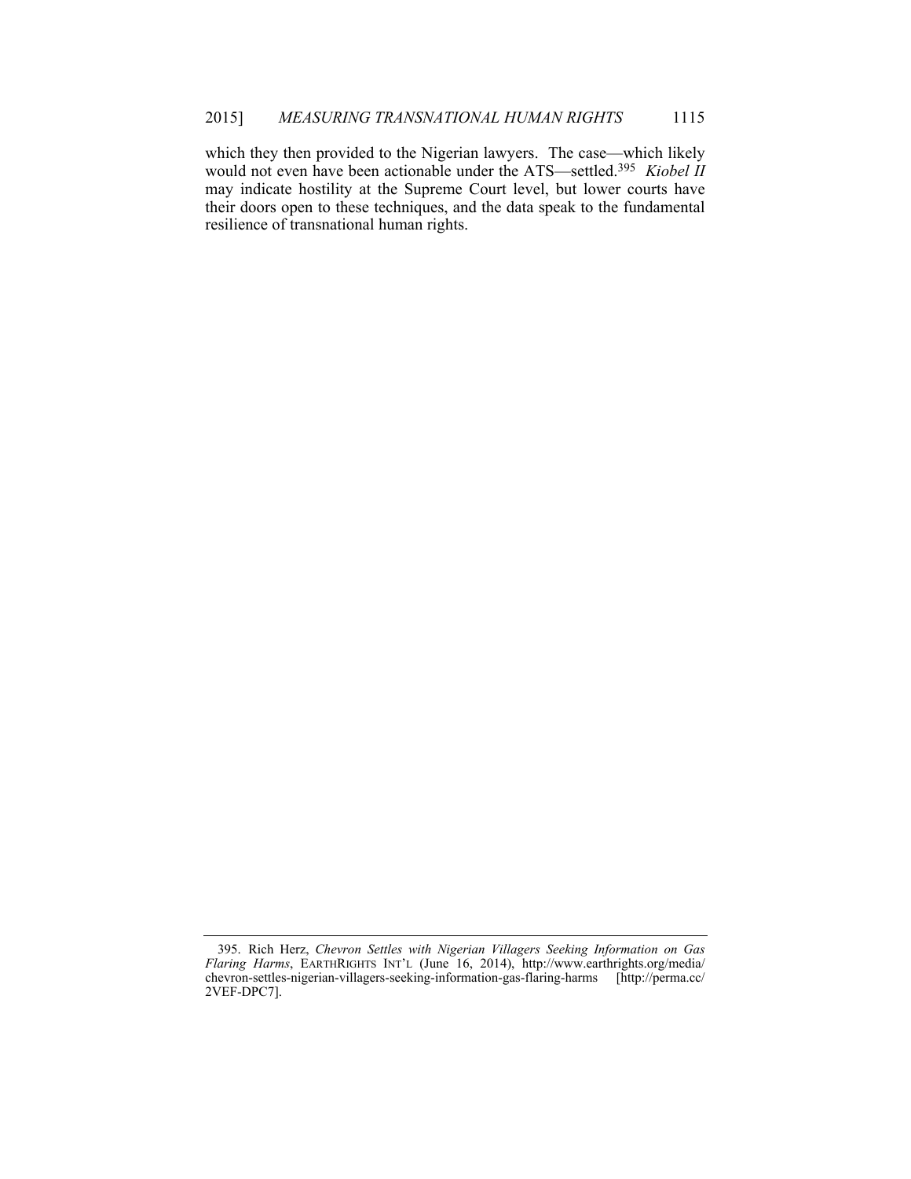which they then provided to the Nigerian lawyers. The case—which likely would not even have been actionable under the ATS—settled.[395] *Kiobel II* may indicate hostility at the Supreme Court level, but lower courts have their doors open to these techniques, and the data speak to the fundamental resilience of transnational human rights.

---

395. Rich Herz, *Chevron Settles with Nigerian Villagers Seeking Information on Gas Flaring Harms*, EARTHRIGHTS INT'L (June 16, 2014), http://www.earthrights.org/media/chevron-settles-nigerian-villagers-seeking-information-gas-flaring-harms [http://perma.cc/2VEF-DPC7].